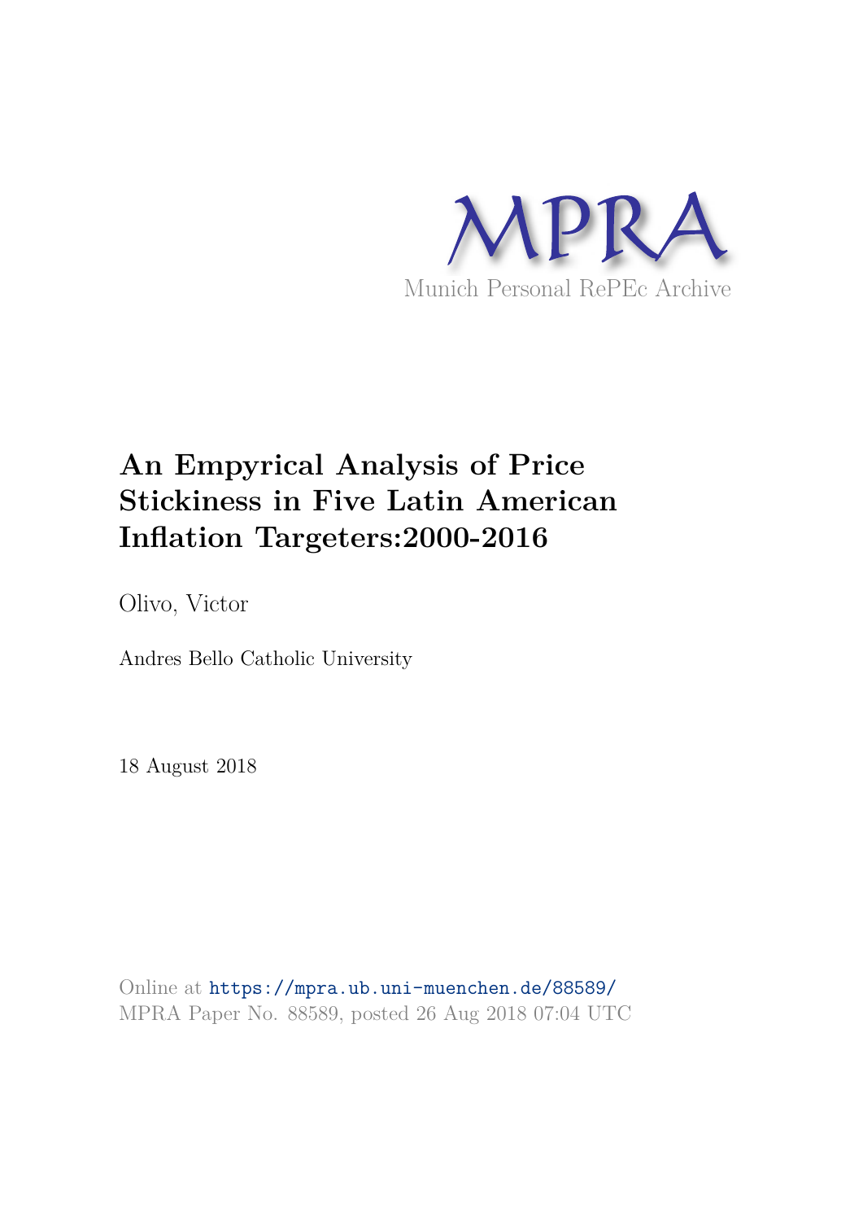MPRA

Munich Personal RePEc Archive

# An Empyrical Analysis of Price Stickiness in Five Latin American Inflation Targeters:2000-2016

Olivo, Victor

Andres Bello Catholic University

18 August 2018

Online at https://mpra.ub.uni-muenchen.de/88589/
MPRA Paper No. 88589, posted 26 Aug 2018 07:04 UTC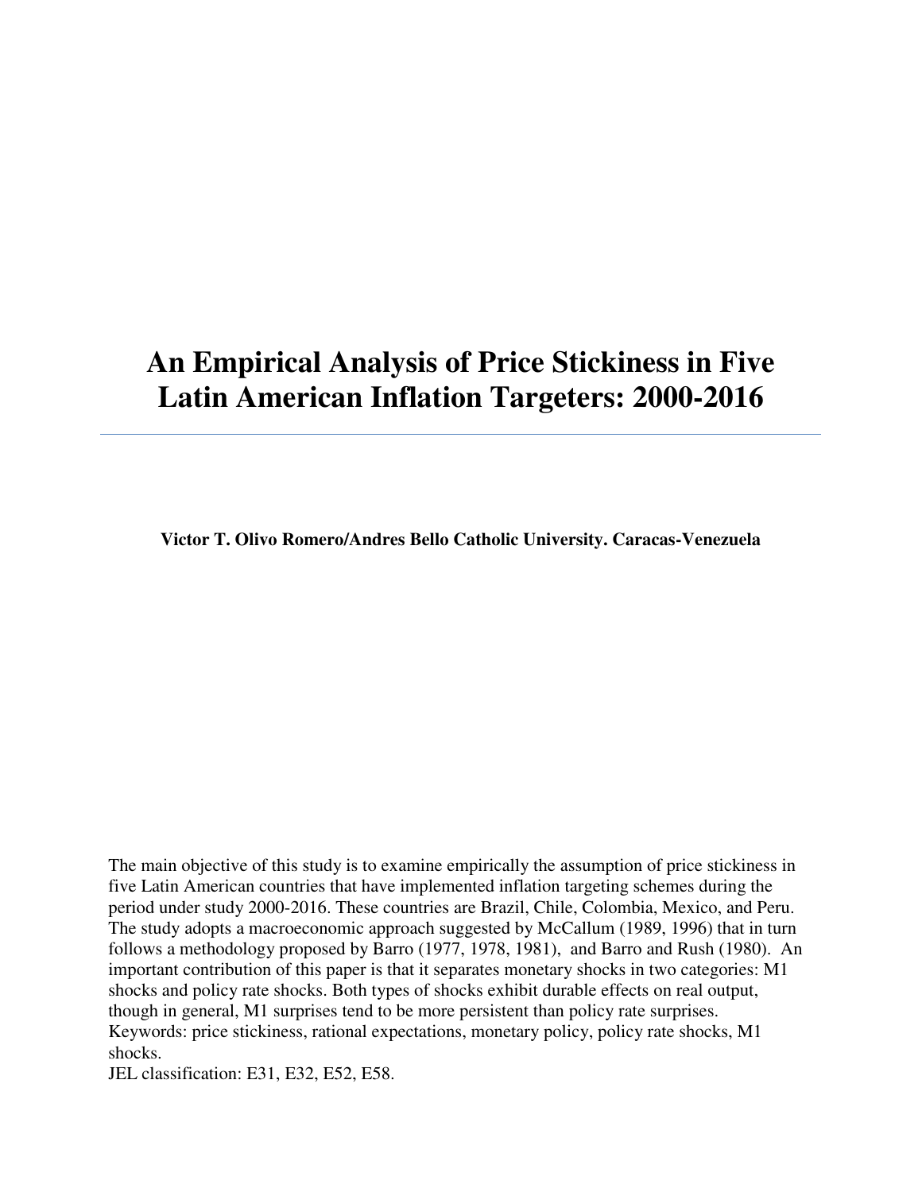# An Empirical Analysis of Price Stickiness in Five Latin American Inflation Targeters: 2000-2016

**Victor T. Olivo Romero/Andres Bello Catholic University. Caracas-Venezuela**

The main objective of this study is to examine empirically the assumption of price stickiness in five Latin American countries that have implemented inflation targeting schemes during the period under study 2000-2016. These countries are Brazil, Chile, Colombia, Mexico, and Peru. The study adopts a macroeconomic approach suggested by McCallum (1989, 1996) that in turn follows a methodology proposed by Barro (1977, 1978, 1981), and Barro and Rush (1980). An important contribution of this paper is that it separates monetary shocks in two categories: M1 shocks and policy rate shocks. Both types of shocks exhibit durable effects on real output, though in general, M1 surprises tend to be more persistent than policy rate surprises.

Keywords: price stickiness, rational expectations, monetary policy, policy rate shocks, M1 shocks.

JEL classification: E31, E32, E52, E58.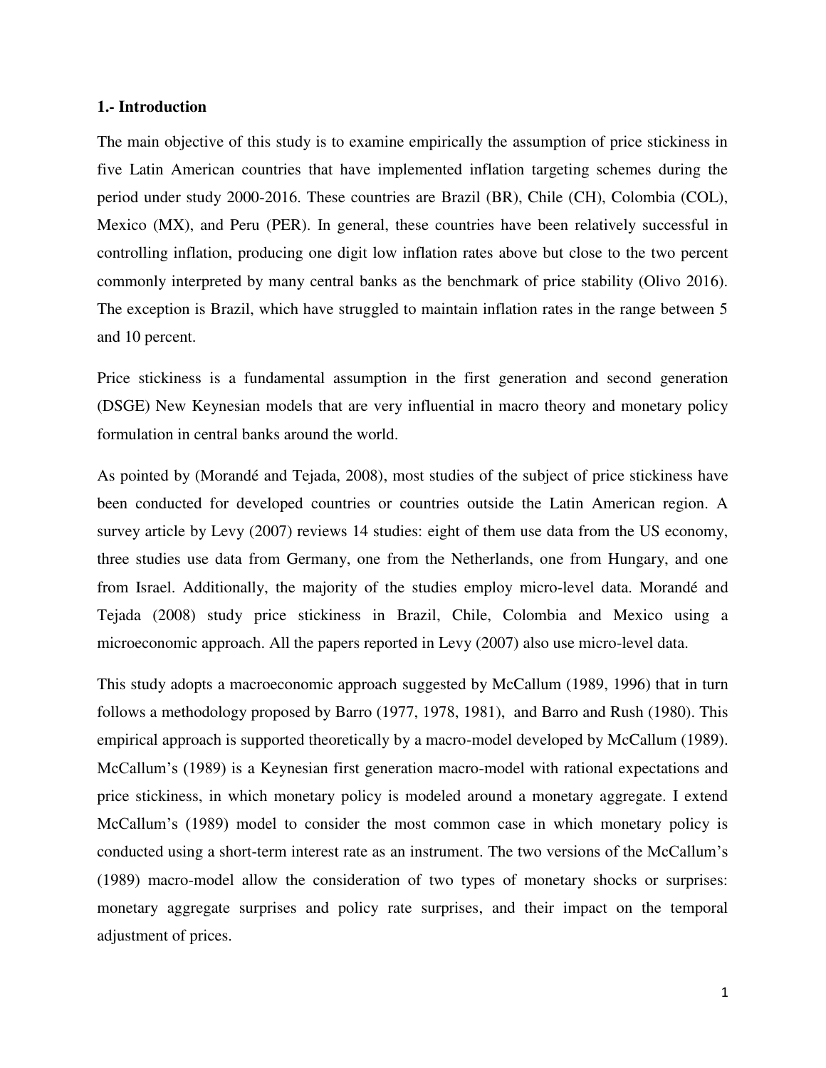## 1.- Introduction

The main objective of this study is to examine empirically the assumption of price stickiness in five Latin American countries that have implemented inflation targeting schemes during the period under study 2000-2016. These countries are Brazil (BR), Chile (CH), Colombia (COL), Mexico (MX), and Peru (PER). In general, these countries have been relatively successful in controlling inflation, producing one digit low inflation rates above but close to the two percent commonly interpreted by many central banks as the benchmark of price stability (Olivo 2016). The exception is Brazil, which have struggled to maintain inflation rates in the range between 5 and 10 percent.

Price stickiness is a fundamental assumption in the first generation and second generation (DSGE) New Keynesian models that are very influential in macro theory and monetary policy formulation in central banks around the world.

As pointed by (Morandé and Tejada, 2008), most studies of the subject of price stickiness have been conducted for developed countries or countries outside the Latin American region. A survey article by Levy (2007) reviews 14 studies: eight of them use data from the US economy, three studies use data from Germany, one from the Netherlands, one from Hungary, and one from Israel. Additionally, the majority of the studies employ micro-level data. Morandé and Tejada (2008) study price stickiness in Brazil, Chile, Colombia and Mexico using a microeconomic approach. All the papers reported in Levy (2007) also use micro-level data.

This study adopts a macroeconomic approach suggested by McCallum (1989, 1996) that in turn follows a methodology proposed by Barro (1977, 1978, 1981), and Barro and Rush (1980). This empirical approach is supported theoretically by a macro-model developed by McCallum (1989). McCallum's (1989) is a Keynesian first generation macro-model with rational expectations and price stickiness, in which monetary policy is modeled around a monetary aggregate. I extend McCallum's (1989) model to consider the most common case in which monetary policy is conducted using a short-term interest rate as an instrument. The two versions of the McCallum's (1989) macro-model allow the consideration of two types of monetary shocks or surprises: monetary aggregate surprises and policy rate surprises, and their impact on the temporal adjustment of prices.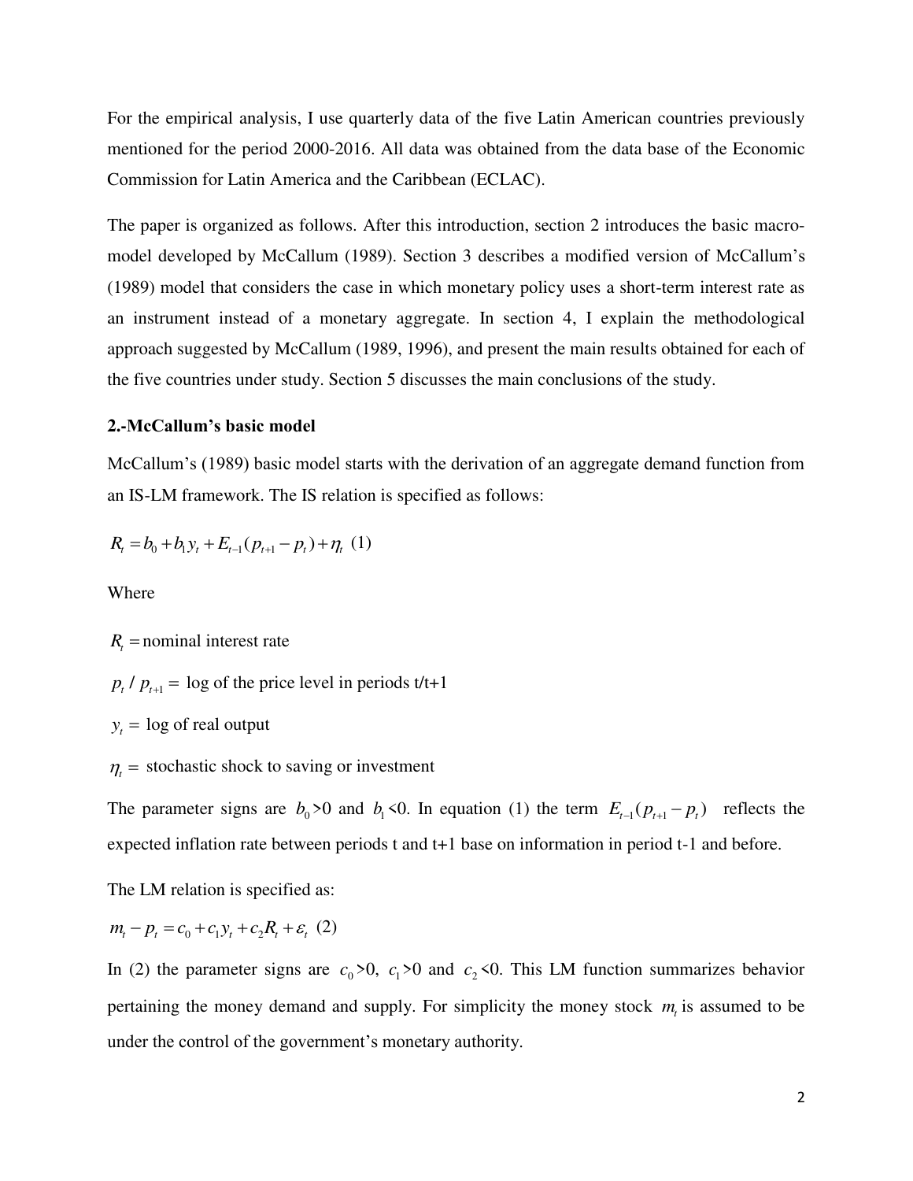For the empirical analysis, I use quarterly data of the five Latin American countries previously mentioned for the period 2000-2016. All data was obtained from the data base of the Economic Commission for Latin America and the Caribbean (ECLAC).

The paper is organized as follows. After this introduction, section 2 introduces the basic macro-model developed by McCallum (1989). Section 3 describes a modified version of McCallum's (1989) model that considers the case in which monetary policy uses a short-term interest rate as an instrument instead of a monetary aggregate. In section 4, I explain the methodological approach suggested by McCallum (1989, 1996), and present the main results obtained for each of the five countries under study. Section 5 discusses the main conclusions of the study.

### 2.-McCallum's basic model

McCallum's (1989) basic model starts with the derivation of an aggregate demand function from an IS-LM framework. The IS relation is specified as follows:

$$R_t = b_0 + b_1 y_t + E_{t-1}(p_{t+1} - p_t) + \eta_t \quad (1)$$

Where

$R_t =$ nominal interest rate

$p_t / p_{t+1} =$ log of the price level in periods t/t+1

$y_t =$ log of real output

$\eta_t =$ stochastic shock to saving or investment

The parameter signs are $b_0$>0 and $b_1$<0. In equation (1) the term $E_{t-1}(p_{t+1} - p_t)$ reflects the expected inflation rate between periods t and t+1 base on information in period t-1 and before.

The LM relation is specified as:

$$m_t - p_t = c_0 + c_1 y_t + c_2 R_t + \varepsilon_t \quad (2)$$

In (2) the parameter signs are $c_0$>0, $c_1$>0 and $c_2$<0. This LM function summarizes behavior pertaining the money demand and supply. For simplicity the money stock $m_t$ is assumed to be under the control of the government's monetary authority.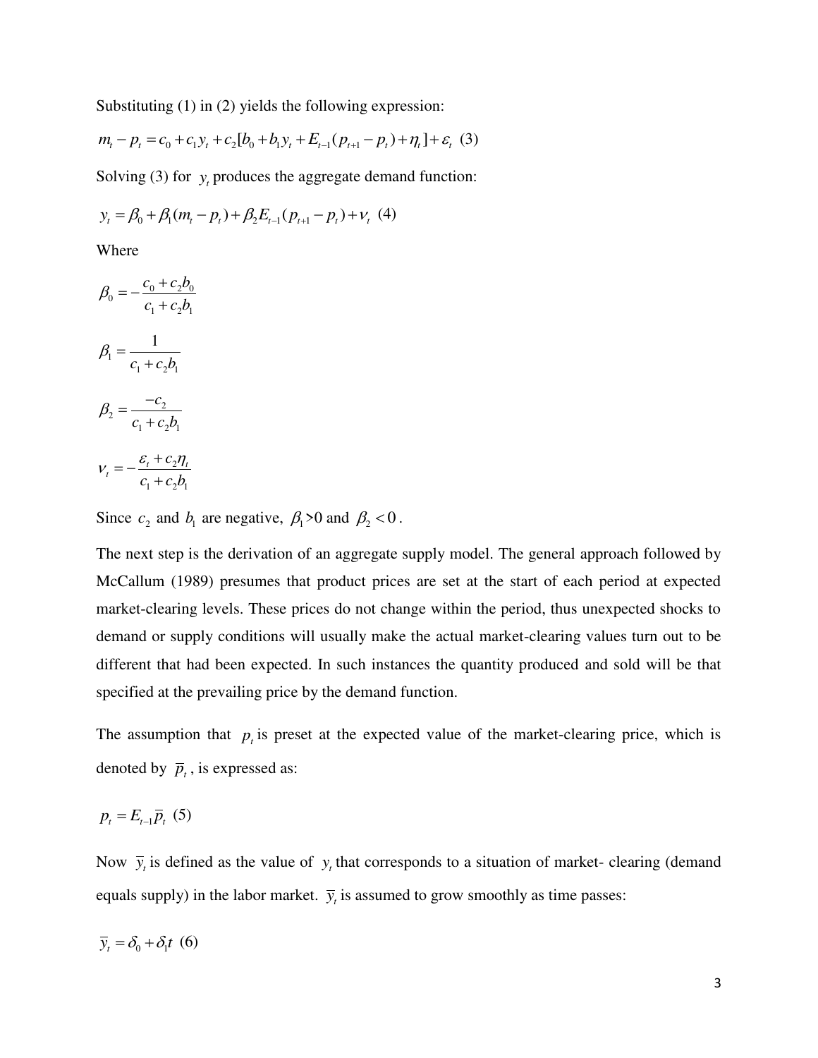Substituting (1) in (2) yields the following expression:

$$m_t - p_t = c_0 + c_1 y_t + c_2[b_0 + b_1 y_t + E_{t-1}(p_{t+1} - p_t) + \eta_t] + \varepsilon_t \quad (3)$$

Solving (3) for $y_t$ produces the aggregate demand function:

$$y_t = \beta_0 + \beta_1(m_t - p_t) + \beta_2 E_{t-1}(p_{t+1} - p_t) + \nu_t \quad (4)$$

Where

$$\beta_0 = -\frac{c_0 + c_2 b_0}{c_1 + c_2 b_1}$$

$$\beta_1 = \frac{1}{c_1 + c_2 b_1}$$

$$\beta_2 = \frac{-c_2}{c_1 + c_2 b_1}$$

$$\nu_t = -\frac{\varepsilon_t + c_2 \eta_t}{c_1 + c_2 b_1}$$

Since $c_2$ and $b_1$ are negative, $\beta_1 > 0$ and $\beta_2 < 0$.

The next step is the derivation of an aggregate supply model. The general approach followed by McCallum (1989) presumes that product prices are set at the start of each period at expected market-clearing levels. These prices do not change within the period, thus unexpected shocks to demand or supply conditions will usually make the actual market-clearing values turn out to be different that had been expected. In such instances the quantity produced and sold will be that specified at the prevailing price by the demand function.

The assumption that $p_t$ is preset at the expected value of the market-clearing price, which is denoted by $\bar{p}_t$, is expressed as:

$$p_t = E_{t-1}\bar{p}_t \quad (5)$$

Now $\bar{y}_t$ is defined as the value of $y_t$ that corresponds to a situation of market- clearing (demand equals supply) in the labor market. $\bar{y}_t$ is assumed to grow smoothly as time passes:

$$\bar{y}_t = \delta_0 + \delta_1 t \quad (6)$$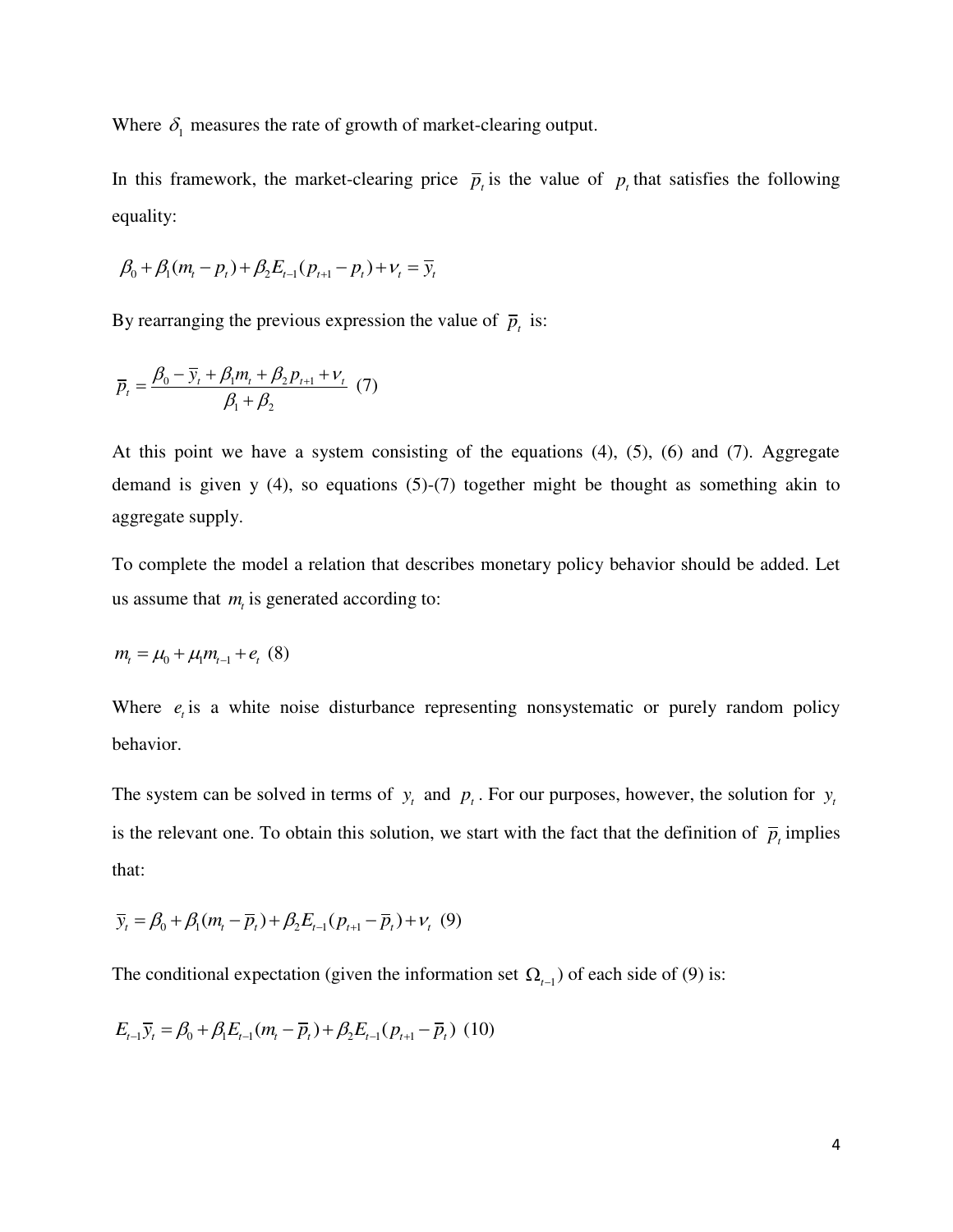Where $\delta_1$ measures the rate of growth of market-clearing output.

In this framework, the market-clearing price $\overline{p}_t$ is the value of $p_t$ that satisfies the following equality:

$$\beta_0 + \beta_1(m_t - p_t) + \beta_2 E_{t-1}(p_{t+1} - p_t) + \nu_t = \overline{y}_t$$

By rearranging the previous expression the value of $\overline{p}_t$ is:

$$\overline{p}_t = \frac{\beta_0 - \overline{y}_t + \beta_1 m_t + \beta_2 p_{t+1} + \nu_t}{\beta_1 + \beta_2} \quad (7)$$

At this point we have a system consisting of the equations (4), (5), (6) and (7). Aggregate demand is given y (4), so equations (5)-(7) together might be thought as something akin to aggregate supply.

To complete the model a relation that describes monetary policy behavior should be added. Let us assume that $m_t$ is generated according to:

$$m_t = \mu_0 + \mu_1 m_{t-1} + e_t \quad (8)$$

Where $e_t$ is a white noise disturbance representing nonsystematic or purely random policy behavior.

The system can be solved in terms of $y_t$ and $p_t$. For our purposes, however, the solution for $y_t$ is the relevant one. To obtain this solution, we start with the fact that the definition of $\overline{p}_t$ implies that:

$$\overline{y}_t = \beta_0 + \beta_1(m_t - \overline{p}_t) + \beta_2 E_{t-1}(p_{t+1} - \overline{p}_t) + \nu_t \quad (9)$$

The conditional expectation (given the information set $\Omega_{t-1}$) of each side of (9) is:

$$E_{t-1}\overline{y}_t = \beta_0 + \beta_1 E_{t-1}(m_t - \overline{p}_t) + \beta_2 E_{t-1}(p_{t+1} - \overline{p}_t) \quad (10)$$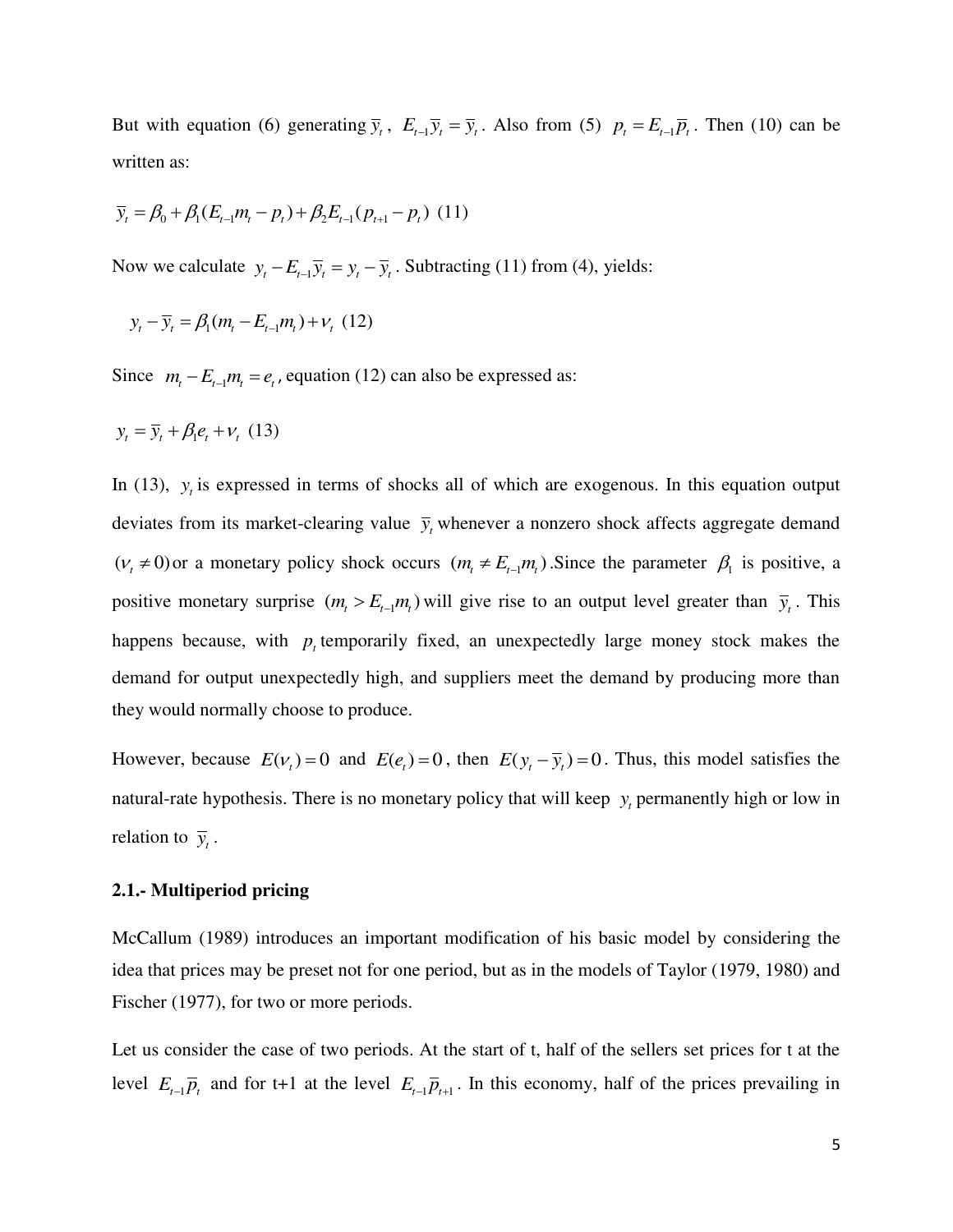But with equation (6) generating $\overline{y}_t$, $E_{t-1}\overline{y}_t = \overline{y}_t$. Also from (5) $p_t = E_{t-1}\overline{p}_t$. Then (10) can be written as:

$$\overline{y}_t = \beta_0 + \beta_1(E_{t-1}m_t - p_t) + \beta_2 E_{t-1}(p_{t+1} - p_t) \quad (11)$$

Now we calculate $y_t - E_{t-1}\overline{y}_t = y_t - \overline{y}_t$. Subtracting (11) from (4), yields:

$$y_t - \overline{y}_t = \beta_1(m_t - E_{t-1}m_t) + \nu_t \quad (12)$$

Since $m_t - E_{t-1}m_t = e_t$, equation (12) can also be expressed as:

$$y_t = \overline{y}_t + \beta_1 e_t + \nu_t \quad (13)$$

In (13), $y_t$ is expressed in terms of shocks all of which are exogenous. In this equation output deviates from its market-clearing value $\overline{y}_t$ whenever a nonzero shock affects aggregate demand $(\nu_t \neq 0)$ or a monetary policy shock occurs $(m_t \neq E_{t-1}m_t)$. Since the parameter $\beta_1$ is positive, a positive monetary surprise $(m_t > E_{t-1}m_t)$ will give rise to an output level greater than $\overline{y}_t$. This happens because, with $p_t$ temporarily fixed, an unexpectedly large money stock makes the demand for output unexpectedly high, and suppliers meet the demand by producing more than they would normally choose to produce.

However, because $E(\nu_t) = 0$ and $E(e_t) = 0$, then $E(y_t - \overline{y}_t) = 0$. Thus, this model satisfies the natural-rate hypothesis. There is no monetary policy that will keep $y_t$ permanently high or low in relation to $\overline{y}_t$.

### 2.1.- Multiperiod pricing

McCallum (1989) introduces an important modification of his basic model by considering the idea that prices may be preset not for one period, but as in the models of Taylor (1979, 1980) and Fischer (1977), for two or more periods.

Let us consider the case of two periods. At the start of t, half of the sellers set prices for t at the level $E_{t-1}\overline{p}_t$ and for t+1 at the level $E_{t-1}\overline{p}_{t+1}$. In this economy, half of the prices prevailing in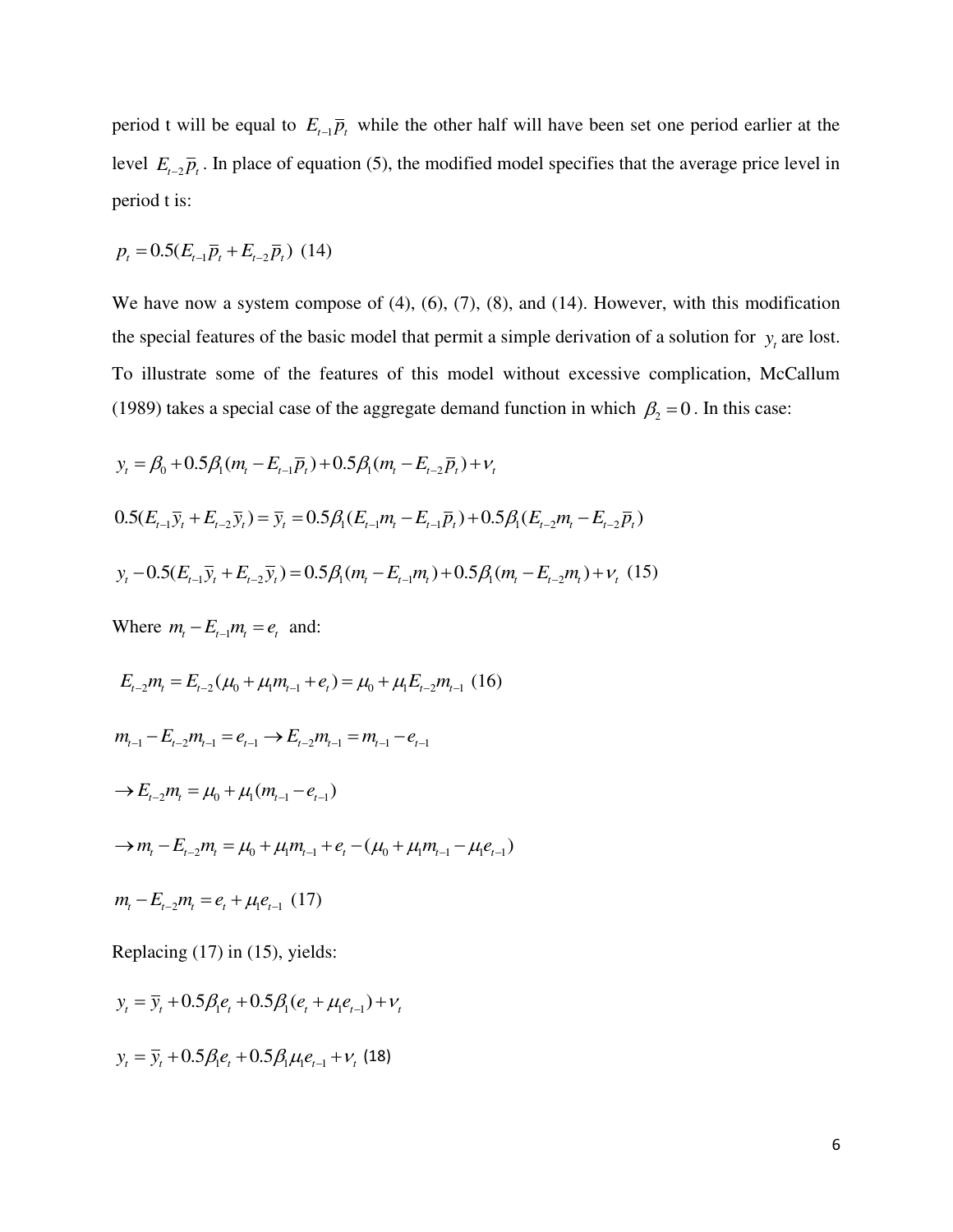period t will be equal to $E_{t-1}\overline{p}_t$ while the other half will have been set one period earlier at the level $E_{t-2}\overline{p}_t$. In place of equation (5), the modified model specifies that the average price level in period t is:

$$p_t = 0.5(E_{t-1}\overline{p}_t + E_{t-2}\overline{p}_t) \quad (14)$$

We have now a system compose of (4), (6), (7), (8), and (14). However, with this modification the special features of the basic model that permit a simple derivation of a solution for $y_t$ are lost. To illustrate some of the features of this model without excessive complication, McCallum (1989) takes a special case of the aggregate demand function in which $\beta_2 = 0$. In this case:

$$y_t = \beta_0 + 0.5\beta_1(m_t - E_{t-1}\overline{p}_t) + 0.5\beta_1(m_t - E_{t-2}\overline{p}_t) + \nu_t$$

$$0.5(E_{t-1}\overline{y}_t + E_{t-2}\overline{y}_t) = \overline{y}_t = 0.5\beta_1(E_{t-1}m_t - E_{t-1}\overline{p}_t) + 0.5\beta_1(E_{t-2}m_t - E_{t-2}\overline{p}_t)$$

$$y_t - 0.5(E_{t-1}\overline{y}_t + E_{t-2}\overline{y}_t) = 0.5\beta_1(m_t - E_{t-1}m_t) + 0.5\beta_1(m_t - E_{t-2}m_t) + \nu_t \quad (15)$$

Where $m_t - E_{t-1}m_t = e_t$ and:

$$E_{t-2}m_t = E_{t-2}(\mu_0 + \mu_1 m_{t-1} + e_t) = \mu_0 + \mu_1 E_{t-2}m_{t-1} \quad (16)$$

$$m_{t-1} - E_{t-2}m_{t-1} = e_{t-1} \rightarrow E_{t-2}m_{t-1} = m_{t-1} - e_{t-1}$$

$$\rightarrow E_{t-2}m_t = \mu_0 + \mu_1(m_{t-1} - e_{t-1})$$

$$\rightarrow m_t - E_{t-2}m_t = \mu_0 + \mu_1 m_{t-1} + e_t - (\mu_0 + \mu_1 m_{t-1} - \mu_1 e_{t-1})$$

$$m_t - E_{t-2}m_t = e_t + \mu_1 e_{t-1} \quad (17)$$

Replacing (17) in (15), yields:

$$y_t = \overline{y}_t + 0.5\beta_1 e_t + 0.5\beta_1(e_t + \mu_1 e_{t-1}) + \nu_t$$

$$y_t = \overline{y}_t + 0.5\beta_1 e_t + 0.5\beta_1\mu_1 e_{t-1} + \nu_t \quad (18)$$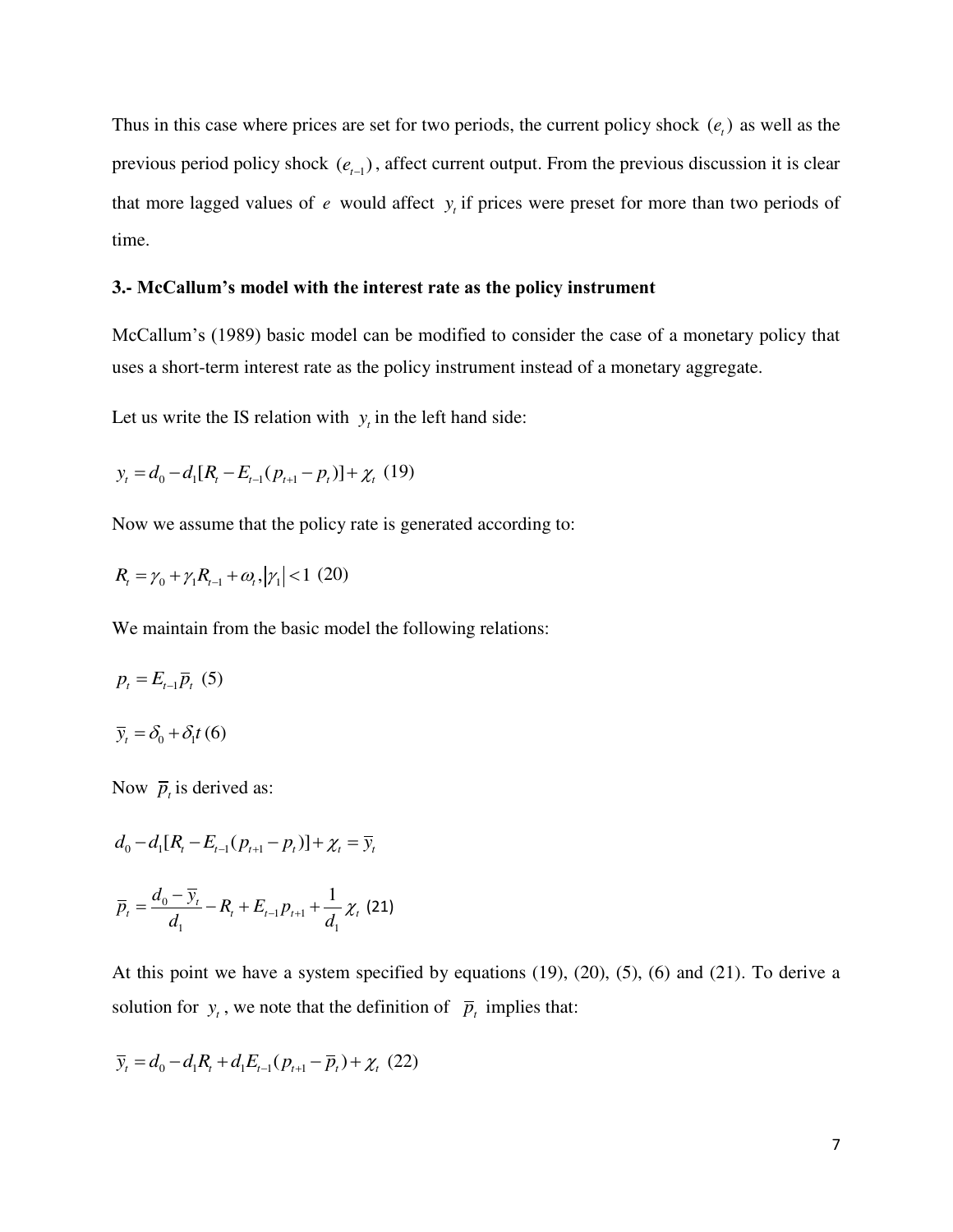Thus in this case where prices are set for two periods, the current policy shock $(e_t)$ as well as the previous period policy shock $(e_{t-1})$, affect current output. From the previous discussion it is clear that more lagged values of $e$ would affect $y_t$ if prices were preset for more than two periods of time.

### 3.- McCallum's model with the interest rate as the policy instrument

McCallum's (1989) basic model can be modified to consider the case of a monetary policy that uses a short-term interest rate as the policy instrument instead of a monetary aggregate.

Let us write the IS relation with $y_t$ in the left hand side:

$$y_t = d_0 - d_1[R_t - E_{t-1}(p_{t+1} - p_t)] + \chi_t \quad (19)$$

Now we assume that the policy rate is generated according to:

$$R_t = \gamma_0 + \gamma_1 R_{t-1} + \omega_t, |\gamma_1| < 1 \quad (20)$$

We maintain from the basic model the following relations:

$$p_t = E_{t-1}\overline{p}_t \quad (5)$$

$$\overline{y}_t = \delta_0 + \delta_1 t \quad (6)$$

Now $\overline{p}_t$ is derived as:

$$d_0 - d_1[R_t - E_{t-1}(p_{t+1} - p_t)] + \chi_t = \overline{y}_t$$

$$\overline{p}_t = \frac{d_0 - \overline{y}_t}{d_1} - R_t + E_{t-1}p_{t+1} + \frac{1}{d_1}\chi_t \quad (21)$$

At this point we have a system specified by equations (19), (20), (5), (6) and (21). To derive a solution for $y_t$, we note that the definition of $\overline{p}_t$ implies that:

$$\overline{y}_t = d_0 - d_1 R_t + d_1 E_{t-1}(p_{t+1} - \overline{p}_t) + \chi_t \quad (22)$$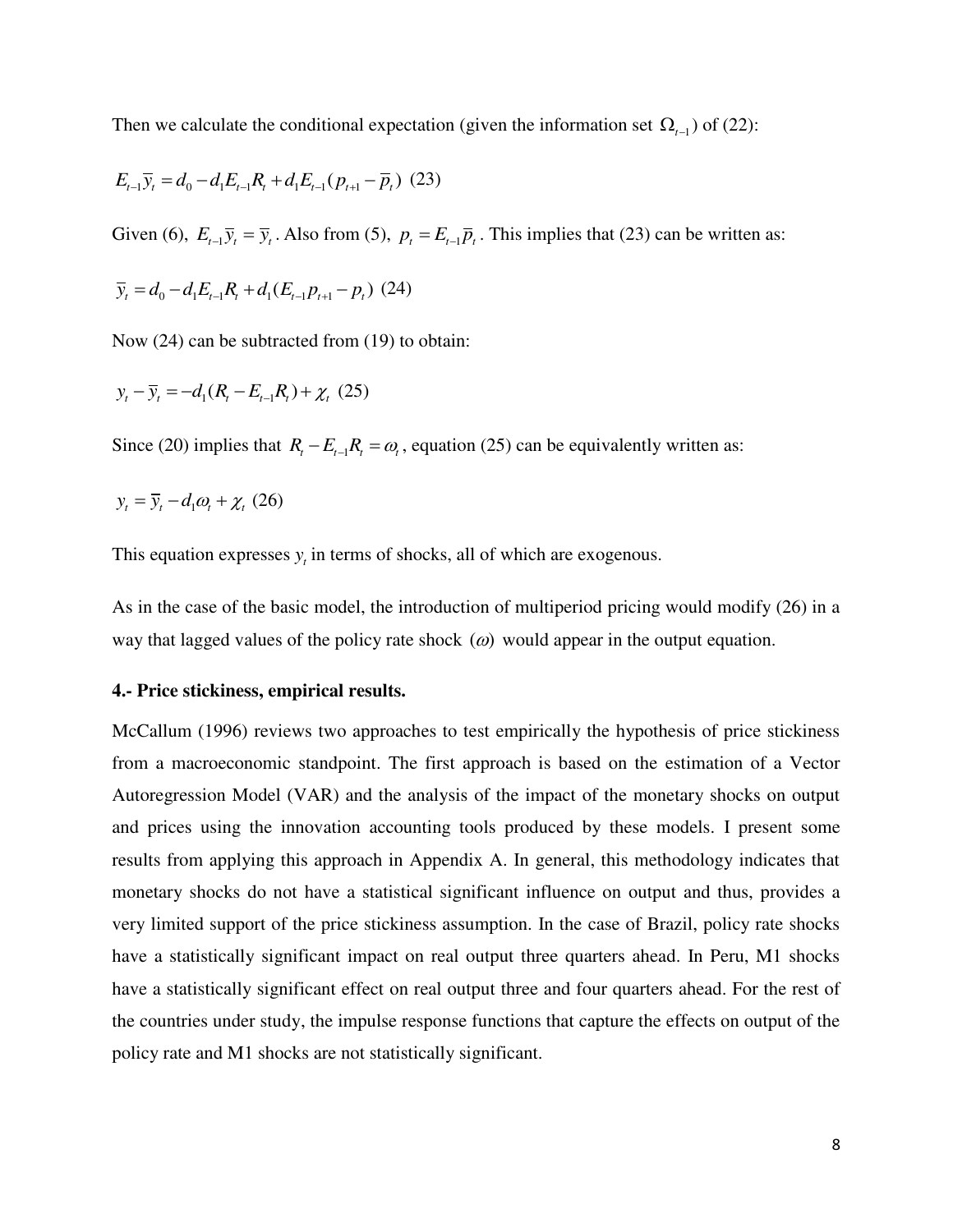Then we calculate the conditional expectation (given the information set $\Omega_{t-1}$) of (22):

$$E_{t-1}\overline{y}_t = d_0 - d_1 E_{t-1}R_t + d_1 E_{t-1}(p_{t+1} - \overline{p}_t) \quad (23)$$

Given (6), $E_{t-1}\overline{y}_t = \overline{y}_t$. Also from (5), $p_t = E_{t-1}\overline{p}_t$. This implies that (23) can be written as:

$$\overline{y}_t = d_0 - d_1 E_{t-1}R_t + d_1(E_{t-1}p_{t+1} - p_t) \quad (24)$$

Now (24) can be subtracted from (19) to obtain:

$$y_t - \overline{y}_t = -d_1(R_t - E_{t-1}R_t) + \chi_t \quad (25)$$

Since (20) implies that $R_t - E_{t-1}R_t = \omega_t$, equation (25) can be equivalently written as:

$$y_t = \overline{y}_t - d_1\omega_t + \chi_t \quad (26)$$

This equation expresses $y_t$ in terms of shocks, all of which are exogenous.

As in the case of the basic model, the introduction of multiperiod pricing would modify (26) in a way that lagged values of the policy rate shock $(\omega)$ would appear in the output equation.

**4.- Price stickiness, empirical results.**

McCallum (1996) reviews two approaches to test empirically the hypothesis of price stickiness from a macroeconomic standpoint. The first approach is based on the estimation of a Vector Autoregression Model (VAR) and the analysis of the impact of the monetary shocks on output and prices using the innovation accounting tools produced by these models. I present some results from applying this approach in Appendix A. In general, this methodology indicates that monetary shocks do not have a statistical significant influence on output and thus, provides a very limited support of the price stickiness assumption. In the case of Brazil, policy rate shocks have a statistically significant impact on real output three quarters ahead. In Peru, M1 shocks have a statistically significant effect on real output three and four quarters ahead. For the rest of the countries under study, the impulse response functions that capture the effects on output of the policy rate and M1 shocks are not statistically significant.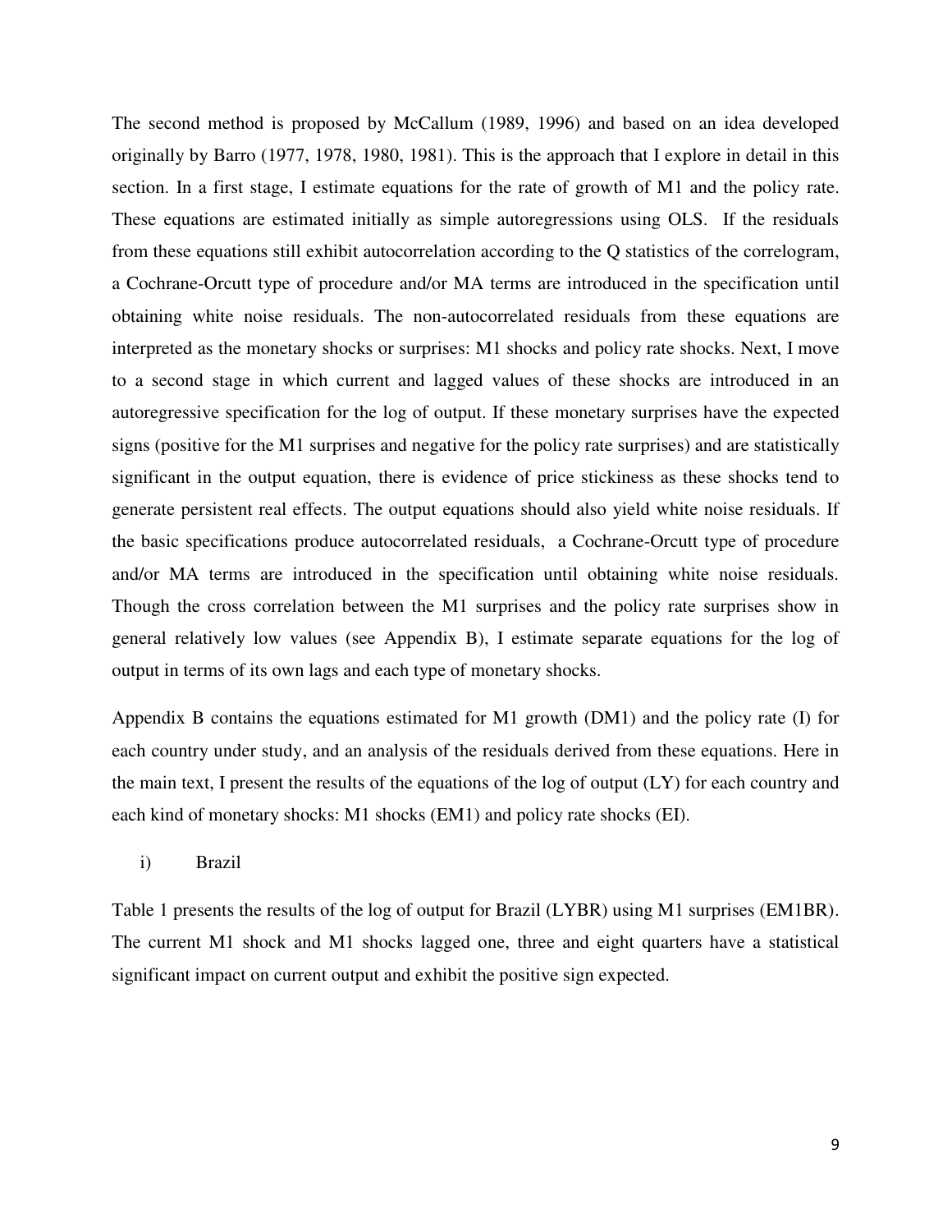The second method is proposed by McCallum (1989, 1996) and based on an idea developed originally by Barro (1977, 1978, 1980, 1981). This is the approach that I explore in detail in this section. In a first stage, I estimate equations for the rate of growth of M1 and the policy rate. These equations are estimated initially as simple autoregressions using OLS. If the residuals from these equations still exhibit autocorrelation according to the Q statistics of the correlogram, a Cochrane-Orcutt type of procedure and/or MA terms are introduced in the specification until obtaining white noise residuals. The non-autocorrelated residuals from these equations are interpreted as the monetary shocks or surprises: M1 shocks and policy rate shocks. Next, I move to a second stage in which current and lagged values of these shocks are introduced in an autoregressive specification for the log of output. If these monetary surprises have the expected signs (positive for the M1 surprises and negative for the policy rate surprises) and are statistically significant in the output equation, there is evidence of price stickiness as these shocks tend to generate persistent real effects. The output equations should also yield white noise residuals. If the basic specifications produce autocorrelated residuals, a Cochrane-Orcutt type of procedure and/or MA terms are introduced in the specification until obtaining white noise residuals. Though the cross correlation between the M1 surprises and the policy rate surprises show in general relatively low values (see Appendix B), I estimate separate equations for the log of output in terms of its own lags and each type of monetary shocks.

Appendix B contains the equations estimated for M1 growth (DM1) and the policy rate (I) for each country under study, and an analysis of the residuals derived from these equations. Here in the main text, I present the results of the equations of the log of output (LY) for each country and each kind of monetary shocks: M1 shocks (EM1) and policy rate shocks (EI).

i) Brazil

Table 1 presents the results of the log of output for Brazil (LYBR) using M1 surprises (EM1BR). The current M1 shock and M1 shocks lagged one, three and eight quarters have a statistical significant impact on current output and exhibit the positive sign expected.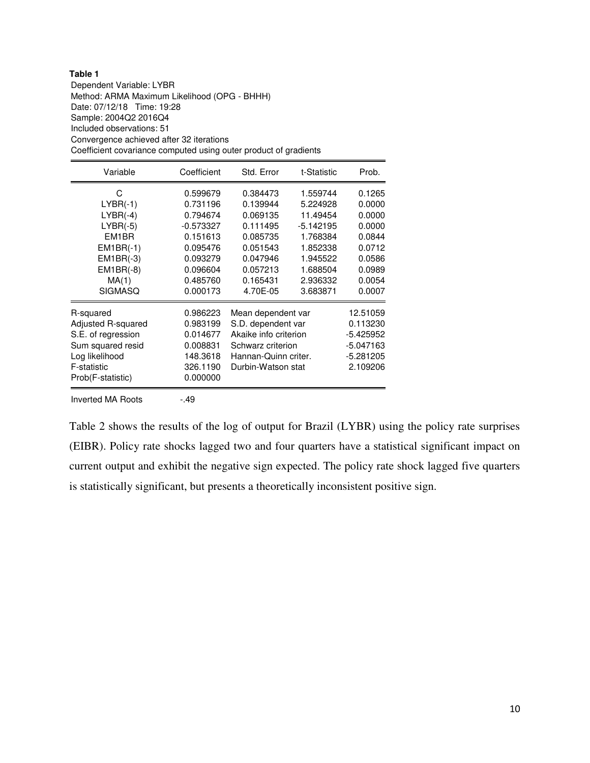**Table 1**

Dependent Variable: LYBR
Method: ARMA Maximum Likelihood (OPG - BHHH)
Date: 07/12/18 Time: 19:28
Sample: 2004Q2 2016Q4
Included observations: 51
Convergence achieved after 32 iterations
Coefficient covariance computed using outer product of gradients

| Variable | Coefficient | Std. Error | t-Statistic | Prob. |
|---|---|---|---|---|
| C | 0.599679 | 0.384473 | 1.559744 | 0.1265 |
| LYBR(-1) | 0.731196 | 0.139944 | 5.224928 | 0.0000 |
| LYBR(-4) | 0.794674 | 0.069135 | 11.49454 | 0.0000 |
| LYBR(-5) | -0.573327 | 0.111495 | -5.142195 | 0.0000 |
| EM1BR | 0.151613 | 0.085735 | 1.768384 | 0.0844 |
| EM1BR(-1) | 0.095476 | 0.051543 | 1.852338 | 0.0712 |
| EM1BR(-3) | 0.093279 | 0.047946 | 1.945522 | 0.0586 |
| EM1BR(-8) | 0.096604 | 0.057213 | 1.688504 | 0.0989 |
| MA(1) | 0.485760 | 0.165431 | 2.936332 | 0.0054 |
| SIGMASQ | 0.000173 | 4.70E-05 | 3.683871 | 0.0007 |

| | | | |
|---|---|---|---|
| R-squared | 0.986223 | Mean dependent var | 12.51059 |
| Adjusted R-squared | 0.983199 | S.D. dependent var | 0.113230 |
| S.E. of regression | 0.014677 | Akaike info criterion | -5.425952 |
| Sum squared resid | 0.008831 | Schwarz criterion | -5.047163 |
| Log likelihood | 148.3618 | Hannan-Quinn criter. | -5.281205 |
| F-statistic | 326.1190 | Durbin-Watson stat | 2.109206 |
| Prob(F-statistic) | 0.000000 | | |

Inverted MA Roots -.49

Table 2 shows the results of the log of output for Brazil (LYBR) using the policy rate surprises (EIBR). Policy rate shocks lagged two and four quarters have a statistical significant impact on current output and exhibit the negative sign expected. The policy rate shock lagged five quarters is statistically significant, but presents a theoretically inconsistent positive sign.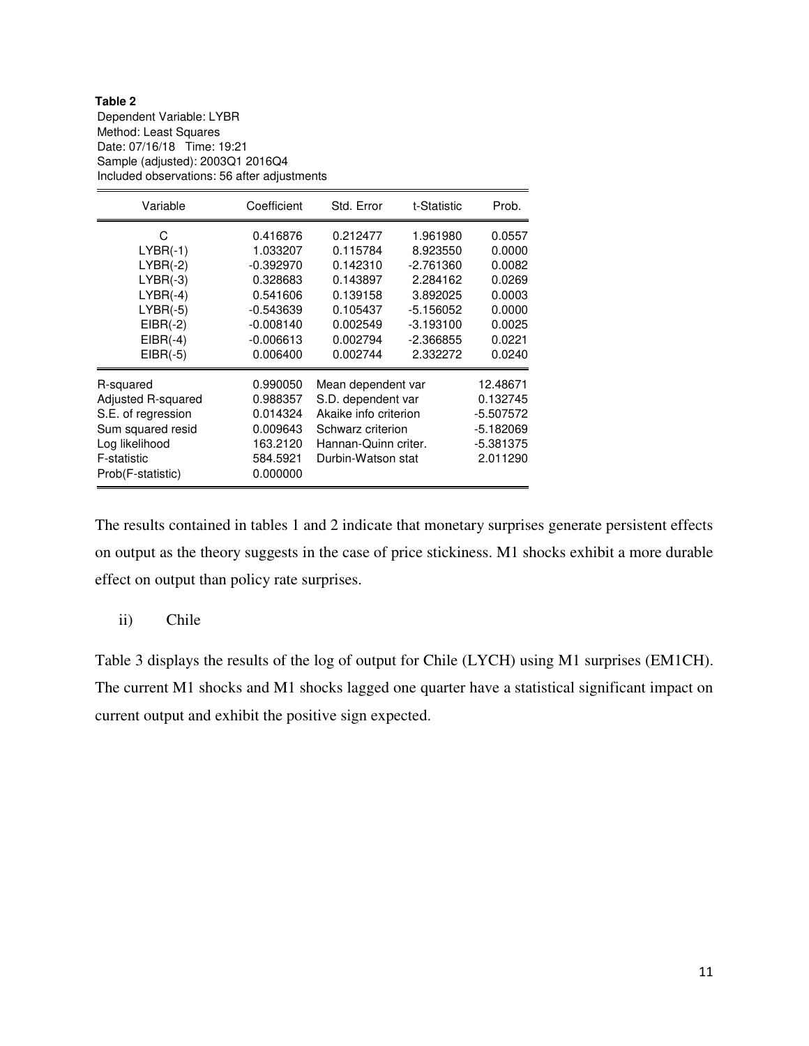**Table 2**

Dependent Variable: LYBR
Method: Least Squares
Date: 07/16/18 Time: 19:21
Sample (adjusted): 2003Q1 2016Q4
Included observations: 56 after adjustments

| Variable | Coefficient | Std. Error | t-Statistic | Prob. |
|---|---|---|---|---|
| C | 0.416876 | 0.212477 | 1.961980 | 0.0557 |
| LYBR(-1) | 1.033207 | 0.115784 | 8.923550 | 0.0000 |
| LYBR(-2) | -0.392970 | 0.142310 | -2.761360 | 0.0082 |
| LYBR(-3) | 0.328683 | 0.143897 | 2.284162 | 0.0269 |
| LYBR(-4) | 0.541606 | 0.139158 | 3.892025 | 0.0003 |
| LYBR(-5) | -0.543639 | 0.105437 | -5.156052 | 0.0000 |
| EIBR(-2) | -0.008140 | 0.002549 | -3.193100 | 0.0025 |
| EIBR(-4) | -0.006613 | 0.002794 | -2.366855 | 0.0221 |
| EIBR(-5) | 0.006400 | 0.002744 | 2.332272 | 0.0240 |

| | | | |
|---|---|---|---|
| R-squared | 0.990050 | Mean dependent var | 12.48671 |
| Adjusted R-squared | 0.988357 | S.D. dependent var | 0.132745 |
| S.E. of regression | 0.014324 | Akaike info criterion | -5.507572 |
| Sum squared resid | 0.009643 | Schwarz criterion | -5.182069 |
| Log likelihood | 163.2120 | Hannan-Quinn criter. | -5.381375 |
| F-statistic | 584.5921 | Durbin-Watson stat | 2.011290 |
| Prob(F-statistic) | 0.000000 | | |

The results contained in tables 1 and 2 indicate that monetary surprises generate persistent effects on output as the theory suggests in the case of price stickiness. M1 shocks exhibit a more durable effect on output than policy rate surprises.

ii) Chile

Table 3 displays the results of the log of output for Chile (LYCH) using M1 surprises (EM1CH). The current M1 shocks and M1 shocks lagged one quarter have a statistical significant impact on current output and exhibit the positive sign expected.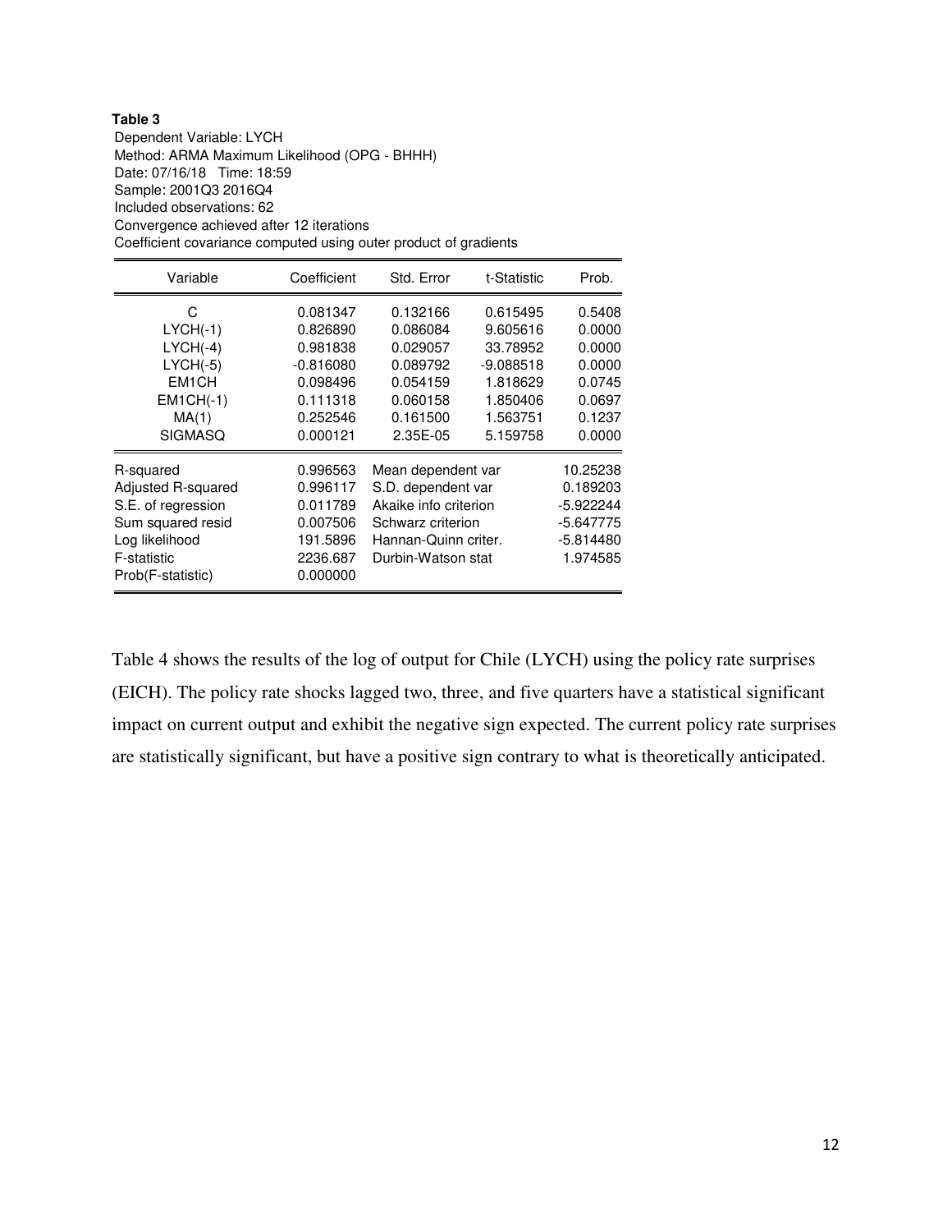**Table 3**

Dependent Variable: LYCH
Method: ARMA Maximum Likelihood (OPG - BHHH)
Date: 07/16/18 Time: 18:59
Sample: 2001Q3 2016Q4
Included observations: 62
Convergence achieved after 12 iterations
Coefficient covariance computed using outer product of gradients

| Variable | Coefficient | Std. Error | t-Statistic | Prob. |
|---|---|---|---|---|
| C | 0.081347 | 0.132166 | 0.615495 | 0.5408 |
| LYCH(-1) | 0.826890 | 0.086084 | 9.605616 | 0.0000 |
| LYCH(-4) | 0.981838 | 0.029057 | 33.78952 | 0.0000 |
| LYCH(-5) | -0.816080 | 0.089792 | -9.088518 | 0.0000 |
| EM1CH | 0.098496 | 0.054159 | 1.818629 | 0.0745 |
| EM1CH(-1) | 0.111318 | 0.060158 | 1.850406 | 0.0697 |
| MA(1) | 0.252546 | 0.161500 | 1.563751 | 0.1237 |
| SIGMASQ | 0.000121 | 2.35E-05 | 5.159758 | 0.0000 |

| | | | |
|---|---|---|---|
| R-squared | 0.996563 | Mean dependent var | 10.25238 |
| Adjusted R-squared | 0.996117 | S.D. dependent var | 0.189203 |
| S.E. of regression | 0.011789 | Akaike info criterion | -5.922244 |
| Sum squared resid | 0.007506 | Schwarz criterion | -5.647775 |
| Log likelihood | 191.5896 | Hannan-Quinn criter. | -5.814480 |
| F-statistic | 2236.687 | Durbin-Watson stat | 1.974585 |
| Prob(F-statistic) | 0.000000 | | |

Table 4 shows the results of the log of output for Chile (LYCH) using the policy rate surprises (EICH). The policy rate shocks lagged two, three, and five quarters have a statistical significant impact on current output and exhibit the negative sign expected. The current policy rate surprises are statistically significant, but have a positive sign contrary to what is theoretically anticipated.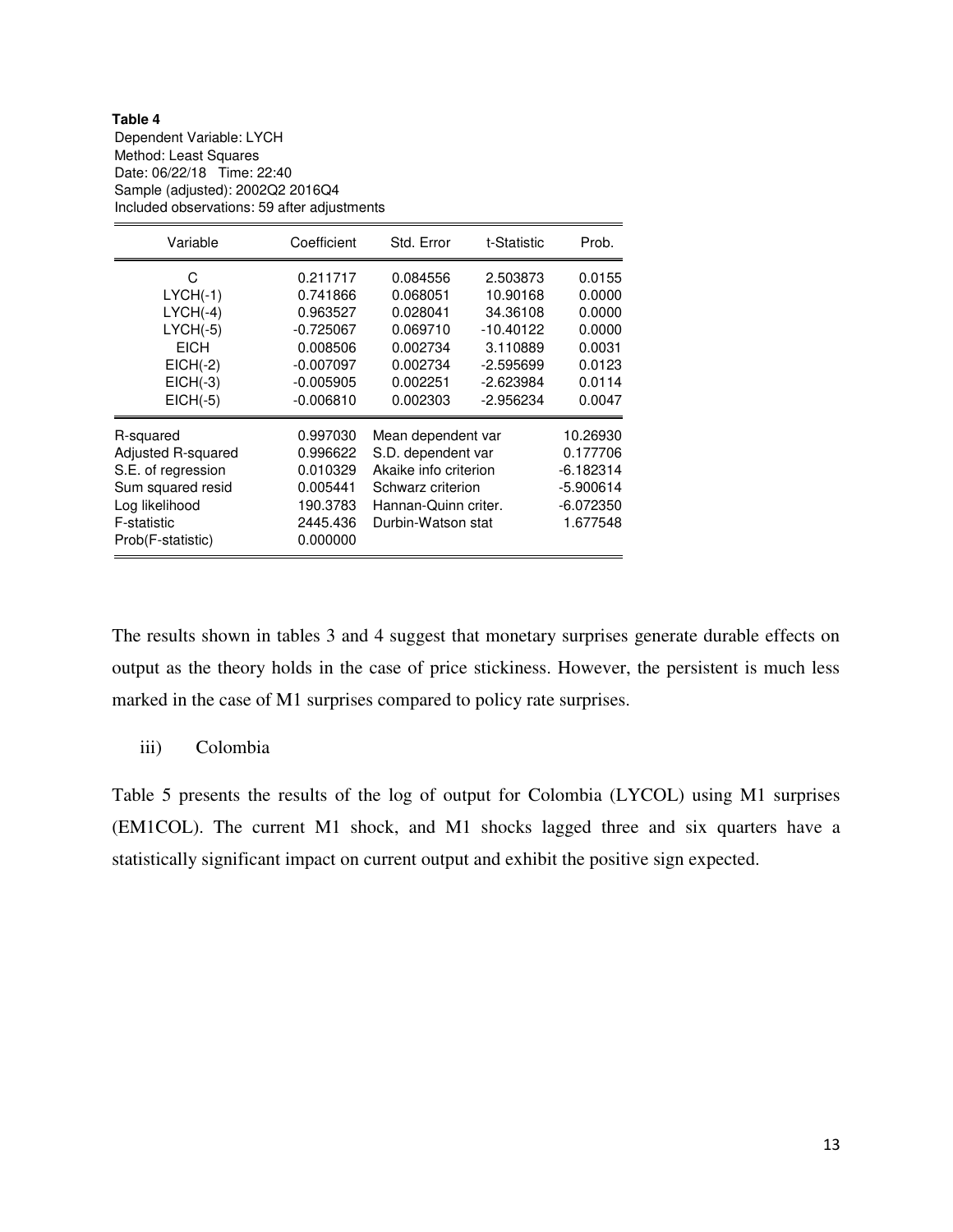**Table 4**

Dependent Variable: LYCH
Method: Least Squares
Date: 06/22/18 Time: 22:40
Sample (adjusted): 2002Q2 2016Q4
Included observations: 59 after adjustments

| Variable | Coefficient | Std. Error | t-Statistic | Prob. |
|---|---|---|---|---|
| C | 0.211717 | 0.084556 | 2.503873 | 0.0155 |
| LYCH(-1) | 0.741866 | 0.068051 | 10.90168 | 0.0000 |
| LYCH(-4) | 0.963527 | 0.028041 | 34.36108 | 0.0000 |
| LYCH(-5) | -0.725067 | 0.069710 | -10.40122 | 0.0000 |
| EICH | 0.008506 | 0.002734 | 3.110889 | 0.0031 |
| EICH(-2) | -0.007097 | 0.002734 | -2.595699 | 0.0123 |
| EICH(-3) | -0.005905 | 0.002251 | -2.623984 | 0.0114 |
| EICH(-5) | -0.006810 | 0.002303 | -2.956234 | 0.0047 |

| | | | |
|---|---|---|---|
| R-squared | 0.997030 | Mean dependent var | 10.26930 |
| Adjusted R-squared | 0.996622 | S.D. dependent var | 0.177706 |
| S.E. of regression | 0.010329 | Akaike info criterion | -6.182314 |
| Sum squared resid | 0.005441 | Schwarz criterion | -5.900614 |
| Log likelihood | 190.3783 | Hannan-Quinn criter. | -6.072350 |
| F-statistic | 2445.436 | Durbin-Watson stat | 1.677548 |
| Prob(F-statistic) | 0.000000 | | |

The results shown in tables 3 and 4 suggest that monetary surprises generate durable effects on output as the theory holds in the case of price stickiness. However, the persistent is much less marked in the case of M1 surprises compared to policy rate surprises.

iii) Colombia

Table 5 presents the results of the log of output for Colombia (LYCOL) using M1 surprises (EM1COL). The current M1 shock, and M1 shocks lagged three and six quarters have a statistically significant impact on current output and exhibit the positive sign expected.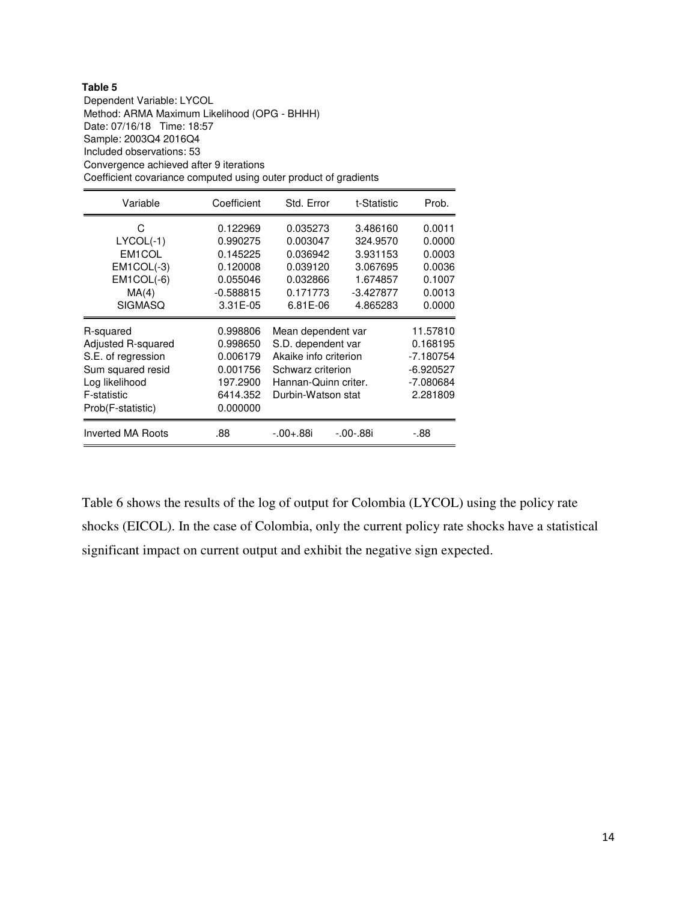**Table 5**

Dependent Variable: LYCOL
Method: ARMA Maximum Likelihood (OPG - BHHH)
Date: 07/16/18 Time: 18:57
Sample: 2003Q4 2016Q4
Included observations: 53
Convergence achieved after 9 iterations
Coefficient covariance computed using outer product of gradients

| Variable | Coefficient | Std. Error | t-Statistic | Prob. |
|---|---|---|---|---|
| C | 0.122969 | 0.035273 | 3.486160 | 0.0011 |
| LYCOL(-1) | 0.990275 | 0.003047 | 324.9570 | 0.0000 |
| EM1COL | 0.145225 | 0.036942 | 3.931153 | 0.0003 |
| EM1COL(-3) | 0.120008 | 0.039120 | 3.067695 | 0.0036 |
| EM1COL(-6) | 0.055046 | 0.032866 | 1.674857 | 0.1007 |
| MA(4) | -0.588815 | 0.171773 | -3.427877 | 0.0013 |
| SIGMASQ | 3.31E-05 | 6.81E-06 | 4.865283 | 0.0000 |

| | | | |
|---|---|---|---|
| R-squared | 0.998806 | Mean dependent var | 11.57810 |
| Adjusted R-squared | 0.998650 | S.D. dependent var | 0.168195 |
| S.E. of regression | 0.006179 | Akaike info criterion | -7.180754 |
| Sum squared resid | 0.001756 | Schwarz criterion | -6.920527 |
| Log likelihood | 197.2900 | Hannan-Quinn criter. | -7.080684 |
| F-statistic | 6414.352 | Durbin-Watson stat | 2.281809 |
| Prob(F-statistic) | 0.000000 | | |

| | | | | |
|---|---|---|---|---|
| Inverted MA Roots | .88 | -.00+.88i | -.00-.88i | -.88 |

Table 6 shows the results of the log of output for Colombia (LYCOL) using the policy rate shocks (EICOL). In the case of Colombia, only the current policy rate shocks have a statistical significant impact on current output and exhibit the negative sign expected.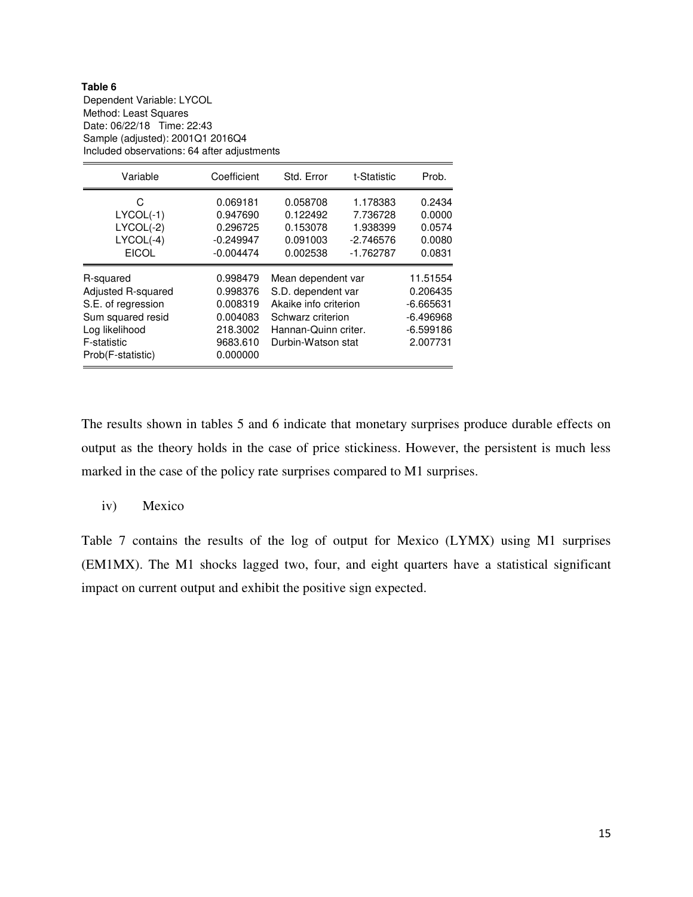**Table 6**

Dependent Variable: LYCOL
Method: Least Squares
Date: 06/22/18 Time: 22:43
Sample (adjusted): 2001Q1 2016Q4
Included observations: 64 after adjustments

| Variable | Coefficient | Std. Error | t-Statistic | Prob. |
|---|---|---|---|---|
| C | 0.069181 | 0.058708 | 1.178383 | 0.2434 |
| LYCOL(-1) | 0.947690 | 0.122492 | 7.736728 | 0.0000 |
| LYCOL(-2) | 0.296725 | 0.153078 | 1.938399 | 0.0574 |
| LYCOL(-4) | -0.249947 | 0.091003 | -2.746576 | 0.0080 |
| EICOL | -0.004474 | 0.002538 | -1.762787 | 0.0831 |

| | | | |
|---|---|---|---|
| R-squared | 0.998479 | Mean dependent var | 11.51554 |
| Adjusted R-squared | 0.998376 | S.D. dependent var | 0.206435 |
| S.E. of regression | 0.008319 | Akaike info criterion | -6.665631 |
| Sum squared resid | 0.004083 | Schwarz criterion | -6.496968 |
| Log likelihood | 218.3002 | Hannan-Quinn criter. | -6.599186 |
| F-statistic | 9683.610 | Durbin-Watson stat | 2.007731 |
| Prob(F-statistic) | 0.000000 | | |

The results shown in tables 5 and 6 indicate that monetary surprises produce durable effects on output as the theory holds in the case of price stickiness. However, the persistent is much less marked in the case of the policy rate surprises compared to M1 surprises.

iv) Mexico

Table 7 contains the results of the log of output for Mexico (LYMX) using M1 surprises (EM1MX). The M1 shocks lagged two, four, and eight quarters have a statistical significant impact on current output and exhibit the positive sign expected.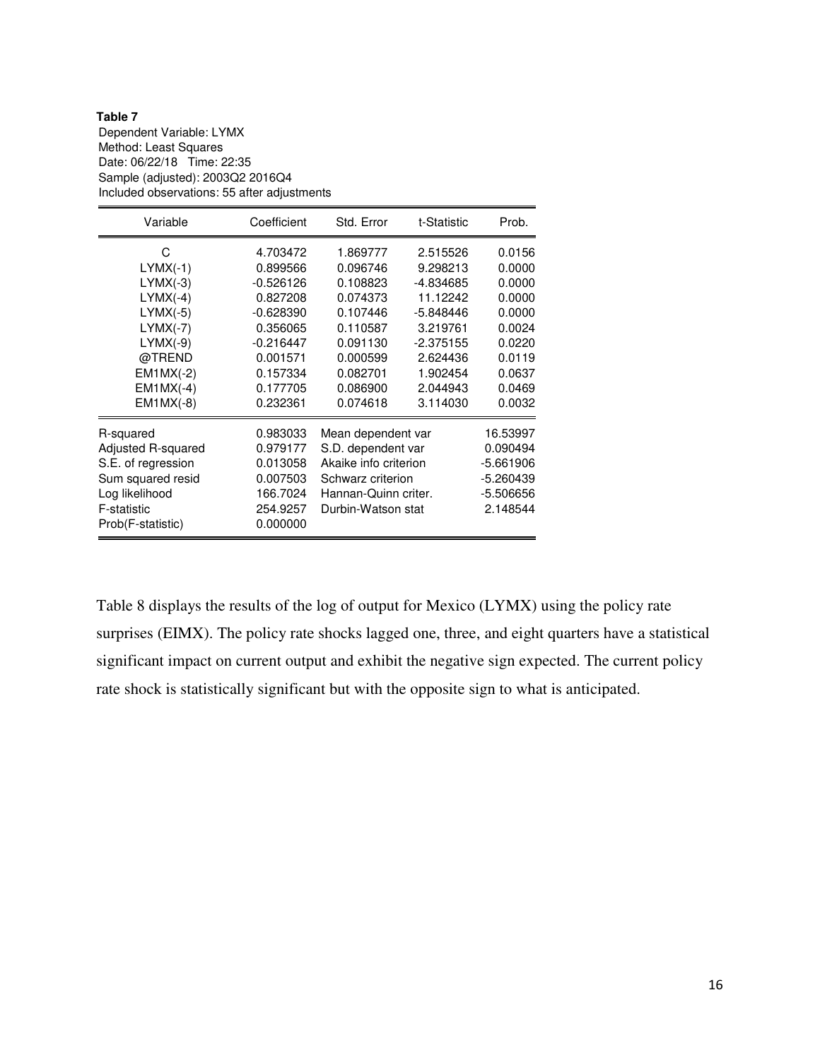**Table 7**

Dependent Variable: LYMX
Method: Least Squares
Date: 06/22/18 Time: 22:35
Sample (adjusted): 2003Q2 2016Q4
Included observations: 55 after adjustments

| Variable | Coefficient | Std. Error | t-Statistic | Prob. |
|---|---|---|---|---|
| C | 4.703472 | 1.869777 | 2.515526 | 0.0156 |
| LYMX(-1) | 0.899566 | 0.096746 | 9.298213 | 0.0000 |
| LYMX(-3) | -0.526126 | 0.108823 | -4.834685 | 0.0000 |
| LYMX(-4) | 0.827208 | 0.074373 | 11.12242 | 0.0000 |
| LYMX(-5) | -0.628390 | 0.107446 | -5.848446 | 0.0000 |
| LYMX(-7) | 0.356065 | 0.110587 | 3.219761 | 0.0024 |
| LYMX(-9) | -0.216447 | 0.091130 | -2.375155 | 0.0220 |
| @TREND | 0.001571 | 0.000599 | 2.624436 | 0.0119 |
| EM1MX(-2) | 0.157334 | 0.082701 | 1.902454 | 0.0637 |
| EM1MX(-4) | 0.177705 | 0.086900 | 2.044943 | 0.0469 |
| EM1MX(-8) | 0.232361 | 0.074618 | 3.114030 | 0.0032 |

| | | | |
|---|---|---|---|
| R-squared | 0.983033 | Mean dependent var | 16.53997 |
| Adjusted R-squared | 0.979177 | S.D. dependent var | 0.090494 |
| S.E. of regression | 0.013058 | Akaike info criterion | -5.661906 |
| Sum squared resid | 0.007503 | Schwarz criterion | -5.260439 |
| Log likelihood | 166.7024 | Hannan-Quinn criter. | -5.506656 |
| F-statistic | 254.9257 | Durbin-Watson stat | 2.148544 |
| Prob(F-statistic) | 0.000000 | | |

Table 8 displays the results of the log of output for Mexico (LYMX) using the policy rate surprises (EIMX). The policy rate shocks lagged one, three, and eight quarters have a statistical significant impact on current output and exhibit the negative sign expected. The current policy rate shock is statistically significant but with the opposite sign to what is anticipated.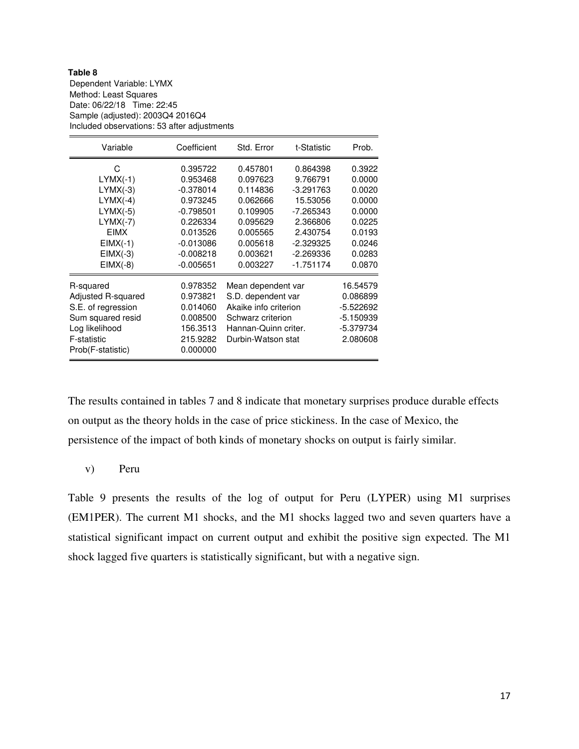**Table 8**

Dependent Variable: LYMX
Method: Least Squares
Date: 06/22/18 Time: 22:45
Sample (adjusted): 2003Q4 2016Q4
Included observations: 53 after adjustments

| Variable | Coefficient | Std. Error | t-Statistic | Prob. |
|---|---|---|---|---|
| C | 0.395722 | 0.457801 | 0.864398 | 0.3922 |
| LYMX(-1) | 0.953468 | 0.097623 | 9.766791 | 0.0000 |
| LYMX(-3) | -0.378014 | 0.114836 | -3.291763 | 0.0020 |
| LYMX(-4) | 0.973245 | 0.062666 | 15.53056 | 0.0000 |
| LYMX(-5) | -0.798501 | 0.109905 | -7.265343 | 0.0000 |
| LYMX(-7) | 0.226334 | 0.095629 | 2.366806 | 0.0225 |
| EIMX | 0.013526 | 0.005565 | 2.430754 | 0.0193 |
| EIMX(-1) | -0.013086 | 0.005618 | -2.329325 | 0.0246 |
| EIMX(-3) | -0.008218 | 0.003621 | -2.269336 | 0.0283 |
| EIMX(-8) | -0.005651 | 0.003227 | -1.751174 | 0.0870 |

| | | | |
|---|---|---|---|
| R-squared | 0.978352 | Mean dependent var | 16.54579 |
| Adjusted R-squared | 0.973821 | S.D. dependent var | 0.086899 |
| S.E. of regression | 0.014060 | Akaike info criterion | -5.522692 |
| Sum squared resid | 0.008500 | Schwarz criterion | -5.150939 |
| Log likelihood | 156.3513 | Hannan-Quinn criter. | -5.379734 |
| F-statistic | 215.9282 | Durbin-Watson stat | 2.080608 |
| Prob(F-statistic) | 0.000000 | | |

The results contained in tables 7 and 8 indicate that monetary surprises produce durable effects on output as the theory holds in the case of price stickiness. In the case of Mexico, the persistence of the impact of both kinds of monetary shocks on output is fairly similar.

v) Peru

Table 9 presents the results of the log of output for Peru (LYPER) using M1 surprises (EM1PER). The current M1 shocks, and the M1 shocks lagged two and seven quarters have a statistical significant impact on current output and exhibit the positive sign expected. The M1 shock lagged five quarters is statistically significant, but with a negative sign.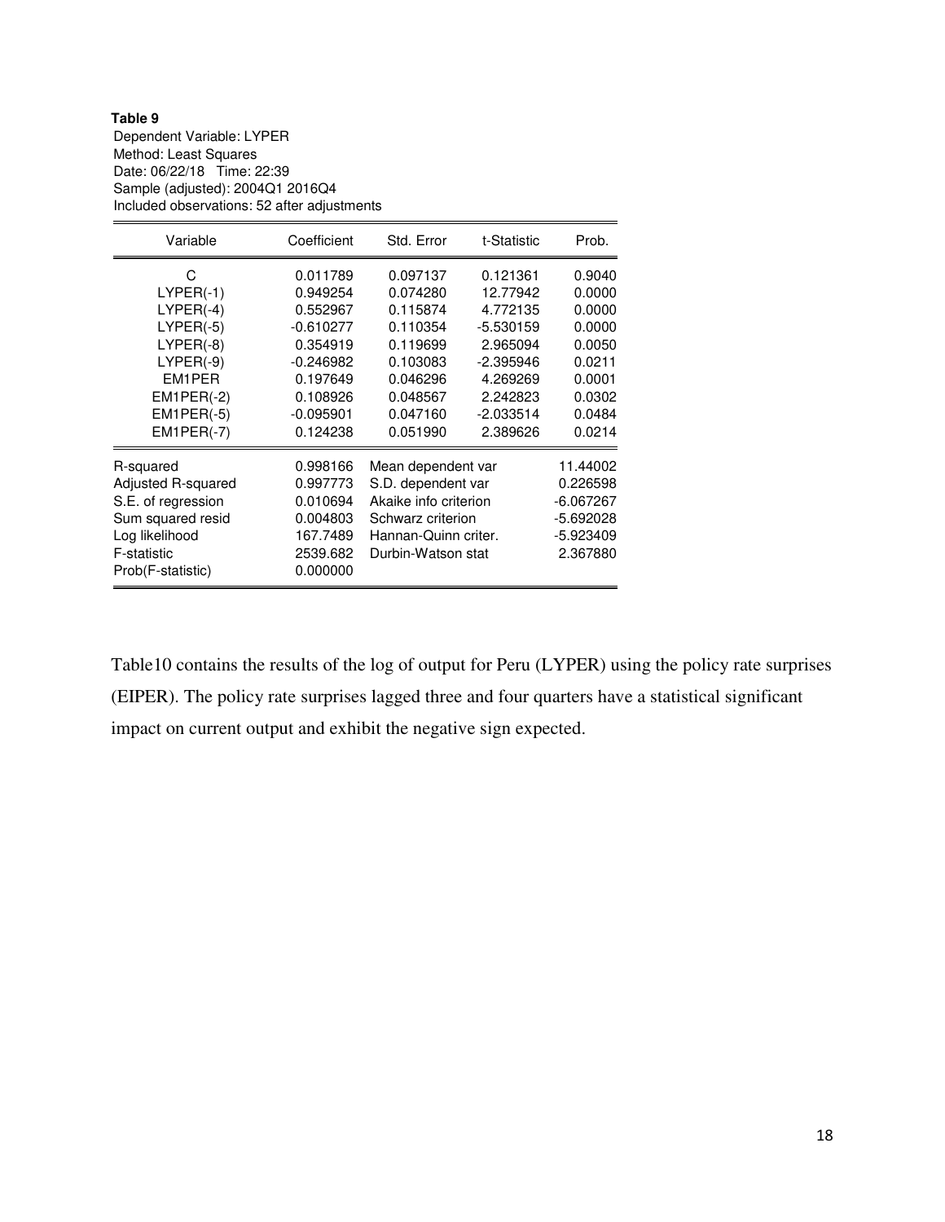**Table 9**

Dependent Variable: LYPER
Method: Least Squares
Date: 06/22/18 Time: 22:39
Sample (adjusted): 2004Q1 2016Q4
Included observations: 52 after adjustments

| Variable | Coefficient | Std. Error | t-Statistic | Prob. |
|---|---|---|---|---|
| C | 0.011789 | 0.097137 | 0.121361 | 0.9040 |
| LYPER(-1) | 0.949254 | 0.074280 | 12.77942 | 0.0000 |
| LYPER(-4) | 0.552967 | 0.115874 | 4.772135 | 0.0000 |
| LYPER(-5) | -0.610277 | 0.110354 | -5.530159 | 0.0000 |
| LYPER(-8) | 0.354919 | 0.119699 | 2.965094 | 0.0050 |
| LYPER(-9) | -0.246982 | 0.103083 | -2.395946 | 0.0211 |
| EM1PER | 0.197649 | 0.046296 | 4.269269 | 0.0001 |
| EM1PER(-2) | 0.108926 | 0.048567 | 2.242823 | 0.0302 |
| EM1PER(-5) | -0.095901 | 0.047160 | -2.033514 | 0.0484 |
| EM1PER(-7) | 0.124238 | 0.051990 | 2.389626 | 0.0214 |

| | | | |
|---|---|---|---|
| R-squared | 0.998166 | Mean dependent var | 11.44002 |
| Adjusted R-squared | 0.997773 | S.D. dependent var | 0.226598 |
| S.E. of regression | 0.010694 | Akaike info criterion | -6.067267 |
| Sum squared resid | 0.004803 | Schwarz criterion | -5.692028 |
| Log likelihood | 167.7489 | Hannan-Quinn criter. | -5.923409 |
| F-statistic | 2539.682 | Durbin-Watson stat | 2.367880 |
| Prob(F-statistic) | 0.000000 | | |

Table10 contains the results of the log of output for Peru (LYPER) using the policy rate surprises (EIPER). The policy rate surprises lagged three and four quarters have a statistical significant impact on current output and exhibit the negative sign expected.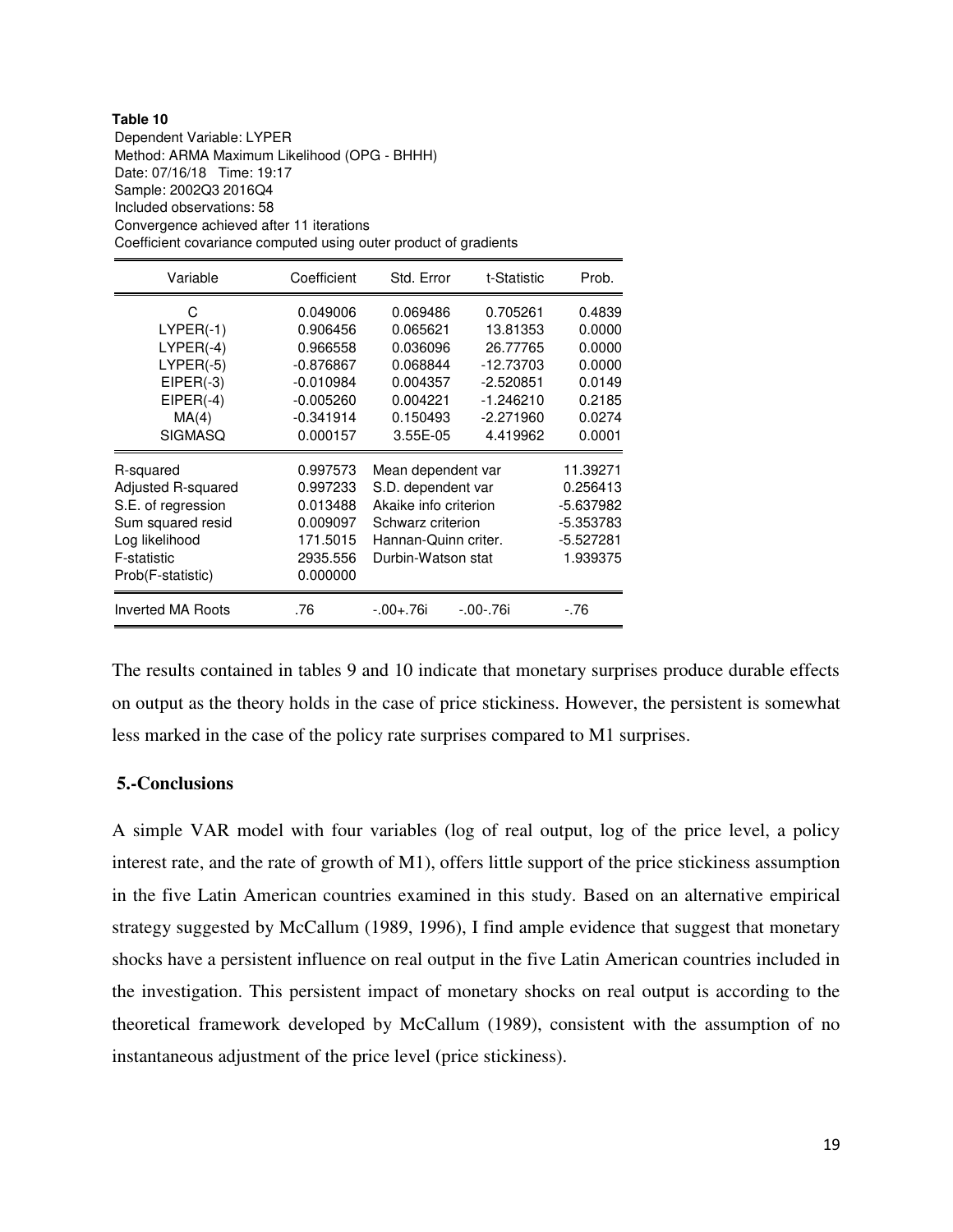**Table 10**

Dependent Variable: LYPER
Method: ARMA Maximum Likelihood (OPG - BHHH)
Date: 07/16/18 Time: 19:17
Sample: 2002Q3 2016Q4
Included observations: 58
Convergence achieved after 11 iterations
Coefficient covariance computed using outer product of gradients

| Variable | Coefficient | Std. Error | t-Statistic | Prob. |
|---|---|---|---|---|
| C | 0.049006 | 0.069486 | 0.705261 | 0.4839 |
| LYPER(-1) | 0.906456 | 0.065621 | 13.81353 | 0.0000 |
| LYPER(-4) | 0.966558 | 0.036096 | 26.77765 | 0.0000 |
| LYPER(-5) | -0.876867 | 0.068844 | -12.73703 | 0.0000 |
| EIPER(-3) | -0.010984 | 0.004357 | -2.520851 | 0.0149 |
| EIPER(-4) | -0.005260 | 0.004221 | -1.246210 | 0.2185 |
| MA(4) | -0.341914 | 0.150493 | -2.271960 | 0.0274 |
| SIGMASQ | 0.000157 | 3.55E-05 | 4.419962 | 0.0001 |

| | | | |
|---|---|---|---|
| R-squared | 0.997573 | Mean dependent var | 11.39271 |
| Adjusted R-squared | 0.997233 | S.D. dependent var | 0.256413 |
| S.E. of regression | 0.013488 | Akaike info criterion | -5.637982 |
| Sum squared resid | 0.009097 | Schwarz criterion | -5.353783 |
| Log likelihood | 171.5015 | Hannan-Quinn criter. | -5.527281 |
| F-statistic | 2935.556 | Durbin-Watson stat | 1.939375 |
| Prob(F-statistic) | 0.000000 | | |

| | | | | |
|---|---|---|---|---|
| Inverted MA Roots | .76 | -.00+.76i | -.00-.76i | -.76 |

The results contained in tables 9 and 10 indicate that monetary surprises produce durable effects on output as the theory holds in the case of price stickiness. However, the persistent is somewhat less marked in the case of the policy rate surprises compared to M1 surprises.

## 5.-Conclusions

A simple VAR model with four variables (log of real output, log of the price level, a policy interest rate, and the rate of growth of M1), offers little support of the price stickiness assumption in the five Latin American countries examined in this study. Based on an alternative empirical strategy suggested by McCallum (1989, 1996), I find ample evidence that suggest that monetary shocks have a persistent influence on real output in the five Latin American countries included in the investigation. This persistent impact of monetary shocks on real output is according to the theoretical framework developed by McCallum (1989), consistent with the assumption of no instantaneous adjustment of the price level (price stickiness).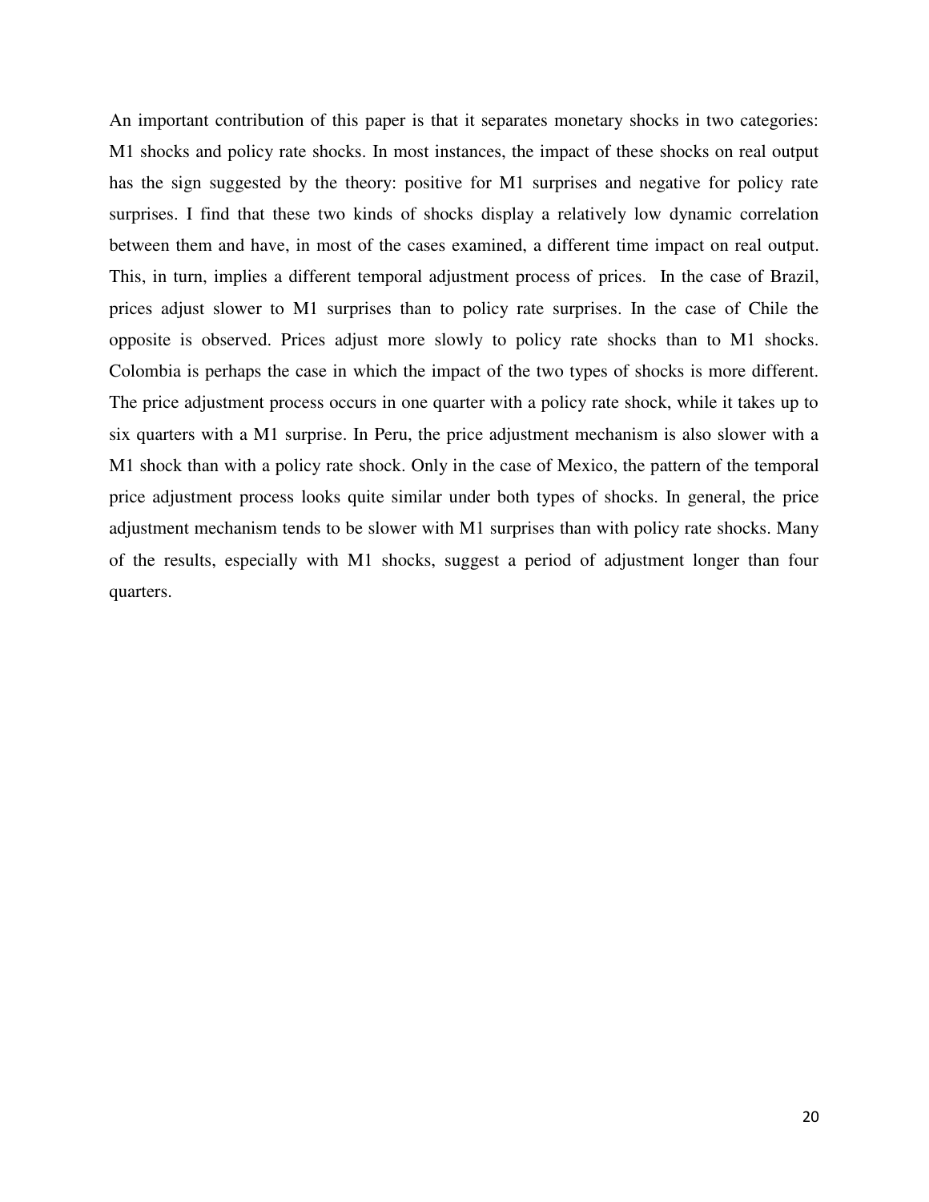An important contribution of this paper is that it separates monetary shocks in two categories: M1 shocks and policy rate shocks. In most instances, the impact of these shocks on real output has the sign suggested by the theory: positive for M1 surprises and negative for policy rate surprises. I find that these two kinds of shocks display a relatively low dynamic correlation between them and have, in most of the cases examined, a different time impact on real output. This, in turn, implies a different temporal adjustment process of prices. In the case of Brazil, prices adjust slower to M1 surprises than to policy rate surprises. In the case of Chile the opposite is observed. Prices adjust more slowly to policy rate shocks than to M1 shocks. Colombia is perhaps the case in which the impact of the two types of shocks is more different. The price adjustment process occurs in one quarter with a policy rate shock, while it takes up to six quarters with a M1 surprise. In Peru, the price adjustment mechanism is also slower with a M1 shock than with a policy rate shock. Only in the case of Mexico, the pattern of the temporal price adjustment process looks quite similar under both types of shocks. In general, the price adjustment mechanism tends to be slower with M1 surprises than with policy rate shocks. Many of the results, especially with M1 shocks, suggest a period of adjustment longer than four quarters.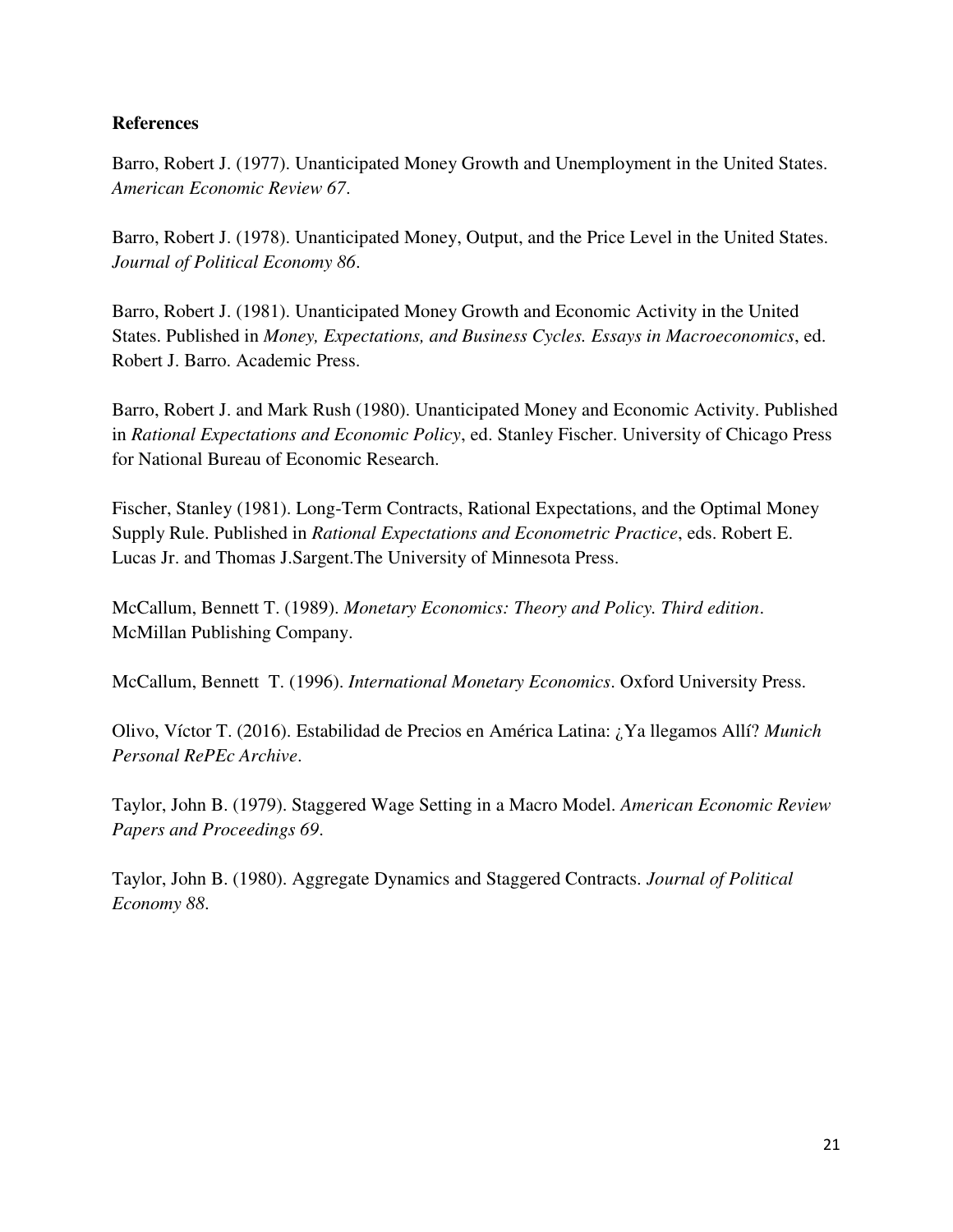## References

Barro, Robert J. (1977). Unanticipated Money Growth and Unemployment in the United States. *American Economic Review 67*.

Barro, Robert J. (1978). Unanticipated Money, Output, and the Price Level in the United States. *Journal of Political Economy 86*.

Barro, Robert J. (1981). Unanticipated Money Growth and Economic Activity in the United States. Published in *Money, Expectations, and Business Cycles. Essays in Macroeconomics*, ed. Robert J. Barro. Academic Press.

Barro, Robert J. and Mark Rush (1980). Unanticipated Money and Economic Activity. Published in *Rational Expectations and Economic Policy*, ed. Stanley Fischer. University of Chicago Press for National Bureau of Economic Research.

Fischer, Stanley (1981). Long-Term Contracts, Rational Expectations, and the Optimal Money Supply Rule. Published in *Rational Expectations and Econometric Practice*, eds. Robert E. Lucas Jr. and Thomas J.Sargent.The University of Minnesota Press.

McCallum, Bennett T. (1989). *Monetary Economics: Theory and Policy. Third edition*. McMillan Publishing Company.

McCallum, Bennett T. (1996). *International Monetary Economics*. Oxford University Press.

Olivo, Víctor T. (2016). Estabilidad de Precios en América Latina: ¿Ya llegamos Allí? *Munich Personal RePEc Archive*.

Taylor, John B. (1979). Staggered Wage Setting in a Macro Model. *American Economic Review Papers and Proceedings 69*.

Taylor, John B. (1980). Aggregate Dynamics and Staggered Contracts. *Journal of Political Economy 88*.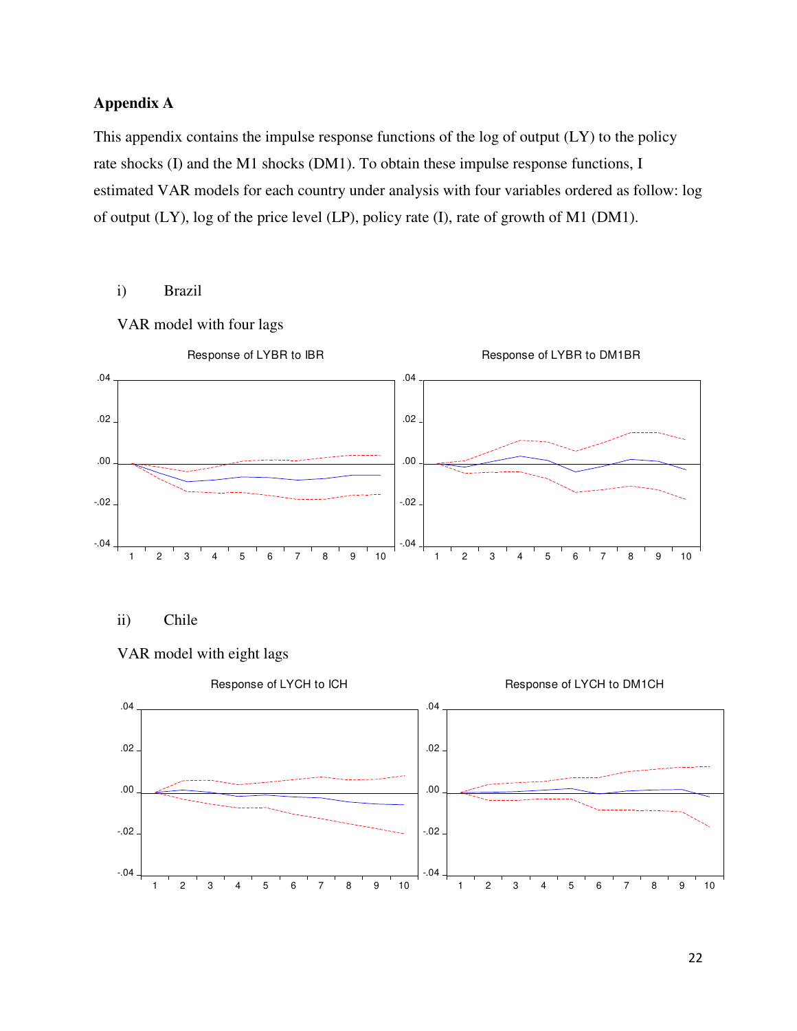## Appendix A

This appendix contains the impulse response functions of the log of output (LY) to the policy rate shocks (I) and the M1 shocks (DM1). To obtain these impulse response functions, I estimated VAR models for each country under analysis with four variables ordered as follow: log of output (LY), log of the price level (LP), policy rate (I), rate of growth of M1 (DM1).

i) Brazil

VAR model with four lags

Response of LYBR to IBR

Response of LYBR to DM1BR

ii) Chile

VAR model with eight lags

Response of LYCH to ICH

Response of LYCH to DM1CH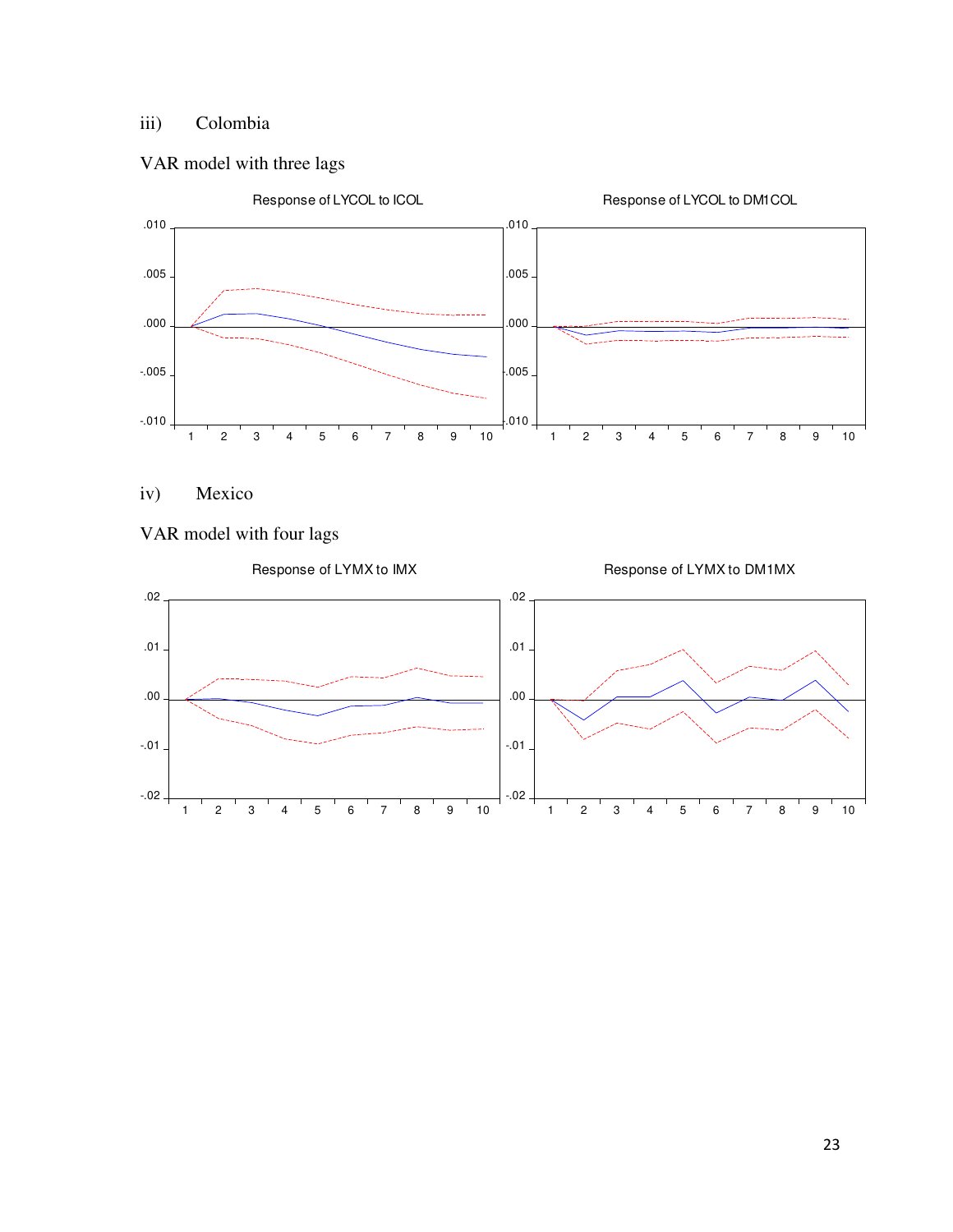iii) Colombia

VAR model with three lags

Response of LYCOL to ICOL

Response of LYCOL to DM1COL

iv) Mexico

VAR model with four lags

Response of LYMX to IMX

Response of LYMX to DM1MX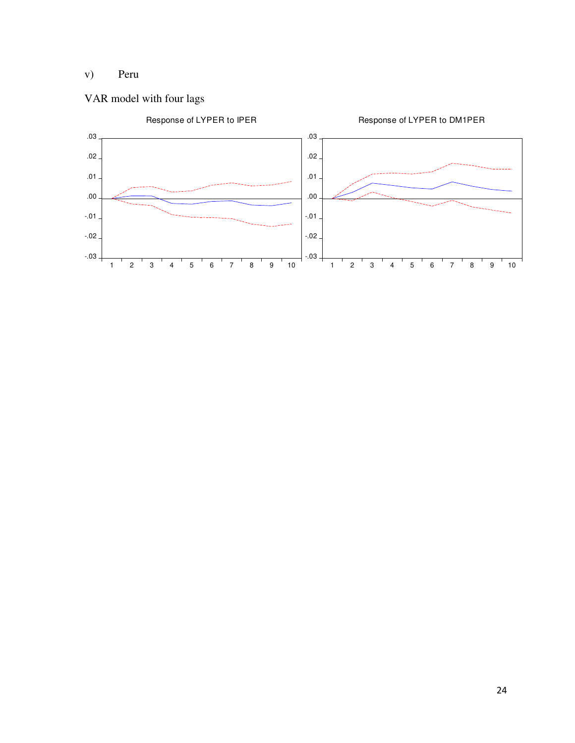v) Peru

VAR model with four lags

Response of LYPER to IPER

Response of LYPER to DM1PER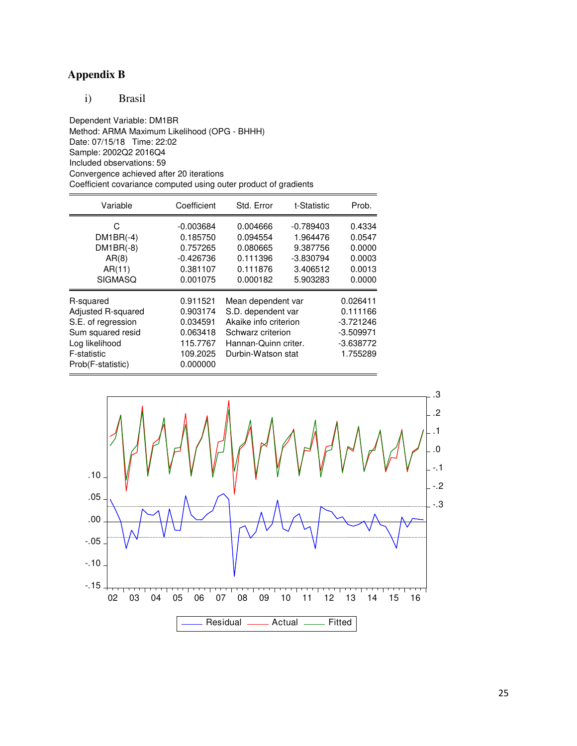## Appendix B

i) Brasil

Dependent Variable: DM1BR
Method: ARMA Maximum Likelihood (OPG - BHHH)
Date: 07/15/18 Time: 22:02
Sample: 2002Q2 2016Q4
Included observations: 59
Convergence achieved after 20 iterations
Coefficient covariance computed using outer product of gradients

| Variable | Coefficient | Std. Error | t-Statistic | Prob. |
|---|---|---|---|---|
| C | -0.003684 | 0.004666 | -0.789403 | 0.4334 |
| DM1BR(-4) | 0.185750 | 0.094554 | 1.964476 | 0.0547 |
| DM1BR(-8) | 0.757265 | 0.080665 | 9.387756 | 0.0000 |
| AR(8) | -0.426736 | 0.111396 | -3.830794 | 0.0003 |
| AR(11) | 0.381107 | 0.111876 | 3.406512 | 0.0013 |
| SIGMASQ | 0.001075 | 0.000182 | 5.903283 | 0.0000 |

| | | | |
|---|---|---|---|
| R-squared | 0.911521 | Mean dependent var | 0.026411 |
| Adjusted R-squared | 0.903174 | S.D. dependent var | 0.111166 |
| S.E. of regression | 0.034591 | Akaike info criterion | -3.721246 |
| Sum squared resid | 0.063418 | Schwarz criterion | -3.509971 |
| Log likelihood | 115.7767 | Hannan-Quinn criter. | -3.638772 |
| F-statistic | 109.2025 | Durbin-Watson stat | 1.755289 |
| Prob(F-statistic) | 0.000000 | | |

Residual — Actual — Fitted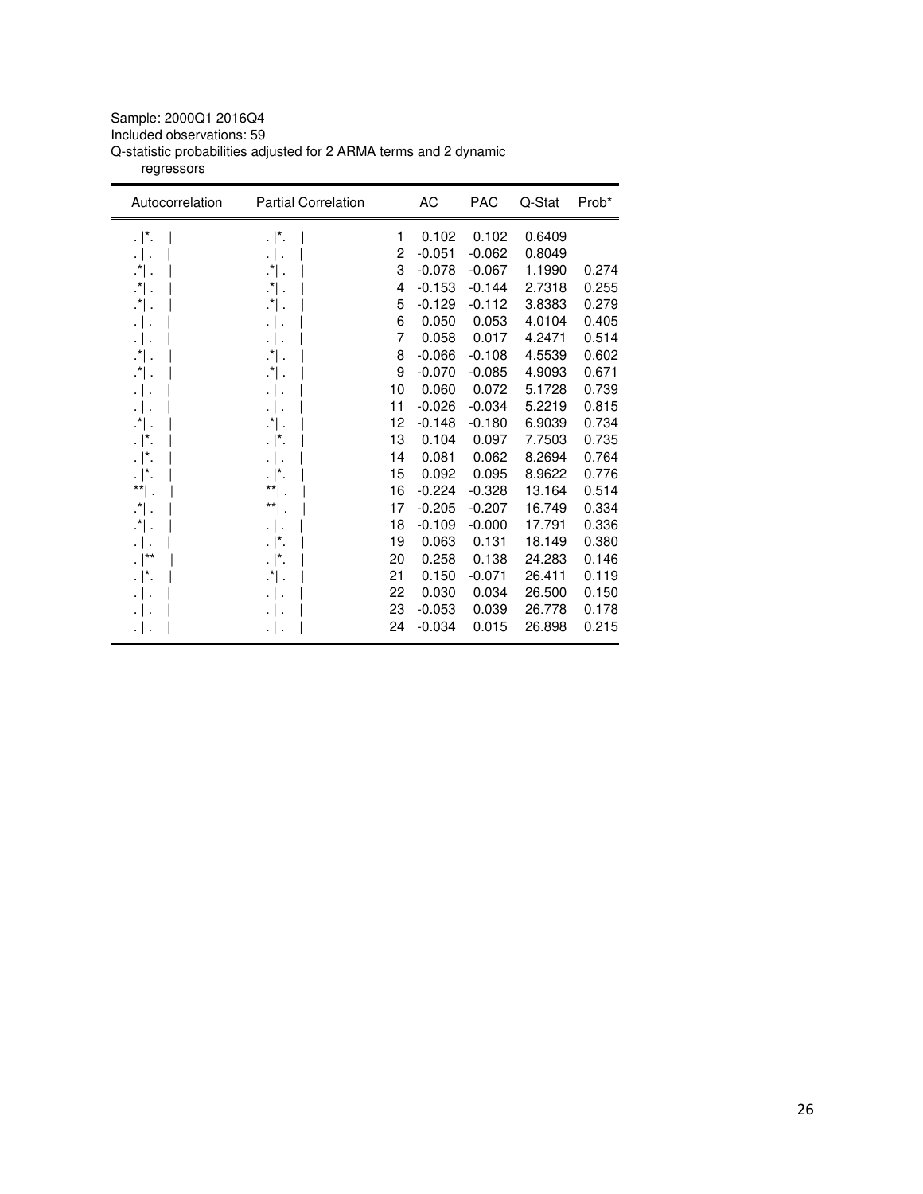Sample: 2000Q1 2016Q4
Included observations: 59
Q-statistic probabilities adjusted for 2 ARMA terms and 2 dynamic regressors

| Autocorrelation | Partial Correlation | | AC | PAC | Q-Stat | Prob* |
|---|---|---|---|---|---|---|
| . \|*. \| | . \|*. \| | 1 | 0.102 | 0.102 | 0.6409 | |
| . \| . \| | . \| . \| | 2 | -0.051 | -0.062 | 0.8049 | |
| .*\| . \| | .*\| . \| | 3 | -0.078 | -0.067 | 1.1990 | 0.274 |
| .*\| . \| | .*\| . \| | 4 | -0.153 | -0.144 | 2.7318 | 0.255 |
| .*\| . \| | .*\| . \| | 5 | -0.129 | -0.112 | 3.8383 | 0.279 |
| . \| . \| | . \| . \| | 6 | 0.050 | 0.053 | 4.0104 | 0.405 |
| . \| . \| | . \| . \| | 7 | 0.058 | 0.017 | 4.2471 | 0.514 |
| .*\| . \| | .*\| . \| | 8 | -0.066 | -0.108 | 4.5539 | 0.602 |
| .*\| . \| | .*\| . \| | 9 | -0.070 | -0.085 | 4.9093 | 0.671 |
| . \| . \| | . \| . \| | 10 | 0.060 | 0.072 | 5.1728 | 0.739 |
| . \| . \| | . \| . \| | 11 | -0.026 | -0.034 | 5.2219 | 0.815 |
| .*\| . \| | .*\| . \| | 12 | -0.148 | -0.180 | 6.9039 | 0.734 |
| . \|*. \| | . \|*. \| | 13 | 0.104 | 0.097 | 7.7503 | 0.735 |
| . \|*. \| | . \| . \| | 14 | 0.081 | 0.062 | 8.2694 | 0.764 |
| . \|*. \| | . \|*. \| | 15 | 0.092 | 0.095 | 8.9622 | 0.776 |
| **\| . \| | **\| . \| | 16 | -0.224 | -0.328 | 13.164 | 0.514 |
| .*\| . \| | **\| . \| | 17 | -0.205 | -0.207 | 16.749 | 0.334 |
| .*\| . \| | . \| . \| | 18 | -0.109 | -0.000 | 17.791 | 0.336 |
| . \| . \| | . \|*. \| | 19 | 0.063 | 0.131 | 18.149 | 0.380 |
| . \|** \| | . \|*. \| | 20 | 0.258 | 0.138 | 24.283 | 0.146 |
| . \|*. \| | .*\| . \| | 21 | 0.150 | -0.071 | 26.411 | 0.119 |
| . \| . \| | . \| . \| | 22 | 0.030 | 0.034 | 26.500 | 0.150 |
| . \| . \| | . \| . \| | 23 | -0.053 | 0.039 | 26.778 | 0.178 |
| . \| . \| | . \| . \| | 24 | -0.034 | 0.015 | 26.898 | 0.215 |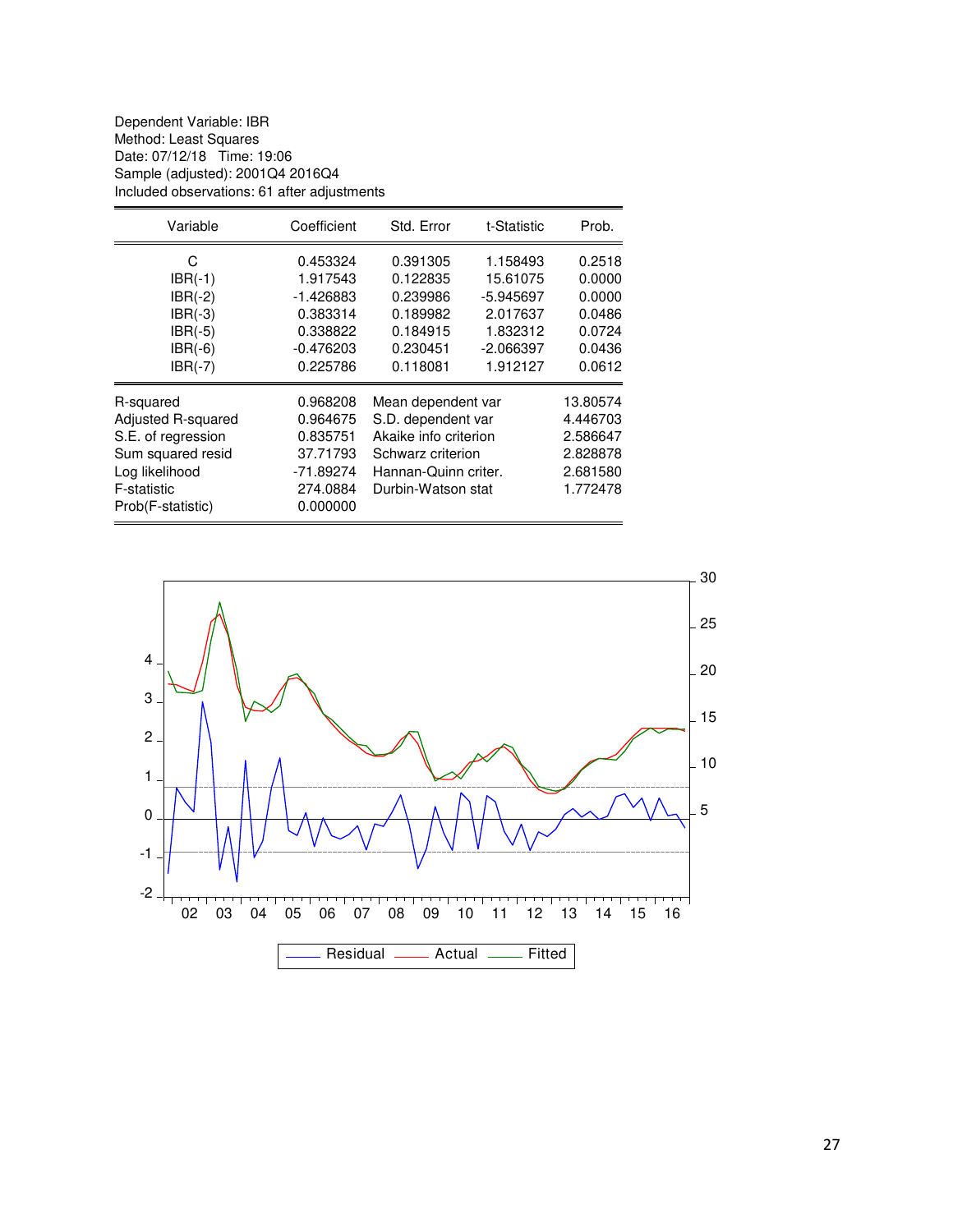Dependent Variable: IBR
Method: Least Squares
Date: 07/12/18 Time: 19:06
Sample (adjusted): 2001Q4 2016Q4
Included observations: 61 after adjustments

| Variable | Coefficient | Std. Error | t-Statistic | Prob. |
|---|---|---|---|---|
| C | 0.453324 | 0.391305 | 1.158493 | 0.2518 |
| IBR(-1) | 1.917543 | 0.122835 | 15.61075 | 0.0000 |
| IBR(-2) | -1.426883 | 0.239986 | -5.945697 | 0.0000 |
| IBR(-3) | 0.383314 | 0.189982 | 2.017637 | 0.0486 |
| IBR(-5) | 0.338822 | 0.184915 | 1.832312 | 0.0724 |
| IBR(-6) | -0.476203 | 0.230451 | -2.066397 | 0.0436 |
| IBR(-7) | 0.225786 | 0.118081 | 1.912127 | 0.0612 |

| | | | |
|---|---|---|---|
| R-squared | 0.968208 | Mean dependent var | 13.80574 |
| Adjusted R-squared | 0.964675 | S.D. dependent var | 4.446703 |
| S.E. of regression | 0.835751 | Akaike info criterion | 2.586647 |
| Sum squared resid | 37.71793 | Schwarz criterion | 2.828878 |
| Log likelihood | -71.89274 | Hannan-Quinn criter. | 2.681580 |
| F-statistic | 274.0884 | Durbin-Watson stat | 1.772478 |
| Prob(F-statistic) | 0.000000 | | |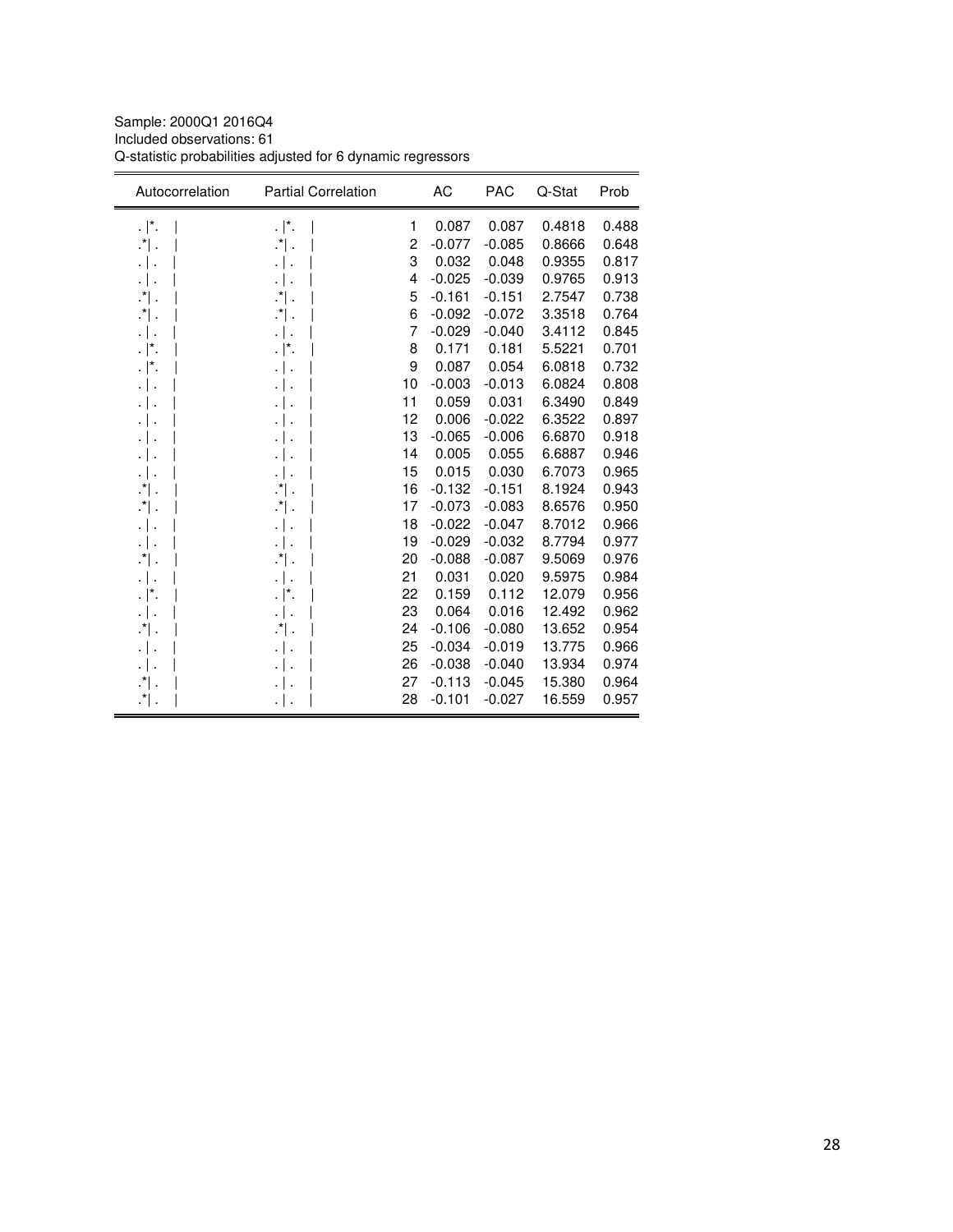Sample: 2000Q1 2016Q4
Included observations: 61
Q-statistic probabilities adjusted for 6 dynamic regressors

| Autocorrelation | Partial Correlation | | AC | PAC | Q-Stat | Prob |
|---|---|---|---|---|---|---|
| . \|*. \| | . \|*. \| | 1 | 0.087 | 0.087 | 0.4818 | 0.488 |
| .*\| . \| | .*\| . \| | 2 | -0.077 | -0.085 | 0.8666 | 0.648 |
| . \| . \| | . \| . \| | 3 | 0.032 | 0.048 | 0.9355 | 0.817 |
| . \| . \| | . \| . \| | 4 | -0.025 | -0.039 | 0.9765 | 0.913 |
| .*\| . \| | .*\| . \| | 5 | -0.161 | -0.151 | 2.7547 | 0.738 |
| .*\| . \| | .*\| . \| | 6 | -0.092 | -0.072 | 3.3518 | 0.764 |
| . \| . \| | . \| . \| | 7 | -0.029 | -0.040 | 3.4112 | 0.845 |
| . \|*. \| | . \|*. \| | 8 | 0.171 | 0.181 | 5.5221 | 0.701 |
| . \|*. \| | . \| . \| | 9 | 0.087 | 0.054 | 6.0818 | 0.732 |
| . \| . \| | . \| . \| | 10 | -0.003 | -0.013 | 6.0824 | 0.808 |
| . \| . \| | . \| . \| | 11 | 0.059 | 0.031 | 6.3490 | 0.849 |
| . \| . \| | . \| . \| | 12 | 0.006 | -0.022 | 6.3522 | 0.897 |
| . \| . \| | . \| . \| | 13 | -0.065 | -0.006 | 6.6870 | 0.918 |
| . \| . \| | . \| . \| | 14 | 0.005 | 0.055 | 6.6887 | 0.946 |
| . \| . \| | . \| . \| | 15 | 0.015 | 0.030 | 6.7073 | 0.965 |
| .*\| . \| | .*\| . \| | 16 | -0.132 | -0.151 | 8.1924 | 0.943 |
| .*\| . \| | .*\| . \| | 17 | -0.073 | -0.083 | 8.6576 | 0.950 |
| . \| . \| | . \| . \| | 18 | -0.022 | -0.047 | 8.7012 | 0.966 |
| . \| . \| | . \| . \| | 19 | -0.029 | -0.032 | 8.7794 | 0.977 |
| .*\| . \| | .*\| . \| | 20 | -0.088 | -0.087 | 9.5069 | 0.976 |
| . \| . \| | . \| . \| | 21 | 0.031 | 0.020 | 9.5975 | 0.984 |
| . \|*. \| | . \|*. \| | 22 | 0.159 | 0.112 | 12.079 | 0.956 |
| . \| . \| | . \| . \| | 23 | 0.064 | 0.016 | 12.492 | 0.962 |
| .*\| . \| | .*\| . \| | 24 | -0.106 | -0.080 | 13.652 | 0.954 |
| . \| . \| | . \| . \| | 25 | -0.034 | -0.019 | 13.775 | 0.966 |
| . \| . \| | . \| . \| | 26 | -0.038 | -0.040 | 13.934 | 0.974 |
| .*\| . \| | . \| . \| | 27 | -0.113 | -0.045 | 15.380 | 0.964 |
| .*\| . \| | . \| . \| | 28 | -0.101 | -0.027 | 16.559 | 0.957 |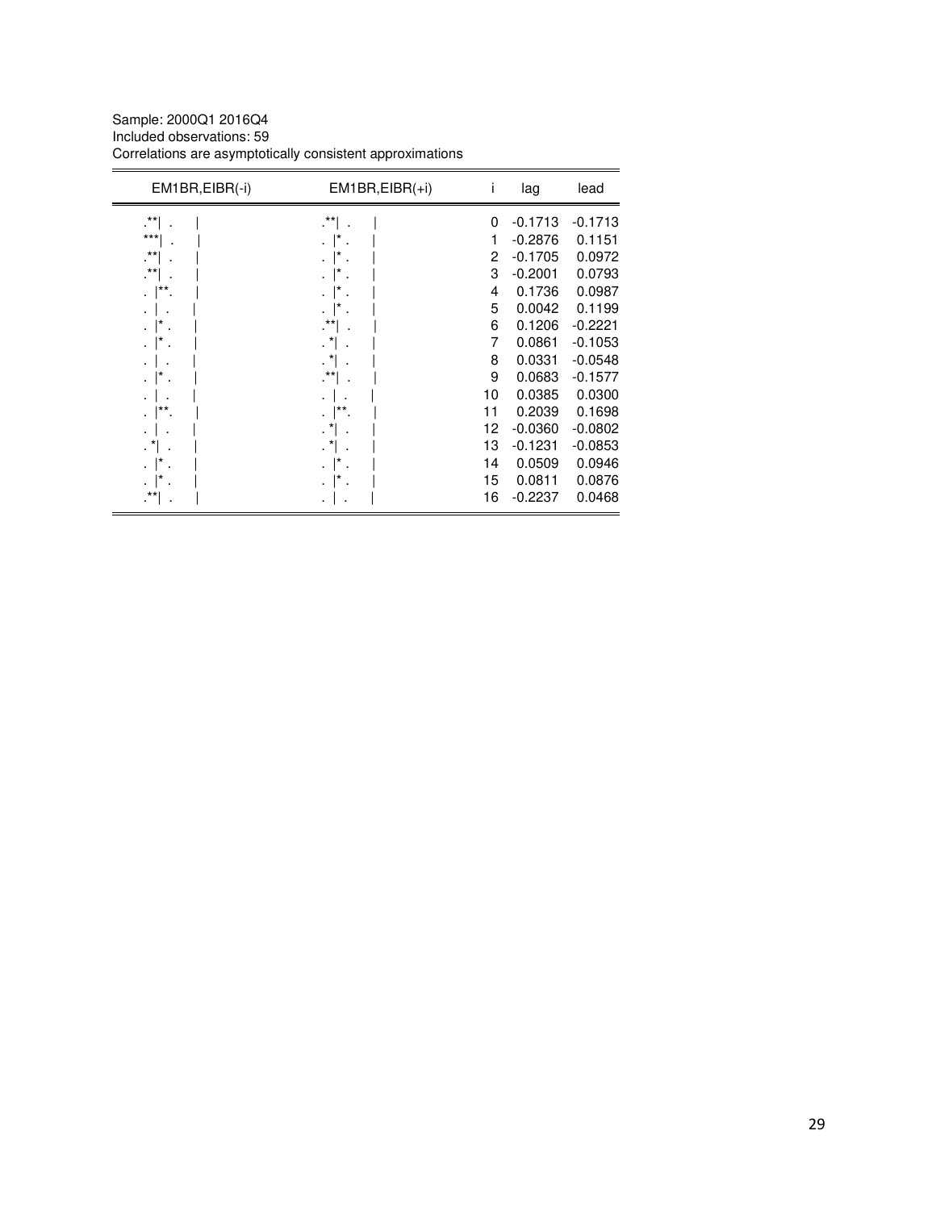Sample: 2000Q1 2016Q4
Included observations: 59
Correlations are asymptotically consistent approximations

| EM1BR,EIBR(-i) | EM1BR,EIBR(+i) | i | lag | lead |
|---|---|---|---|---|
| .**\| . \| | .**\| . \| | 0 | -0.1713 | -0.1713 |
| ***\| . \| | . \|* . \| | 1 | -0.2876 | 0.1151 |
| .**\| . \| | . \|* . \| | 2 | -0.1705 | 0.0972 |
| .**\| . \| | . \|* . \| | 3 | -0.2001 | 0.0793 |
| . \|**. \| | . \|* . \| | 4 | 0.1736 | 0.0987 |
| . \| . \| | . \|* . \| | 5 | 0.0042 | 0.1199 |
| . \|* . \| | .**\| . \| | 6 | 0.1206 | -0.2221 |
| . \|* . \| | . *\| . \| | 7 | 0.0861 | -0.1053 |
| . \| . \| | . *\| . \| | 8 | 0.0331 | -0.0548 |
| . \|* . \| | .**\| . \| | 9 | 0.0683 | -0.1577 |
| . \| . \| | . \| . \| | 10 | 0.0385 | 0.0300 |
| . \|**. \| | . \|**. \| | 11 | 0.2039 | 0.1698 |
| . \| . \| | . *\| . \| | 12 | -0.0360 | -0.0802 |
| . *\| . \| | . *\| . \| | 13 | -0.1231 | -0.0853 |
| . \|* . \| | . \|* . \| | 14 | 0.0509 | 0.0946 |
| . \|* . \| | . \|* . \| | 15 | 0.0811 | 0.0876 |
| .**\| . \| | . \| . \| | 16 | -0.2237 | 0.0468 |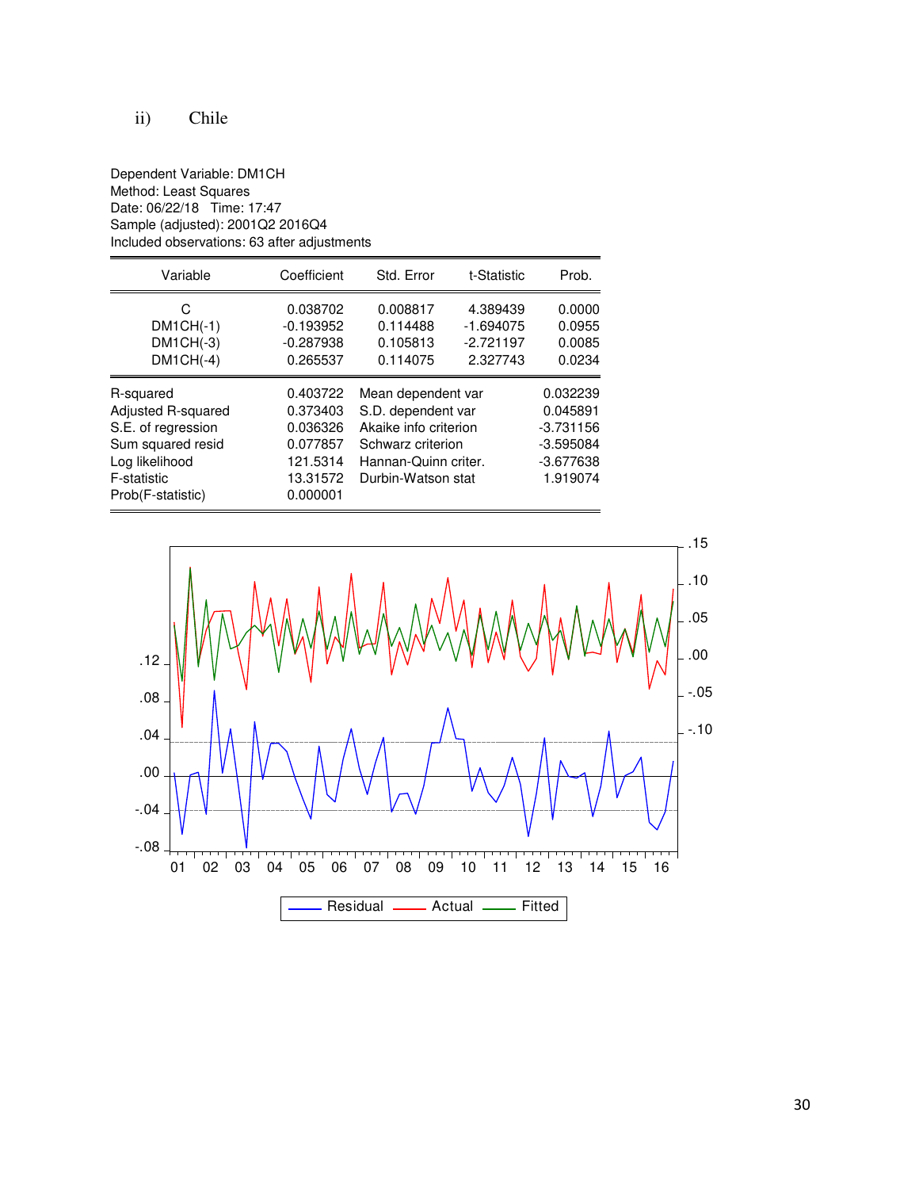ii) Chile

Dependent Variable: DM1CH
Method: Least Squares
Date: 06/22/18 Time: 17:47
Sample (adjusted): 2001Q2 2016Q4
Included observations: 63 after adjustments

| Variable | Coefficient | Std. Error | t-Statistic | Prob. |
|---|---|---|---|---|
| C | 0.038702 | 0.008817 | 4.389439 | 0.0000 |
| DM1CH(-1) | -0.193952 | 0.114488 | -1.694075 | 0.0955 |
| DM1CH(-3) | -0.287938 | 0.105813 | -2.721197 | 0.0085 |
| DM1CH(-4) | 0.265537 | 0.114075 | 2.327743 | 0.0234 |

| | | | |
|---|---|---|---|
| R-squared | 0.403722 | Mean dependent var | 0.032239 |
| Adjusted R-squared | 0.373403 | S.D. dependent var | 0.045891 |
| S.E. of regression | 0.036326 | Akaike info criterion | -3.731156 |
| Sum squared resid | 0.077857 | Schwarz criterion | -3.595084 |
| Log likelihood | 121.5314 | Hannan-Quinn criter. | -3.677638 |
| F-statistic | 13.31572 | Durbin-Watson stat | 1.919074 |
| Prob(F-statistic) | 0.000001 | | |

Residual — Actual — Fitted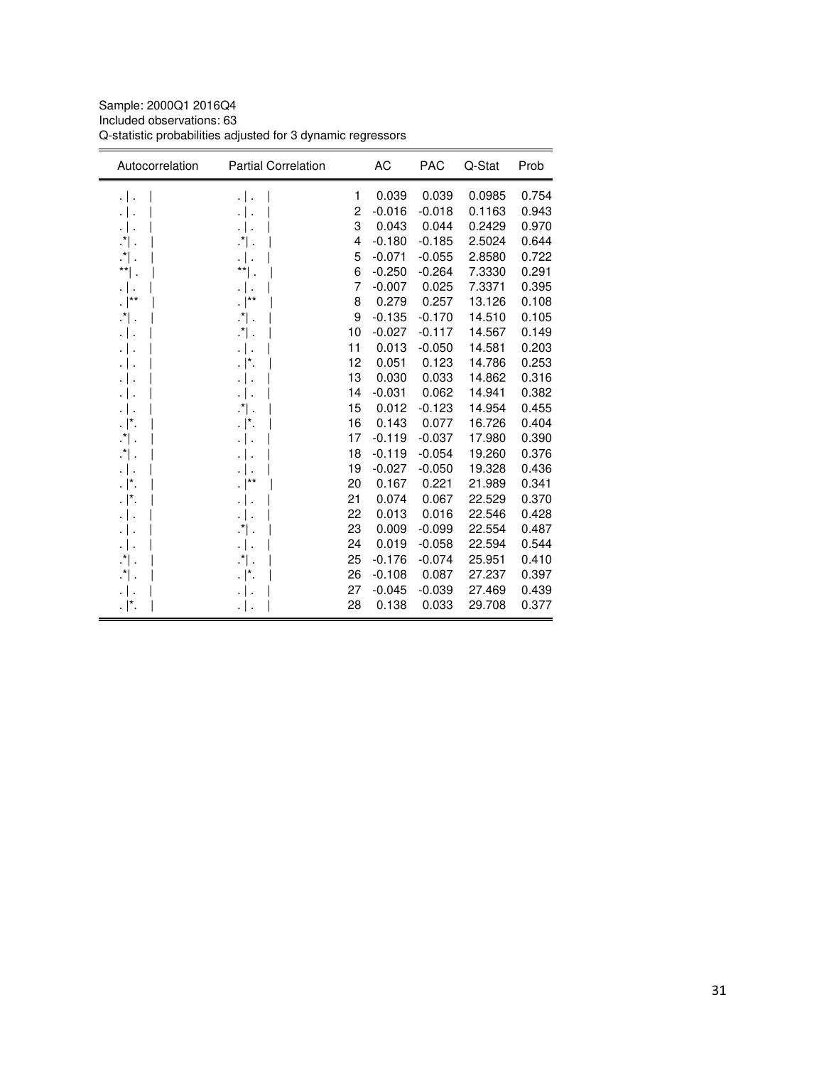Sample: 2000Q1 2016Q4
Included observations: 63
Q-statistic probabilities adjusted for 3 dynamic regressors

| Autocorrelation | Partial Correlation | | AC | PAC | Q-Stat | Prob |
|---|---|---|---|---|---|---|
| . \| . \| | . \| . \| | 1 | 0.039 | 0.039 | 0.0985 | 0.754 |
| . \| . \| | . \| . \| | 2 | -0.016 | -0.018 | 0.1163 | 0.943 |
| . \| . \| | . \| . \| | 3 | 0.043 | 0.044 | 0.2429 | 0.970 |
| .*\| . \| | .*\| . \| | 4 | -0.180 | -0.185 | 2.5024 | 0.644 |
| .*\| . \| | . \| . \| | 5 | -0.071 | -0.055 | 2.8580 | 0.722 |
| **\| . \| | **\| . \| | 6 | -0.250 | -0.264 | 7.3330 | 0.291 |
| . \| . \| | . \| . \| | 7 | -0.007 | 0.025 | 7.3371 | 0.395 |
| . \|** \| | . \|** \| | 8 | 0.279 | 0.257 | 13.126 | 0.108 |
| .*\| . \| | .*\| . \| | 9 | -0.135 | -0.170 | 14.510 | 0.105 |
| . \| . \| | .*\| . \| | 10 | -0.027 | -0.117 | 14.567 | 0.149 |
| . \| . \| | . \| . \| | 11 | 0.013 | -0.050 | 14.581 | 0.203 |
| . \| . \| | . \|*. \| | 12 | 0.051 | 0.123 | 14.786 | 0.253 |
| . \| . \| | . \| . \| | 13 | 0.030 | 0.033 | 14.862 | 0.316 |
| . \| . \| | . \| . \| | 14 | -0.031 | 0.062 | 14.941 | 0.382 |
| . \| . \| | .*\| . \| | 15 | 0.012 | -0.123 | 14.954 | 0.455 |
| . \|*. \| | . \|*. \| | 16 | 0.143 | 0.077 | 16.726 | 0.404 |
| .*\| . \| | . \| . \| | 17 | -0.119 | -0.037 | 17.980 | 0.390 |
| .*\| . \| | . \| . \| | 18 | -0.119 | -0.054 | 19.260 | 0.376 |
| . \| . \| | . \| . \| | 19 | -0.027 | -0.050 | 19.328 | 0.436 |
| . \|*. \| | . \|** \| | 20 | 0.167 | 0.221 | 21.989 | 0.341 |
| . \|*. \| | . \| . \| | 21 | 0.074 | 0.067 | 22.529 | 0.370 |
| . \| . \| | . \| . \| | 22 | 0.013 | 0.016 | 22.546 | 0.428 |
| . \| . \| | .*\| . \| | 23 | 0.009 | -0.099 | 22.554 | 0.487 |
| . \| . \| | . \| . \| | 24 | 0.019 | -0.058 | 22.594 | 0.544 |
| .*\| . \| | .*\| . \| | 25 | -0.176 | -0.074 | 25.951 | 0.410 |
| .*\| . \| | . \|*. \| | 26 | -0.108 | 0.087 | 27.237 | 0.397 |
| . \| . \| | . \| . \| | 27 | -0.045 | -0.039 | 27.469 | 0.439 |
| . \|*. \| | . \| . \| | 28 | 0.138 | 0.033 | 29.708 | 0.377 |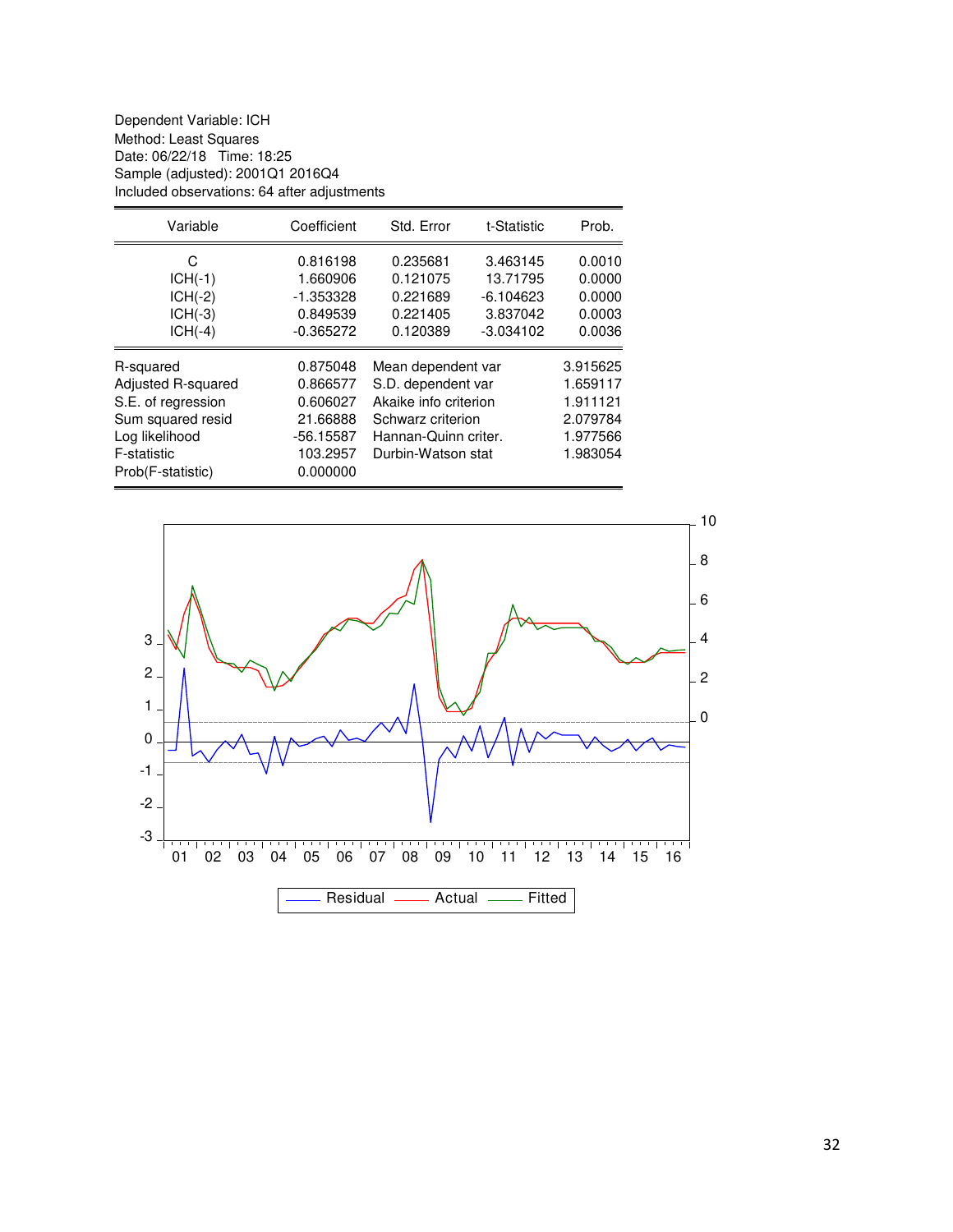Dependent Variable: ICH
Method: Least Squares
Date: 06/22/18 Time: 18:25
Sample (adjusted): 2001Q1 2016Q4
Included observations: 64 after adjustments

| Variable | Coefficient | Std. Error | t-Statistic | Prob. |
|---|---|---|---|---|
| C | 0.816198 | 0.235681 | 3.463145 | 0.0010 |
| ICH(-1) | 1.660906 | 0.121075 | 13.71795 | 0.0000 |
| ICH(-2) | -1.353328 | 0.221689 | -6.104623 | 0.0000 |
| ICH(-3) | 0.849539 | 0.221405 | 3.837042 | 0.0003 |
| ICH(-4) | -0.365272 | 0.120389 | -3.034102 | 0.0036 |

| | | | |
|---|---|---|---|
| R-squared | 0.875048 | Mean dependent var | 3.915625 |
| Adjusted R-squared | 0.866577 | S.D. dependent var | 1.659117 |
| S.E. of regression | 0.606027 | Akaike info criterion | 1.911121 |
| Sum squared resid | 21.66888 | Schwarz criterion | 2.079784 |
| Log likelihood | -56.15587 | Hannan-Quinn criter. | 1.977566 |
| F-statistic | 103.2957 | Durbin-Watson stat | 1.983054 |
| Prob(F-statistic) | 0.000000 | | |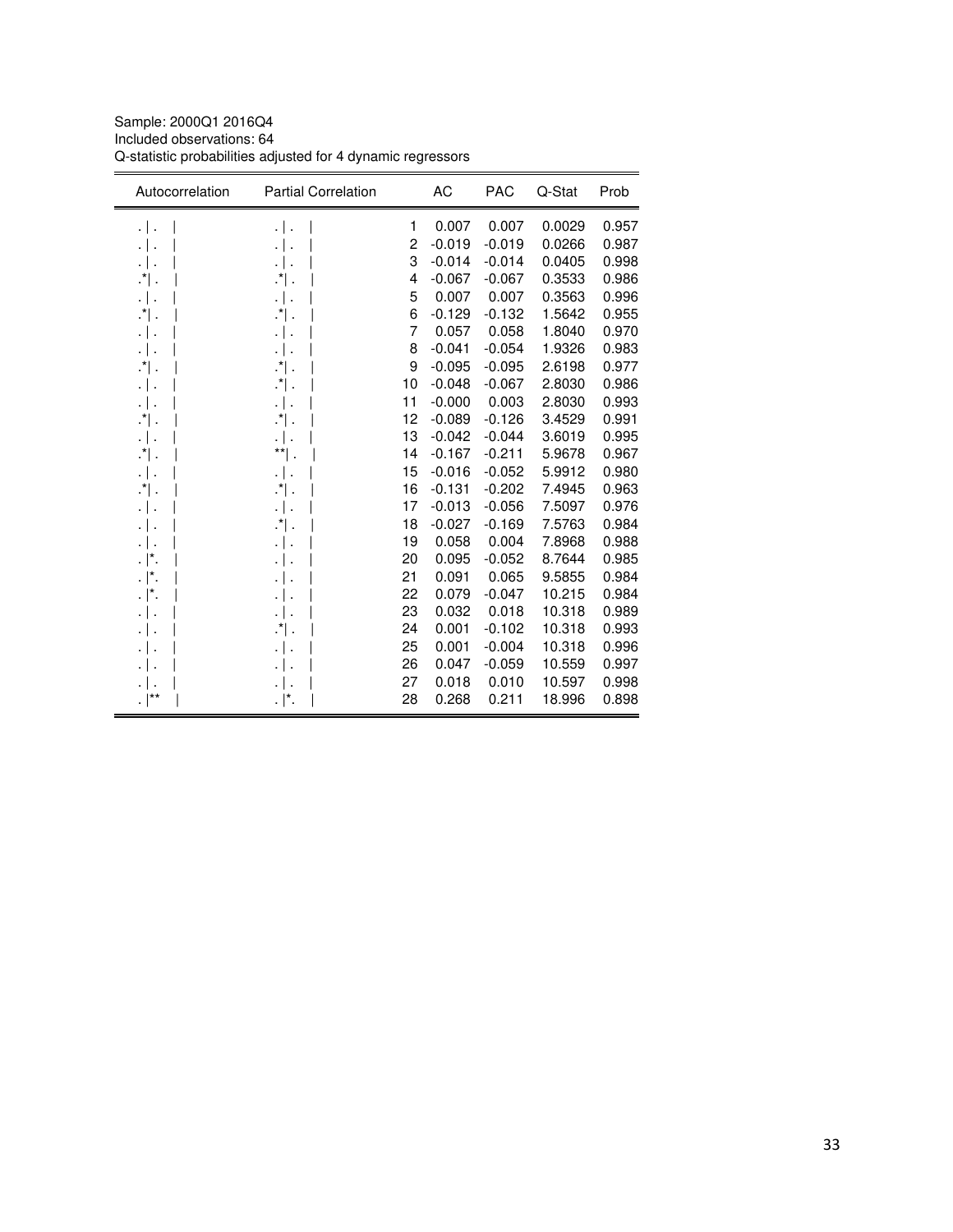Sample: 2000Q1 2016Q4
Included observations: 64
Q-statistic probabilities adjusted for 4 dynamic regressors

| Autocorrelation | Partial Correlation | | AC | PAC | Q-Stat | Prob |
|---|---|---|---|---|---|---|
| . \| . \| | . \| . \| | 1 | 0.007 | 0.007 | 0.0029 | 0.957 |
| . \| . \| | . \| . \| | 2 | -0.019 | -0.019 | 0.0266 | 0.987 |
| . \| . \| | . \| . \| | 3 | -0.014 | -0.014 | 0.0405 | 0.998 |
| .*\| . \| | .*\| . \| | 4 | -0.067 | -0.067 | 0.3533 | 0.986 |
| . \| . \| | . \| . \| | 5 | 0.007 | 0.007 | 0.3563 | 0.996 |
| .*\| . \| | .*\| . \| | 6 | -0.129 | -0.132 | 1.5642 | 0.955 |
| . \| . \| | . \| . \| | 7 | 0.057 | 0.058 | 1.8040 | 0.970 |
| . \| . \| | . \| . \| | 8 | -0.041 | -0.054 | 1.9326 | 0.983 |
| .*\| . \| | .*\| . \| | 9 | -0.095 | -0.095 | 2.6198 | 0.977 |
| . \| . \| | .*\| . \| | 10 | -0.048 | -0.067 | 2.8030 | 0.986 |
| . \| . \| | . \| . \| | 11 | -0.000 | 0.003 | 2.8030 | 0.993 |
| .*\| . \| | .*\| . \| | 12 | -0.089 | -0.126 | 3.4529 | 0.991 |
| . \| . \| | . \| . \| | 13 | -0.042 | -0.044 | 3.6019 | 0.995 |
| .*\| . \| | **\| . \| | 14 | -0.167 | -0.211 | 5.9678 | 0.967 |
| . \| . \| | . \| . \| | 15 | -0.016 | -0.052 | 5.9912 | 0.980 |
| .*\| . \| | .*\| . \| | 16 | -0.131 | -0.202 | 7.4945 | 0.963 |
| . \| . \| | . \| . \| | 17 | -0.013 | -0.056 | 7.5097 | 0.976 |
| . \| . \| | .*\| . \| | 18 | -0.027 | -0.169 | 7.5763 | 0.984 |
| . \| . \| | . \| . \| | 19 | 0.058 | 0.004 | 7.8968 | 0.988 |
| . \|*. \| | . \| . \| | 20 | 0.095 | -0.052 | 8.7644 | 0.985 |
| . \|*. \| | . \| . \| | 21 | 0.091 | 0.065 | 9.5855 | 0.984 |
| . \|*. \| | . \| . \| | 22 | 0.079 | -0.047 | 10.215 | 0.984 |
| . \| . \| | . \| . \| | 23 | 0.032 | 0.018 | 10.318 | 0.989 |
| . \| . \| | .*\| . \| | 24 | 0.001 | -0.102 | 10.318 | 0.993 |
| . \| . \| | . \| . \| | 25 | 0.001 | -0.004 | 10.318 | 0.996 |
| . \| . \| | . \| . \| | 26 | 0.047 | -0.059 | 10.559 | 0.997 |
| . \| . \| | . \| . \| | 27 | 0.018 | 0.010 | 10.597 | 0.998 |
| . \|** \| | . \|*. \| | 28 | 0.268 | 0.211 | 18.996 | 0.898 |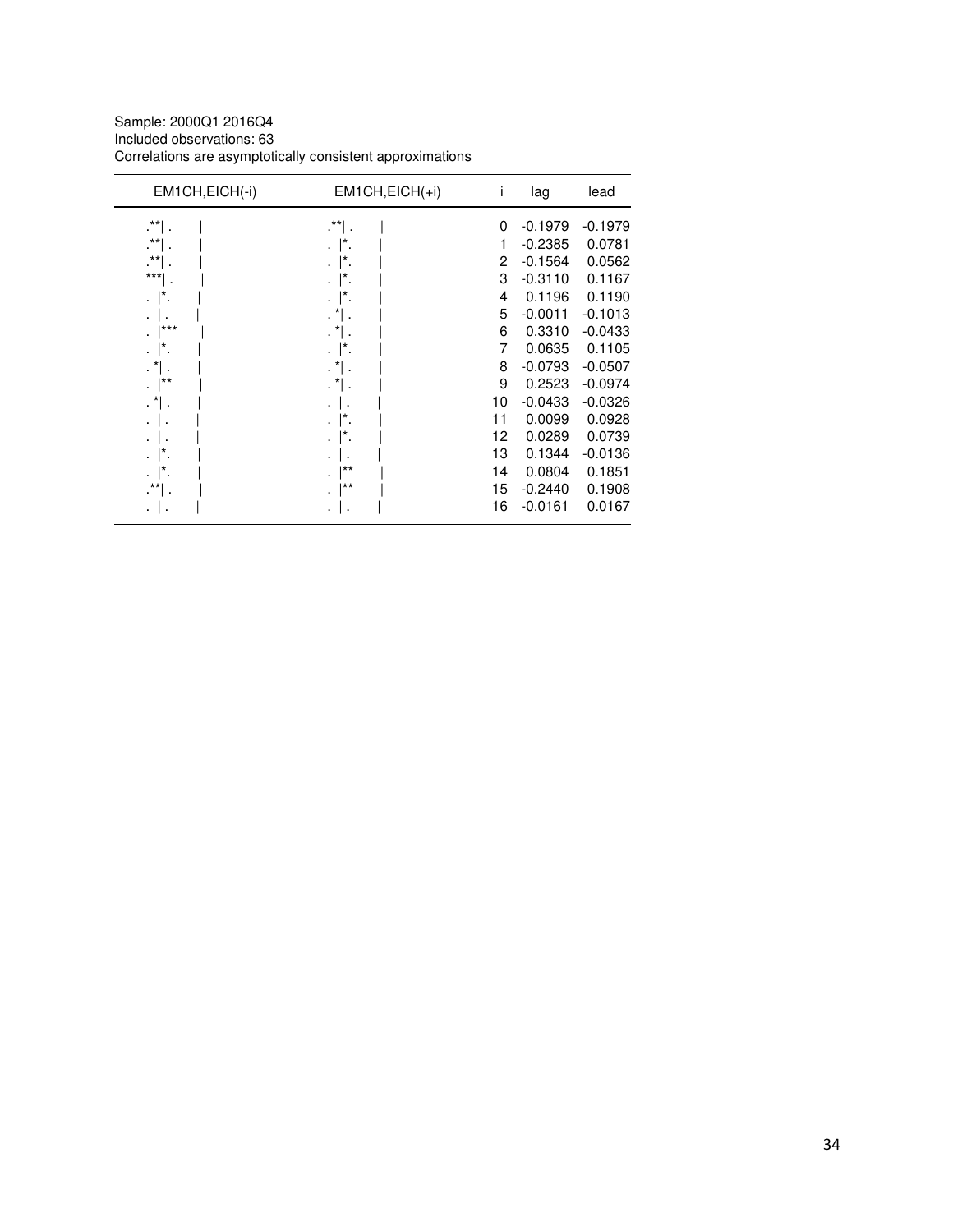Sample: 2000Q1 2016Q4
Included observations: 63
Correlations are asymptotically consistent approximations

| EM1CH,EICH(-i) | EM1CH,EICH(+i) | i | lag | lead |
|---|---|---|---|---|
| .**\| . \| | .**\| . \| | 0 | -0.1979 | -0.1979 |
| .**\| . \| | . \|*. \| | 1 | -0.2385 | 0.0781 |
| .**\| . \| | . \|*. \| | 2 | -0.1564 | 0.0562 |
| ***\| . \| | . \|*. \| | 3 | -0.3110 | 0.1167 |
| . \|*. \| | . \|*. \| | 4 | 0.1196 | 0.1190 |
| . \| . \| | . *\| . \| | 5 | -0.0011 | -0.1013 |
| . \|*** \| | . *\| . \| | 6 | 0.3310 | -0.0433 |
| . \|*. \| | . \|*. \| | 7 | 0.0635 | 0.1105 |
| . *\| . \| | . *\| . \| | 8 | -0.0793 | -0.0507 |
| . \|** \| | . *\| . \| | 9 | 0.2523 | -0.0974 |
| . *\| . \| | . \| . \| | 10 | -0.0433 | -0.0326 |
| . \| . \| | . \|*. \| | 11 | 0.0099 | 0.0928 |
| . \| . \| | . \|*. \| | 12 | 0.0289 | 0.0739 |
| . \|*. \| | . \| . \| | 13 | 0.1344 | -0.0136 |
| . \|*. \| | . \|** \| | 14 | 0.0804 | 0.1851 |
| .**\| . \| | . \|** \| | 15 | -0.2440 | 0.1908 |
| . \| . \| | . \| . \| | 16 | -0.0161 | 0.0167 |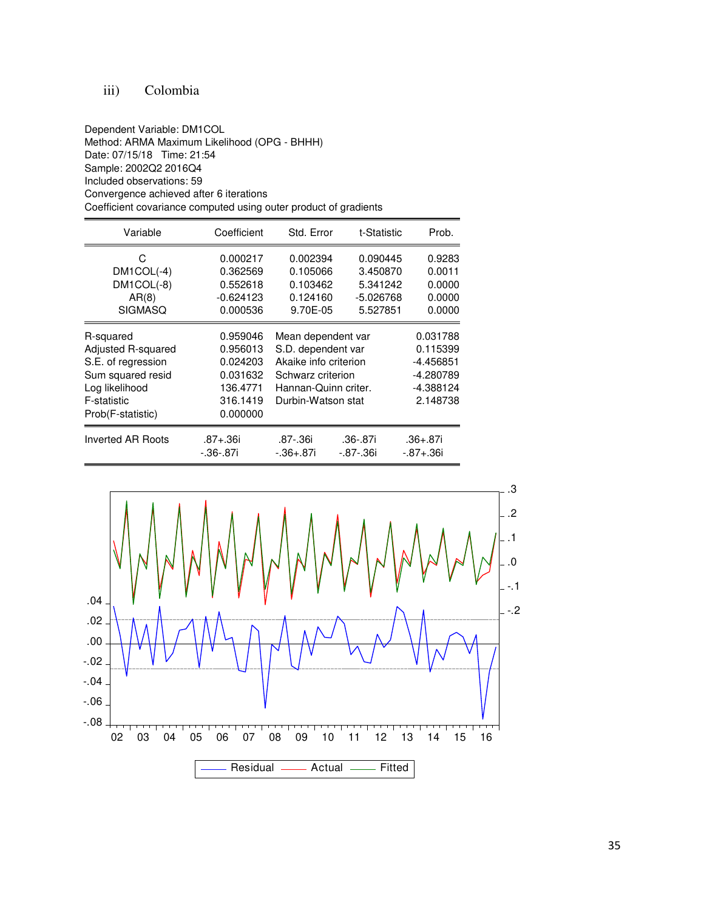### iii) Colombia

Dependent Variable: DM1COL
Method: ARMA Maximum Likelihood (OPG - BHHH)
Date: 07/15/18 Time: 21:54
Sample: 2002Q2 2016Q4
Included observations: 59
Convergence achieved after 6 iterations
Coefficient covariance computed using outer product of gradients

| Variable | Coefficient | Std. Error | t-Statistic | Prob. |
|---|---|---|---|---|
| C | 0.000217 | 0.002394 | 0.090445 | 0.9283 |
| DM1COL(-4) | 0.362569 | 0.105066 | 3.450870 | 0.0011 |
| DM1COL(-8) | 0.552618 | 0.103462 | 5.341242 | 0.0000 |
| AR(8) | -0.624123 | 0.124160 | -5.026768 | 0.0000 |
| SIGMASQ | 0.000536 | 9.70E-05 | 5.527851 | 0.0000 |

| | | | |
|---|---|---|---|
| R-squared | 0.959046 | Mean dependent var | 0.031788 |
| Adjusted R-squared | 0.956013 | S.D. dependent var | 0.115399 |
| S.E. of regression | 0.024203 | Akaike info criterion | -4.456851 |
| Sum squared resid | 0.031632 | Schwarz criterion | -4.280789 |
| Log likelihood | 136.4771 | Hannan-Quinn criter. | -4.388124 |
| F-statistic | 316.1419 | Durbin-Watson stat | 2.148738 |
| Prob(F-statistic) | 0.000000 | | |

| Inverted AR Roots | .87+.36i | .87-.36i | .36-.87i | .36+.87i |
|---|---|---|---|---|
| | -.36-.87i | -.36+.87i | -.87-.36i | -.87+.36i |

Residual — Actual — Fitted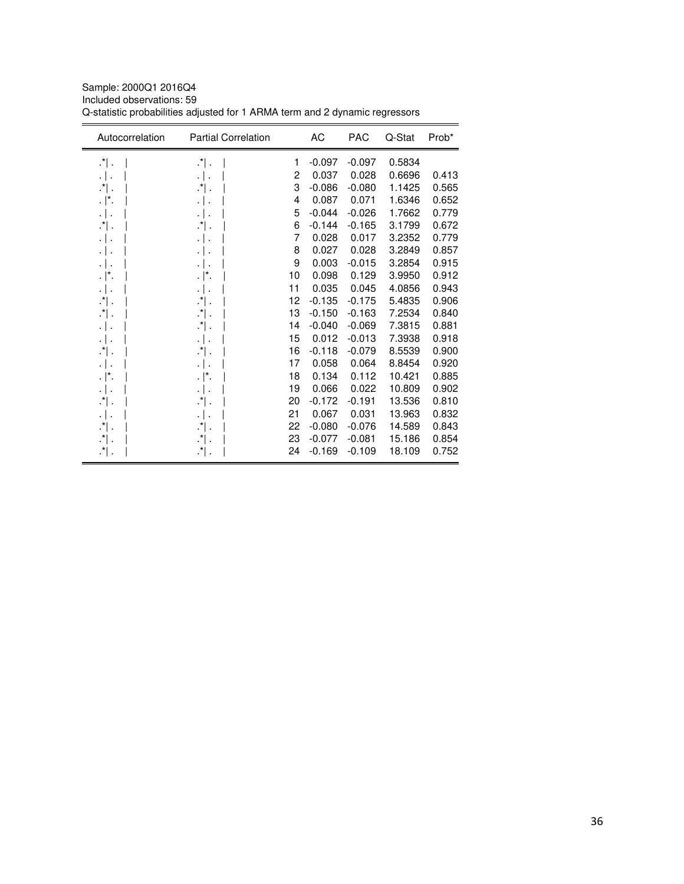Sample: 2000Q1 2016Q4
Included observations: 59
Q-statistic probabilities adjusted for 1 ARMA term and 2 dynamic regressors

| Autocorrelation | Partial Correlation | | AC | PAC | Q-Stat | Prob* |
|---|---|---|---|---|---|---|
| .*\| . \| | .*\| . \| | 1 | -0.097 | -0.097 | 0.5834 | |
| . \| . \| | . \| . \| | 2 | 0.037 | 0.028 | 0.6696 | 0.413 |
| .*\| . \| | .*\| . \| | 3 | -0.086 | -0.080 | 1.1425 | 0.565 |
| . \|*. \| | . \| . \| | 4 | 0.087 | 0.071 | 1.6346 | 0.652 |
| . \| . \| | . \| . \| | 5 | -0.044 | -0.026 | 1.7662 | 0.779 |
| .*\| . \| | .*\| . \| | 6 | -0.144 | -0.165 | 3.1799 | 0.672 |
| . \| . \| | . \| . \| | 7 | 0.028 | 0.017 | 3.2352 | 0.779 |
| . \| . \| | . \| . \| | 8 | 0.027 | 0.028 | 3.2849 | 0.857 |
| . \| . \| | . \| . \| | 9 | 0.003 | -0.015 | 3.2854 | 0.915 |
| . \|*. \| | . \|*. \| | 10 | 0.098 | 0.129 | 3.9950 | 0.912 |
| . \| . \| | . \| . \| | 11 | 0.035 | 0.045 | 4.0856 | 0.943 |
| .*\| . \| | .*\| . \| | 12 | -0.135 | -0.175 | 5.4835 | 0.906 |
| .*\| . \| | .*\| . \| | 13 | -0.150 | -0.163 | 7.2534 | 0.840 |
| . \| . \| | .*\| . \| | 14 | -0.040 | -0.069 | 7.3815 | 0.881 |
| . \| . \| | . \| . \| | 15 | 0.012 | -0.013 | 7.3938 | 0.918 |
| .*\| . \| | .*\| . \| | 16 | -0.118 | -0.079 | 8.5539 | 0.900 |
| . \| . \| | . \| . \| | 17 | 0.058 | 0.064 | 8.8454 | 0.920 |
| . \|*. \| | . \|*. \| | 18 | 0.134 | 0.112 | 10.421 | 0.885 |
| . \| . \| | . \| . \| | 19 | 0.066 | 0.022 | 10.809 | 0.902 |
| .*\| . \| | .*\| . \| | 20 | -0.172 | -0.191 | 13.536 | 0.810 |
| . \| . \| | . \| . \| | 21 | 0.067 | 0.031 | 13.963 | 0.832 |
| .*\| . \| | .*\| . \| | 22 | -0.080 | -0.076 | 14.589 | 0.843 |
| .*\| . \| | .*\| . \| | 23 | -0.077 | -0.081 | 15.186 | 0.854 |
| .*\| . \| | .*\| . \| | 24 | -0.169 | -0.109 | 18.109 | 0.752 |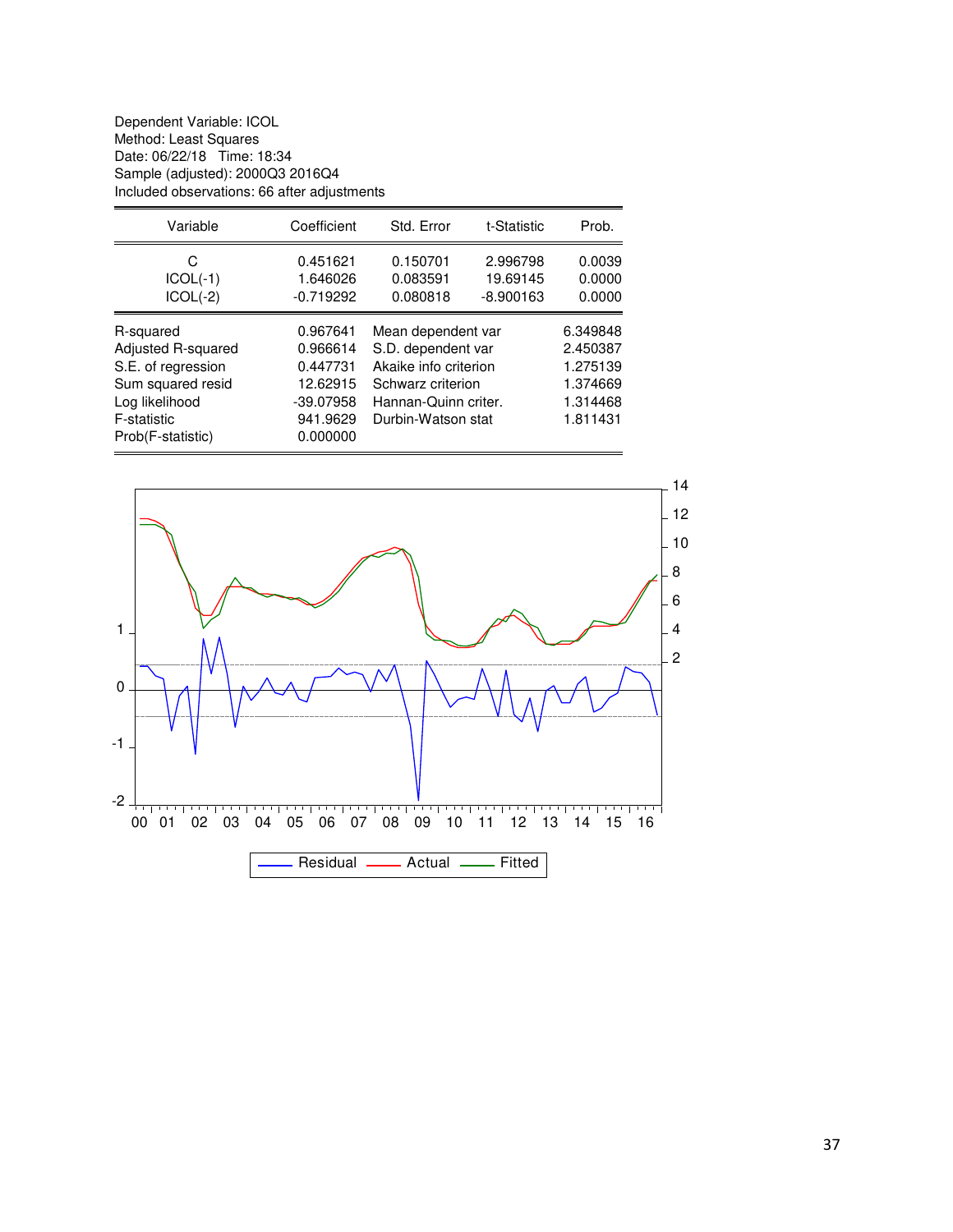Dependent Variable: ICOL
Method: Least Squares
Date: 06/22/18 Time: 18:34
Sample (adjusted): 2000Q3 2016Q4
Included observations: 66 after adjustments

| Variable | Coefficient | Std. Error | t-Statistic | Prob. |
|---|---|---|---|---|
| C | 0.451621 | 0.150701 | 2.996798 | 0.0039 |
| ICOL(-1) | 1.646026 | 0.083591 | 19.69145 | 0.0000 |
| ICOL(-2) | -0.719292 | 0.080818 | -8.900163 | 0.0000 |

| | | | |
|---|---|---|---|
| R-squared | 0.967641 | Mean dependent var | 6.349848 |
| Adjusted R-squared | 0.966614 | S.D. dependent var | 2.450387 |
| S.E. of regression | 0.447731 | Akaike info criterion | 1.275139 |
| Sum squared resid | 12.62915 | Schwarz criterion | 1.374669 |
| Log likelihood | -39.07958 | Hannan-Quinn criter. | 1.314468 |
| F-statistic | 941.9629 | Durbin-Watson stat | 1.811431 |
| Prob(F-statistic) | 0.000000 | | |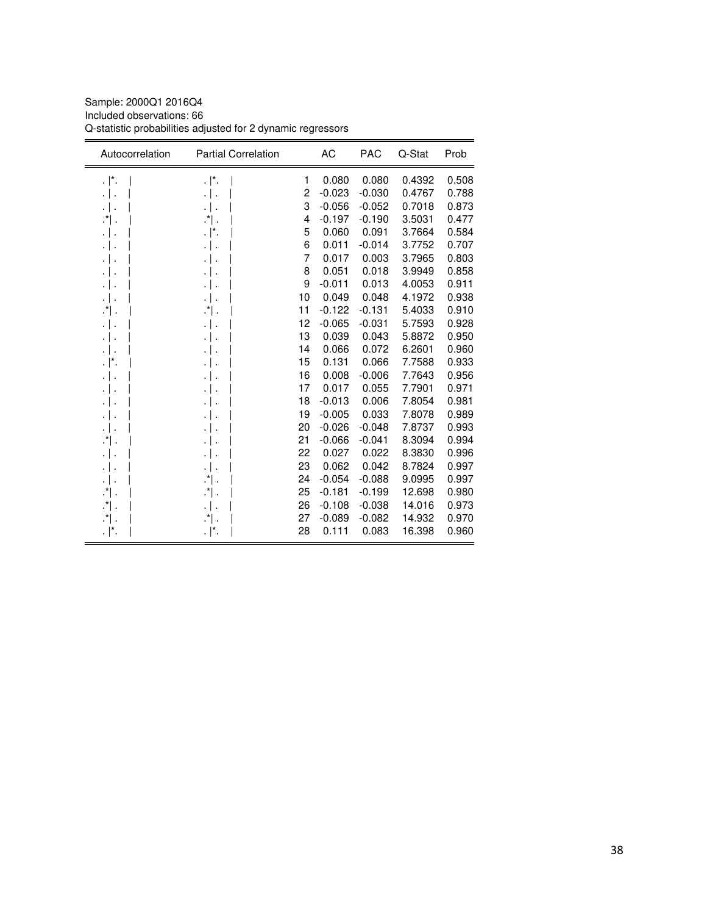Sample: 2000Q1 2016Q4
Included observations: 66
Q-statistic probabilities adjusted for 2 dynamic regressors

| Autocorrelation | Partial Correlation | | AC | PAC | Q-Stat | Prob |
|---|---|---|---|---|---|---|
| . \|*. \| | . \|*. \| | 1 | 0.080 | 0.080 | 0.4392 | 0.508 |
| . \| . \| | . \| . \| | 2 | -0.023 | -0.030 | 0.4767 | 0.788 |
| . \| . \| | . \| . \| | 3 | -0.056 | -0.052 | 0.7018 | 0.873 |
| .*\| . \| | .*\| . \| | 4 | -0.197 | -0.190 | 3.5031 | 0.477 |
| . \| . \| | . \|*. \| | 5 | 0.060 | 0.091 | 3.7664 | 0.584 |
| . \| . \| | . \| . \| | 6 | 0.011 | -0.014 | 3.7752 | 0.707 |
| . \| . \| | . \| . \| | 7 | 0.017 | 0.003 | 3.7965 | 0.803 |
| . \| . \| | . \| . \| | 8 | 0.051 | 0.018 | 3.9949 | 0.858 |
| . \| . \| | . \| . \| | 9 | -0.011 | 0.013 | 4.0053 | 0.911 |
| . \| . \| | . \| . \| | 10 | 0.049 | 0.048 | 4.1972 | 0.938 |
| .*\| . \| | .*\| . \| | 11 | -0.122 | -0.131 | 5.4033 | 0.910 |
| . \| . \| | . \| . \| | 12 | -0.065 | -0.031 | 5.7593 | 0.928 |
| . \| . \| | . \| . \| | 13 | 0.039 | 0.043 | 5.8872 | 0.950 |
| . \| . \| | . \| . \| | 14 | 0.066 | 0.072 | 6.2601 | 0.960 |
| . \|*. \| | . \| . \| | 15 | 0.131 | 0.066 | 7.7588 | 0.933 |
| . \| . \| | . \| . \| | 16 | 0.008 | -0.006 | 7.7643 | 0.956 |
| . \| . \| | . \| . \| | 17 | 0.017 | 0.055 | 7.7901 | 0.971 |
| . \| . \| | . \| . \| | 18 | -0.013 | 0.006 | 7.8054 | 0.981 |
| . \| . \| | . \| . \| | 19 | -0.005 | 0.033 | 7.8078 | 0.989 |
| . \| . \| | . \| . \| | 20 | -0.026 | -0.048 | 7.8737 | 0.993 |
| .*\| . \| | . \| . \| | 21 | -0.066 | -0.041 | 8.3094 | 0.994 |
| . \| . \| | . \| . \| | 22 | 0.027 | 0.022 | 8.3830 | 0.996 |
| . \| . \| | . \| . \| | 23 | 0.062 | 0.042 | 8.7824 | 0.997 |
| . \| . \| | .*\| . \| | 24 | -0.054 | -0.088 | 9.0995 | 0.997 |
| .*\| . \| | .*\| . \| | 25 | -0.181 | -0.199 | 12.698 | 0.980 |
| .*\| . \| | . \| . \| | 26 | -0.108 | -0.038 | 14.016 | 0.973 |
| .*\| . \| | .*\| . \| | 27 | -0.089 | -0.082 | 14.932 | 0.970 |
| . \|*. \| | . \|*. \| | 28 | 0.111 | 0.083 | 16.398 | 0.960 |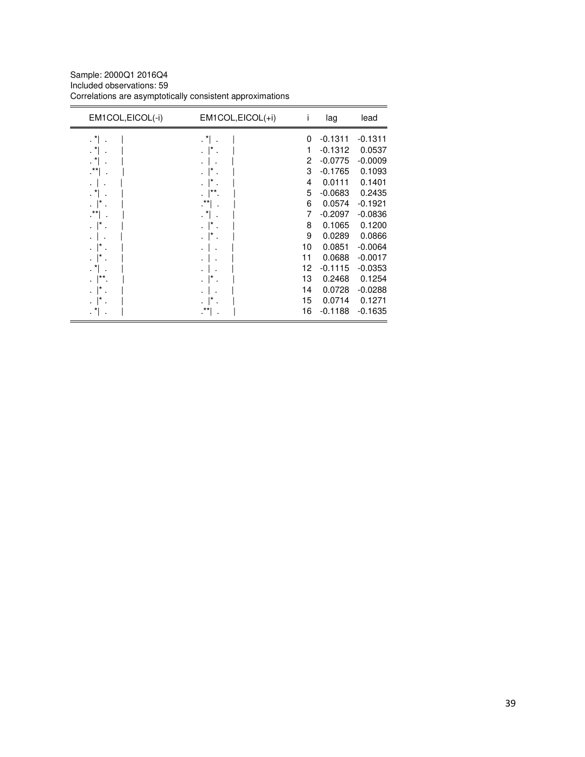Sample: 2000Q1 2016Q4
Included observations: 59
Correlations are asymptotically consistent approximations

| EM1COL,EICOL(-i) | EM1COL,EICOL(+i) | i | lag | lead |
|---|---|---|---|---|
| . *&#124; . &#124; | . *&#124; . &#124; | 0 | -0.1311 | -0.1311 |
| . *&#124; . &#124; | . &#124;* . &#124; | 1 | -0.1312 | 0.0537 |
| . *&#124; . &#124; | . &#124; . &#124; | 2 | -0.0775 | -0.0009 |
| .**&#124; . &#124; | . &#124;* . &#124; | 3 | -0.1765 | 0.1093 |
| . &#124; . &#124; | . &#124;* . &#124; | 4 | 0.0111 | 0.1401 |
| . *&#124; . &#124; | . &#124;**. &#124; | 5 | -0.0683 | 0.2435 |
| . &#124;* . &#124; | .**&#124; . &#124; | 6 | 0.0574 | -0.1921 |
| .**&#124; . &#124; | . *&#124; . &#124; | 7 | -0.2097 | -0.0836 |
| . &#124;* . &#124; | . &#124;* . &#124; | 8 | 0.1065 | 0.1200 |
| . &#124; . &#124; | . &#124;* . &#124; | 9 | 0.0289 | 0.0866 |
| . &#124;* . &#124; | . &#124; . &#124; | 10 | 0.0851 | -0.0064 |
| . &#124;* . &#124; | . &#124; . &#124; | 11 | 0.0688 | -0.0017 |
| . *&#124; . &#124; | . &#124; . &#124; | 12 | -0.1115 | -0.0353 |
| . &#124;**. &#124; | . &#124;* . &#124; | 13 | 0.2468 | 0.1254 |
| . &#124;* . &#124; | . &#124; . &#124; | 14 | 0.0728 | -0.0288 |
| . &#124;* . &#124; | . &#124;* . &#124; | 15 | 0.0714 | 0.1271 |
| . *&#124; . &#124; | .**&#124; . &#124; | 16 | -0.1188 | -0.1635 |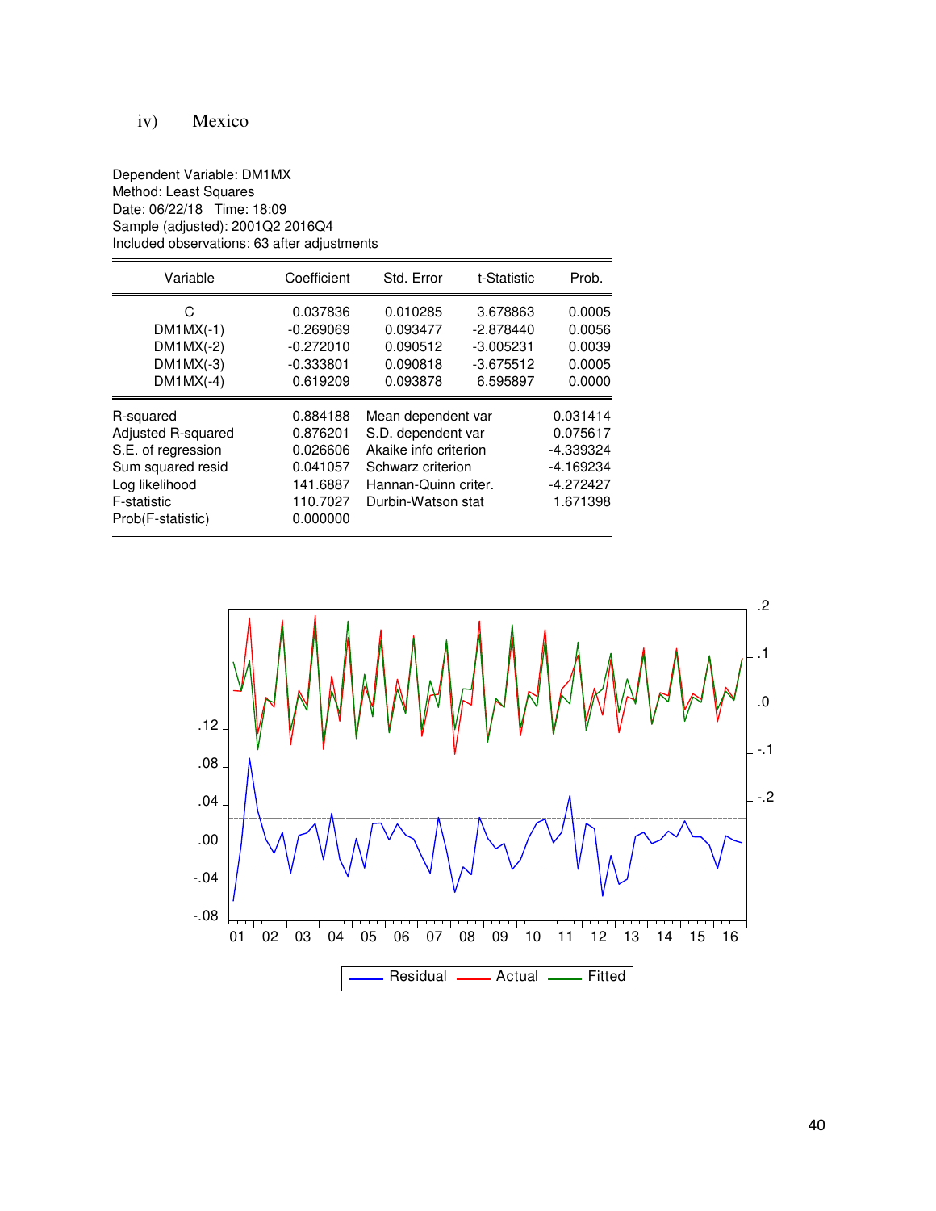iv) Mexico

Dependent Variable: DM1MX
Method: Least Squares
Date: 06/22/18 Time: 18:09
Sample (adjusted): 2001Q2 2016Q4
Included observations: 63 after adjustments

| Variable | Coefficient | Std. Error | t-Statistic | Prob. |
|---|---|---|---|---|
| C | 0.037836 | 0.010285 | 3.678863 | 0.0005 |
| DM1MX(-1) | -0.269069 | 0.093477 | -2.878440 | 0.0056 |
| DM1MX(-2) | -0.272010 | 0.090512 | -3.005231 | 0.0039 |
| DM1MX(-3) | -0.333801 | 0.090818 | -3.675512 | 0.0005 |
| DM1MX(-4) | 0.619209 | 0.093878 | 6.595897 | 0.0000 |

| | | | |
|---|---|---|---|
| R-squared | 0.884188 | Mean dependent var | 0.031414 |
| Adjusted R-squared | 0.876201 | S.D. dependent var | 0.075617 |
| S.E. of regression | 0.026606 | Akaike info criterion | -4.339324 |
| Sum squared resid | 0.041057 | Schwarz criterion | -4.169234 |
| Log likelihood | 141.6887 | Hannan-Quinn criter. | -4.272427 |
| F-statistic | 110.7027 | Durbin-Watson stat | 1.671398 |
| Prob(F-statistic) | 0.000000 | | |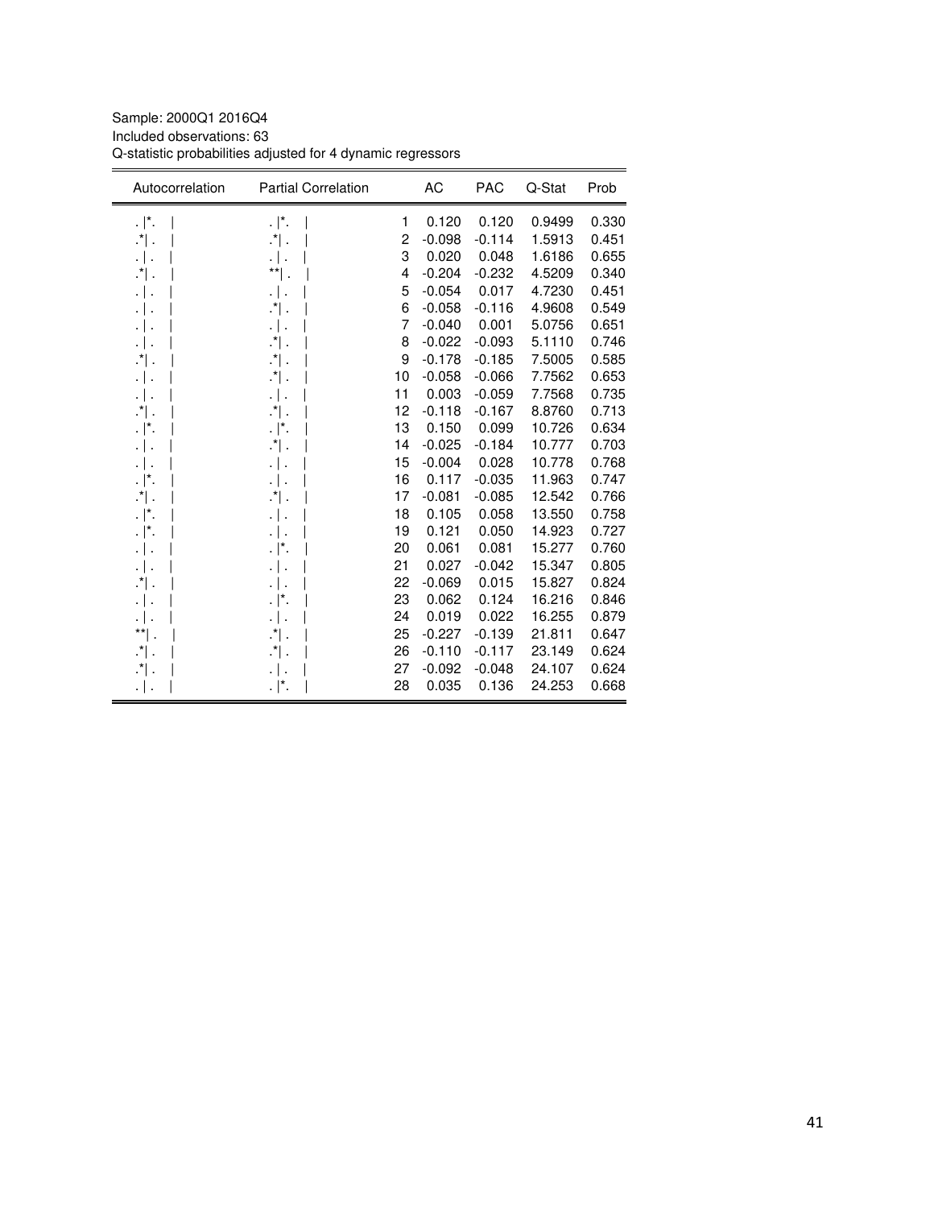Sample: 2000Q1 2016Q4
Included observations: 63
Q-statistic probabilities adjusted for 4 dynamic regressors

| Autocorrelation | Partial Correlation | | AC | PAC | Q-Stat | Prob |
|---|---|---|---|---|---|---|
| . \|*. \| | . \|*. \| | 1 | 0.120 | 0.120 | 0.9499 | 0.330 |
| .*\| . \| | .*\| . \| | 2 | -0.098 | -0.114 | 1.5913 | 0.451 |
| . \| . \| | . \| . \| | 3 | 0.020 | 0.048 | 1.6186 | 0.655 |
| .*\| . \| | **\| . \| | 4 | -0.204 | -0.232 | 4.5209 | 0.340 |
| . \| . \| | . \| . \| | 5 | -0.054 | 0.017 | 4.7230 | 0.451 |
| . \| . \| | .*\| . \| | 6 | -0.058 | -0.116 | 4.9608 | 0.549 |
| . \| . \| | . \| . \| | 7 | -0.040 | 0.001 | 5.0756 | 0.651 |
| . \| . \| | .*\| . \| | 8 | -0.022 | -0.093 | 5.1110 | 0.746 |
| .*\| . \| | .*\| . \| | 9 | -0.178 | -0.185 | 7.5005 | 0.585 |
| . \| . \| | .*\| . \| | 10 | -0.058 | -0.066 | 7.7562 | 0.653 |
| . \| . \| | . \| . \| | 11 | 0.003 | -0.059 | 7.7568 | 0.735 |
| .*\| . \| | .*\| . \| | 12 | -0.118 | -0.167 | 8.8760 | 0.713 |
| . \|*. \| | . \|*. \| | 13 | 0.150 | 0.099 | 10.726 | 0.634 |
| . \| . \| | .*\| . \| | 14 | -0.025 | -0.184 | 10.777 | 0.703 |
| . \| . \| | . \| . \| | 15 | -0.004 | 0.028 | 10.778 | 0.768 |
| . \|*. \| | . \| . \| | 16 | 0.117 | -0.035 | 11.963 | 0.747 |
| .*\| . \| | .*\| . \| | 17 | -0.081 | -0.085 | 12.542 | 0.766 |
| . \|*. \| | . \| . \| | 18 | 0.105 | 0.058 | 13.550 | 0.758 |
| . \|*. \| | . \| . \| | 19 | 0.121 | 0.050 | 14.923 | 0.727 |
| . \| . \| | . \|*. \| | 20 | 0.061 | 0.081 | 15.277 | 0.760 |
| . \| . \| | . \| . \| | 21 | 0.027 | -0.042 | 15.347 | 0.805 |
| .*\| . \| | . \| . \| | 22 | -0.069 | 0.015 | 15.827 | 0.824 |
| . \| . \| | . \|*. \| | 23 | 0.062 | 0.124 | 16.216 | 0.846 |
| . \| . \| | . \| . \| | 24 | 0.019 | 0.022 | 16.255 | 0.879 |
| **\| . \| | .*\| . \| | 25 | -0.227 | -0.139 | 21.811 | 0.647 |
| .*\| . \| | .*\| . \| | 26 | -0.110 | -0.117 | 23.149 | 0.624 |
| .*\| . \| | . \| . \| | 27 | -0.092 | -0.048 | 24.107 | 0.624 |
| . \| . \| | . \|*. \| | 28 | 0.035 | 0.136 | 24.253 | 0.668 |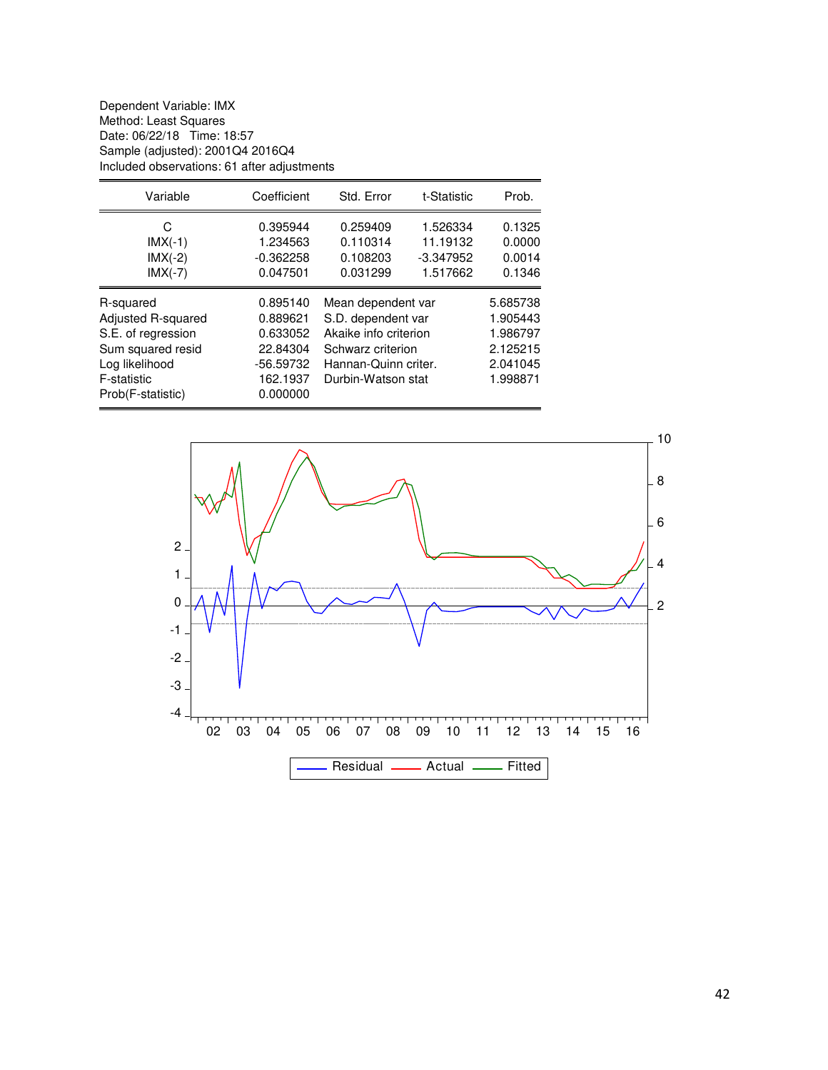Dependent Variable: IMX
Method: Least Squares
Date: 06/22/18 Time: 18:57
Sample (adjusted): 2001Q4 2016Q4
Included observations: 61 after adjustments

| Variable | Coefficient | Std. Error | t-Statistic | Prob. |
|---|---|---|---|---|
| C | 0.395944 | 0.259409 | 1.526334 | 0.1325 |
| IMX(-1) | 1.234563 | 0.110314 | 11.19132 | 0.0000 |
| IMX(-2) | -0.362258 | 0.108203 | -3.347952 | 0.0014 |
| IMX(-7) | 0.047501 | 0.031299 | 1.517662 | 0.1346 |

| | | | |
|---|---|---|---|
| R-squared | 0.895140 | Mean dependent var | 5.685738 |
| Adjusted R-squared | 0.889621 | S.D. dependent var | 1.905443 |
| S.E. of regression | 0.633052 | Akaike info criterion | 1.986797 |
| Sum squared resid | 22.84304 | Schwarz criterion | 2.125215 |
| Log likelihood | -56.59732 | Hannan-Quinn criter. | 2.041045 |
| F-statistic | 162.1937 | Durbin-Watson stat | 1.998871 |
| Prob(F-statistic) | 0.000000 | | |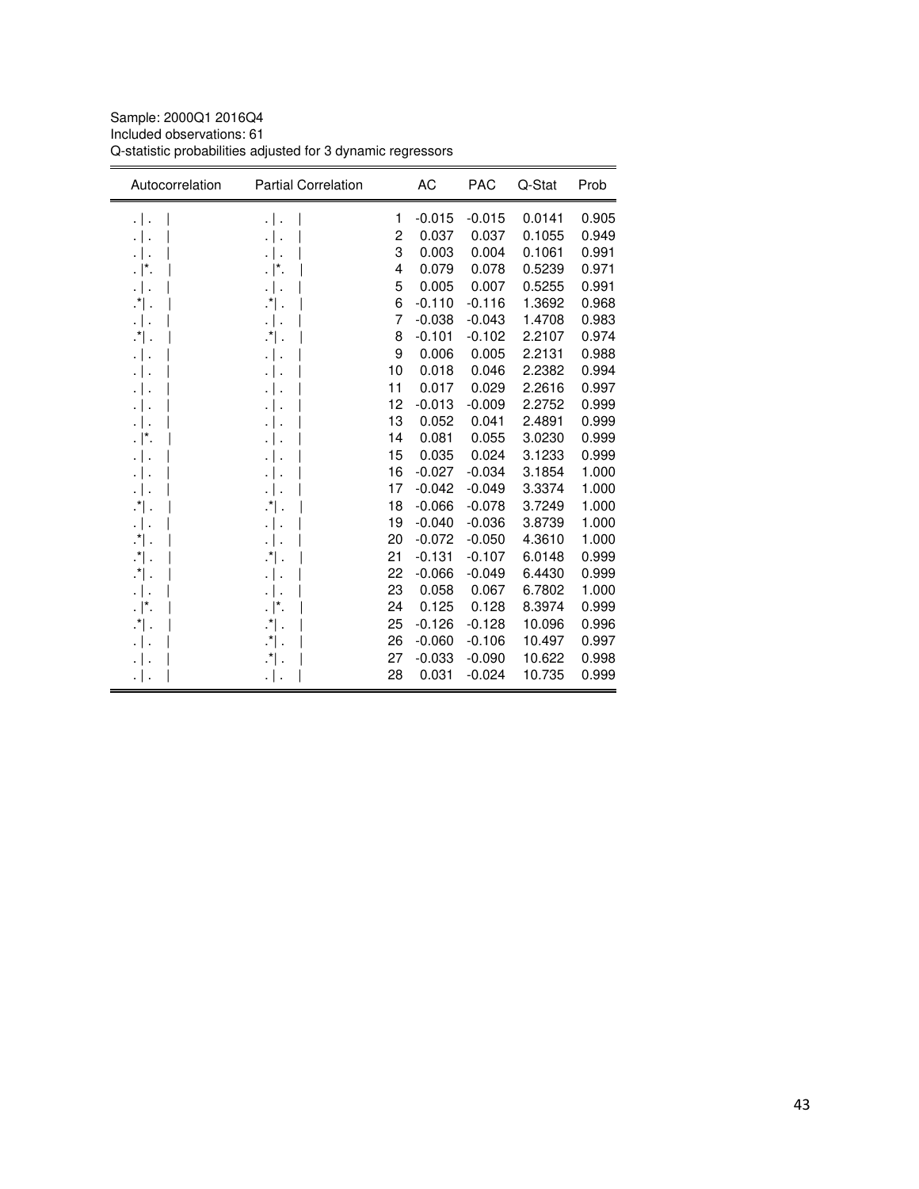Sample: 2000Q1 2016Q4
Included observations: 61
Q-statistic probabilities adjusted for 3 dynamic regressors

| Autocorrelation | Partial Correlation | | AC | PAC | Q-Stat | Prob |
|---|---|---|---|---|---|---|
| . \| . \| | . \| . \| | 1 | -0.015 | -0.015 | 0.0141 | 0.905 |
| . \| . \| | . \| . \| | 2 | 0.037 | 0.037 | 0.1055 | 0.949 |
| . \| . \| | . \| . \| | 3 | 0.003 | 0.004 | 0.1061 | 0.991 |
| . \|*. \| | . \|*. \| | 4 | 0.079 | 0.078 | 0.5239 | 0.971 |
| . \| . \| | . \| . \| | 5 | 0.005 | 0.007 | 0.5255 | 0.991 |
| .*\| . \| | .*\| . \| | 6 | -0.110 | -0.116 | 1.3692 | 0.968 |
| . \| . \| | . \| . \| | 7 | -0.038 | -0.043 | 1.4708 | 0.983 |
| .*\| . \| | .*\| . \| | 8 | -0.101 | -0.102 | 2.2107 | 0.974 |
| . \| . \| | . \| . \| | 9 | 0.006 | 0.005 | 2.2131 | 0.988 |
| . \| . \| | . \| . \| | 10 | 0.018 | 0.046 | 2.2382 | 0.994 |
| . \| . \| | . \| . \| | 11 | 0.017 | 0.029 | 2.2616 | 0.997 |
| . \| . \| | . \| . \| | 12 | -0.013 | -0.009 | 2.2752 | 0.999 |
| . \| . \| | . \| . \| | 13 | 0.052 | 0.041 | 2.4891 | 0.999 |
| . \|*. \| | . \| . \| | 14 | 0.081 | 0.055 | 3.0230 | 0.999 |
| . \| . \| | . \| . \| | 15 | 0.035 | 0.024 | 3.1233 | 0.999 |
| . \| . \| | . \| . \| | 16 | -0.027 | -0.034 | 3.1854 | 1.000 |
| . \| . \| | . \| . \| | 17 | -0.042 | -0.049 | 3.3374 | 1.000 |
| .*\| . \| | .*\| . \| | 18 | -0.066 | -0.078 | 3.7249 | 1.000 |
| . \| . \| | . \| . \| | 19 | -0.040 | -0.036 | 3.8739 | 1.000 |
| .*\| . \| | . \| . \| | 20 | -0.072 | -0.050 | 4.3610 | 1.000 |
| .*\| . \| | .*\| . \| | 21 | -0.131 | -0.107 | 6.0148 | 0.999 |
| .*\| . \| | . \| . \| | 22 | -0.066 | -0.049 | 6.4430 | 0.999 |
| . \| . \| | . \| . \| | 23 | 0.058 | 0.067 | 6.7802 | 1.000 |
| . \|*. \| | . \|*. \| | 24 | 0.125 | 0.128 | 8.3974 | 0.999 |
| .*\| . \| | .*\| . \| | 25 | -0.126 | -0.128 | 10.096 | 0.996 |
| . \| . \| | .*\| . \| | 26 | -0.060 | -0.106 | 10.497 | 0.997 |
| . \| . \| | .*\| . \| | 27 | -0.033 | -0.090 | 10.622 | 0.998 |
| . \| . \| | . \| . \| | 28 | 0.031 | -0.024 | 10.735 | 0.999 |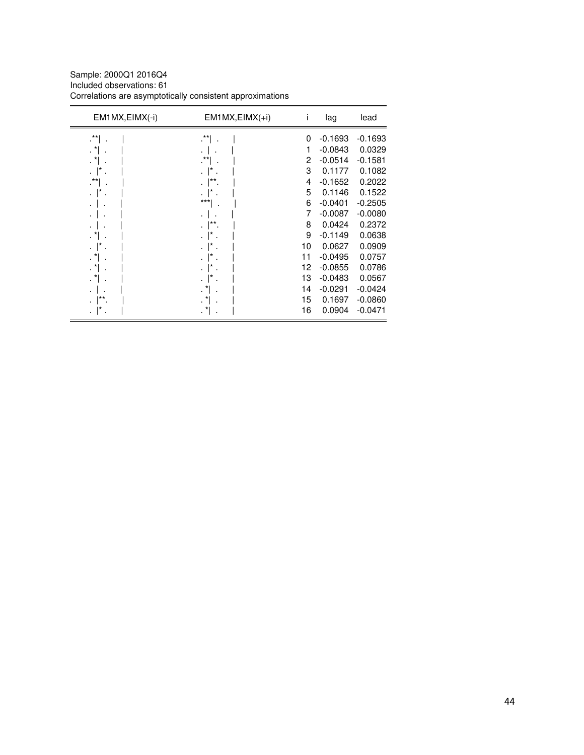Sample: 2000Q1 2016Q4
Included observations: 61
Correlations are asymptotically consistent approximations

| EM1MX,EIMX(-i) | EM1MX,EIMX(+i) | i | lag | lead |
|---|---|---|---|---|
| .**\| . \| | .**\| . \| | 0 | -0.1693 | -0.1693 |
| . *\| . \| | . \| . \| | 1 | -0.0843 | 0.0329 |
| . *\| . \| | .**\| . \| | 2 | -0.0514 | -0.1581 |
| . \|* . \| | . \|* . \| | 3 | 0.1177 | 0.1082 |
| .**\| . \| | . \|**. \| | 4 | -0.1652 | 0.2022 |
| . \|* . \| | . \|* . \| | 5 | 0.1146 | 0.1522 |
| . \| . \| | ***\| . \| | 6 | -0.0401 | -0.2505 |
| . \| . \| | . \| . \| | 7 | -0.0087 | -0.0080 |
| . \| . \| | . \|**. \| | 8 | 0.0424 | 0.2372 |
| . *\| . \| | . \|* . \| | 9 | -0.1149 | 0.0638 |
| . \|* . \| | . \|* . \| | 10 | 0.0627 | 0.0909 |
| . *\| . \| | . \|* . \| | 11 | -0.0495 | 0.0757 |
| . *\| . \| | . \|* . \| | 12 | -0.0855 | 0.0786 |
| . *\| . \| | . \|* . \| | 13 | -0.0483 | 0.0567 |
| . \| . \| | . *\| . \| | 14 | -0.0291 | -0.0424 |
| . \|**. \| | . *\| . \| | 15 | 0.1697 | -0.0860 |
| . \|* . \| | . *\| . \| | 16 | 0.0904 | -0.0471 |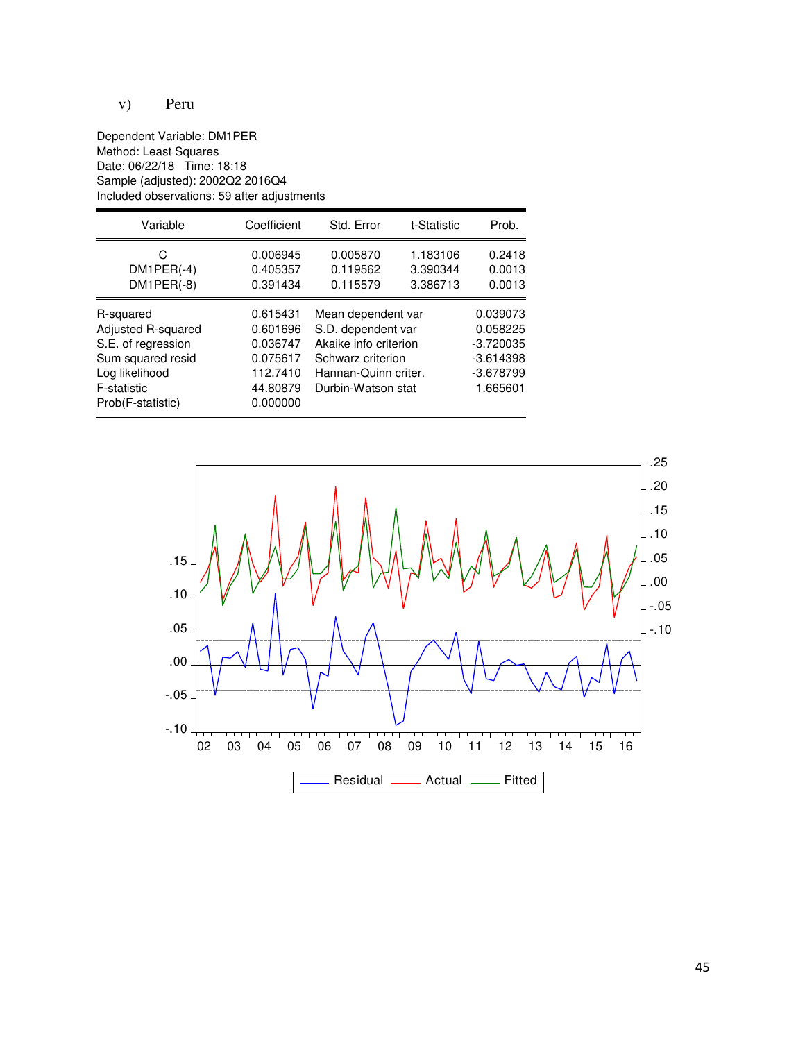v) Peru

Dependent Variable: DM1PER
Method: Least Squares
Date: 06/22/18 Time: 18:18
Sample (adjusted): 2002Q2 2016Q4
Included observations: 59 after adjustments

| Variable | Coefficient | Std. Error | t-Statistic | Prob. |
|---|---|---|---|---|
| C | 0.006945 | 0.005870 | 1.183106 | 0.2418 |
| DM1PER(-4) | 0.405357 | 0.119562 | 3.390344 | 0.0013 |
| DM1PER(-8) | 0.391434 | 0.115579 | 3.386713 | 0.0013 |

| | | | |
|---|---|---|---|
| R-squared | 0.615431 | Mean dependent var | 0.039073 |
| Adjusted R-squared | 0.601696 | S.D. dependent var | 0.058225 |
| S.E. of regression | 0.036747 | Akaike info criterion | -3.720035 |
| Sum squared resid | 0.075617 | Schwarz criterion | -3.614398 |
| Log likelihood | 112.7410 | Hannan-Quinn criter. | -3.678799 |
| F-statistic | 44.80879 | Durbin-Watson stat | 1.665601 |
| Prob(F-statistic) | 0.000000 | | |

Residual / Actual / Fitted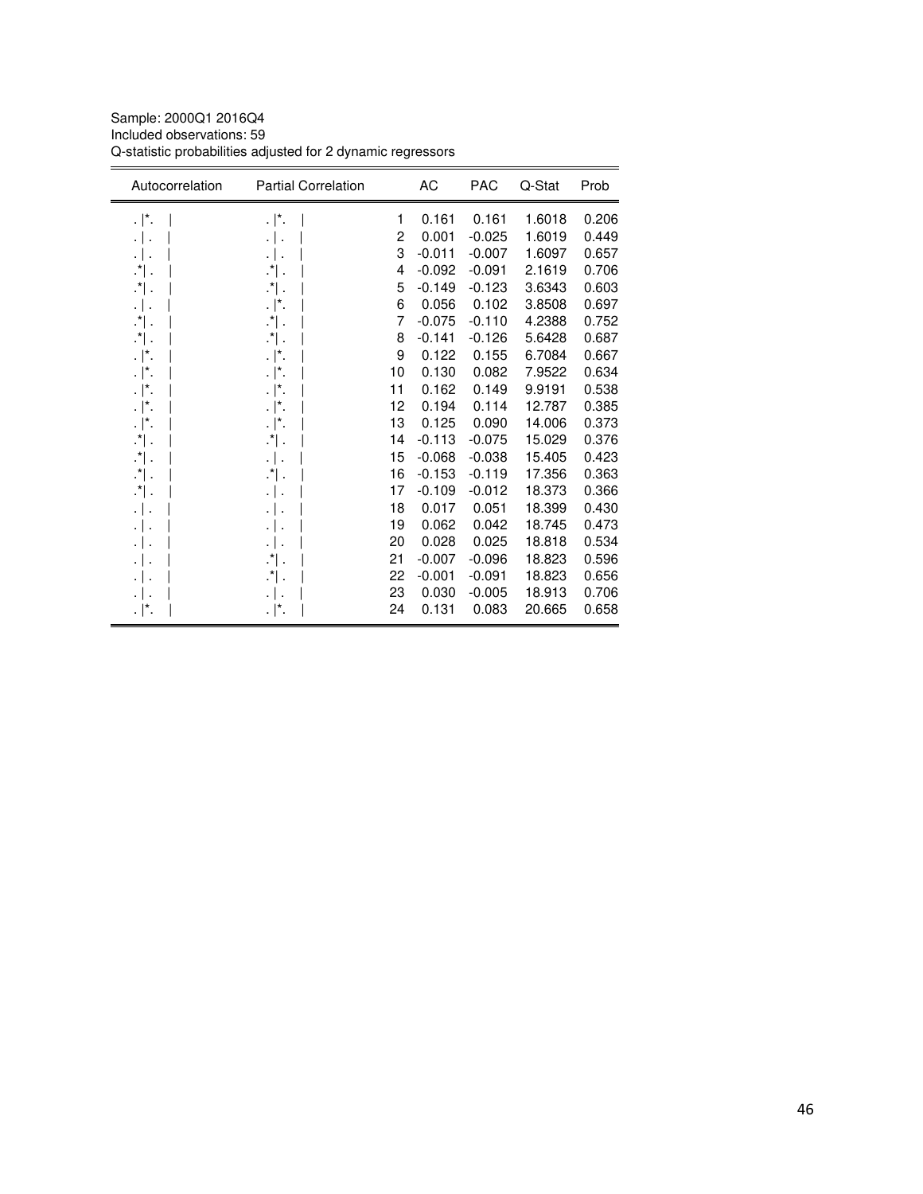Sample: 2000Q1 2016Q4
Included observations: 59
Q-statistic probabilities adjusted for 2 dynamic regressors

| Autocorrelation | Partial Correlation | | AC | PAC | Q-Stat | Prob |
|---|---|---|---|---|---|---|
| . &#124;*. &#124; | . &#124;*. &#124; | 1 | 0.161 | 0.161 | 1.6018 | 0.206 |
| . &#124; . &#124; | . &#124; . &#124; | 2 | 0.001 | -0.025 | 1.6019 | 0.449 |
| . &#124; . &#124; | . &#124; . &#124; | 3 | -0.011 | -0.007 | 1.6097 | 0.657 |
| .*&#124; . &#124; | .*&#124; . &#124; | 4 | -0.092 | -0.091 | 2.1619 | 0.706 |
| .*&#124; . &#124; | .*&#124; . &#124; | 5 | -0.149 | -0.123 | 3.6343 | 0.603 |
| . &#124; . &#124; | . &#124;*. &#124; | 6 | 0.056 | 0.102 | 3.8508 | 0.697 |
| .*&#124; . &#124; | .*&#124; . &#124; | 7 | -0.075 | -0.110 | 4.2388 | 0.752 |
| .*&#124; . &#124; | .*&#124; . &#124; | 8 | -0.141 | -0.126 | 5.6428 | 0.687 |
| . &#124;*. &#124; | . &#124;*. &#124; | 9 | 0.122 | 0.155 | 6.7084 | 0.667 |
| . &#124;*. &#124; | . &#124;*. &#124; | 10 | 0.130 | 0.082 | 7.9522 | 0.634 |
| . &#124;*. &#124; | . &#124;*. &#124; | 11 | 0.162 | 0.149 | 9.9191 | 0.538 |
| . &#124;*. &#124; | . &#124;*. &#124; | 12 | 0.194 | 0.114 | 12.787 | 0.385 |
| . &#124;*. &#124; | . &#124;*. &#124; | 13 | 0.125 | 0.090 | 14.006 | 0.373 |
| .*&#124; . &#124; | .*&#124; . &#124; | 14 | -0.113 | -0.075 | 15.029 | 0.376 |
| .*&#124; . &#124; | . &#124; . &#124; | 15 | -0.068 | -0.038 | 15.405 | 0.423 |
| .*&#124; . &#124; | .*&#124; . &#124; | 16 | -0.153 | -0.119 | 17.356 | 0.363 |
| .*&#124; . &#124; | . &#124; . &#124; | 17 | -0.109 | -0.012 | 18.373 | 0.366 |
| . &#124; . &#124; | . &#124; . &#124; | 18 | 0.017 | 0.051 | 18.399 | 0.430 |
| . &#124; . &#124; | . &#124; . &#124; | 19 | 0.062 | 0.042 | 18.745 | 0.473 |
| . &#124; . &#124; | . &#124; . &#124; | 20 | 0.028 | 0.025 | 18.818 | 0.534 |
| . &#124; . &#124; | .*&#124; . &#124; | 21 | -0.007 | -0.096 | 18.823 | 0.596 |
| . &#124; . &#124; | .*&#124; . &#124; | 22 | -0.001 | -0.091 | 18.823 | 0.656 |
| . &#124; . &#124; | . &#124; . &#124; | 23 | 0.030 | -0.005 | 18.913 | 0.706 |
| . &#124;*. &#124; | . &#124;*. &#124; | 24 | 0.131 | 0.083 | 20.665 | 0.658 |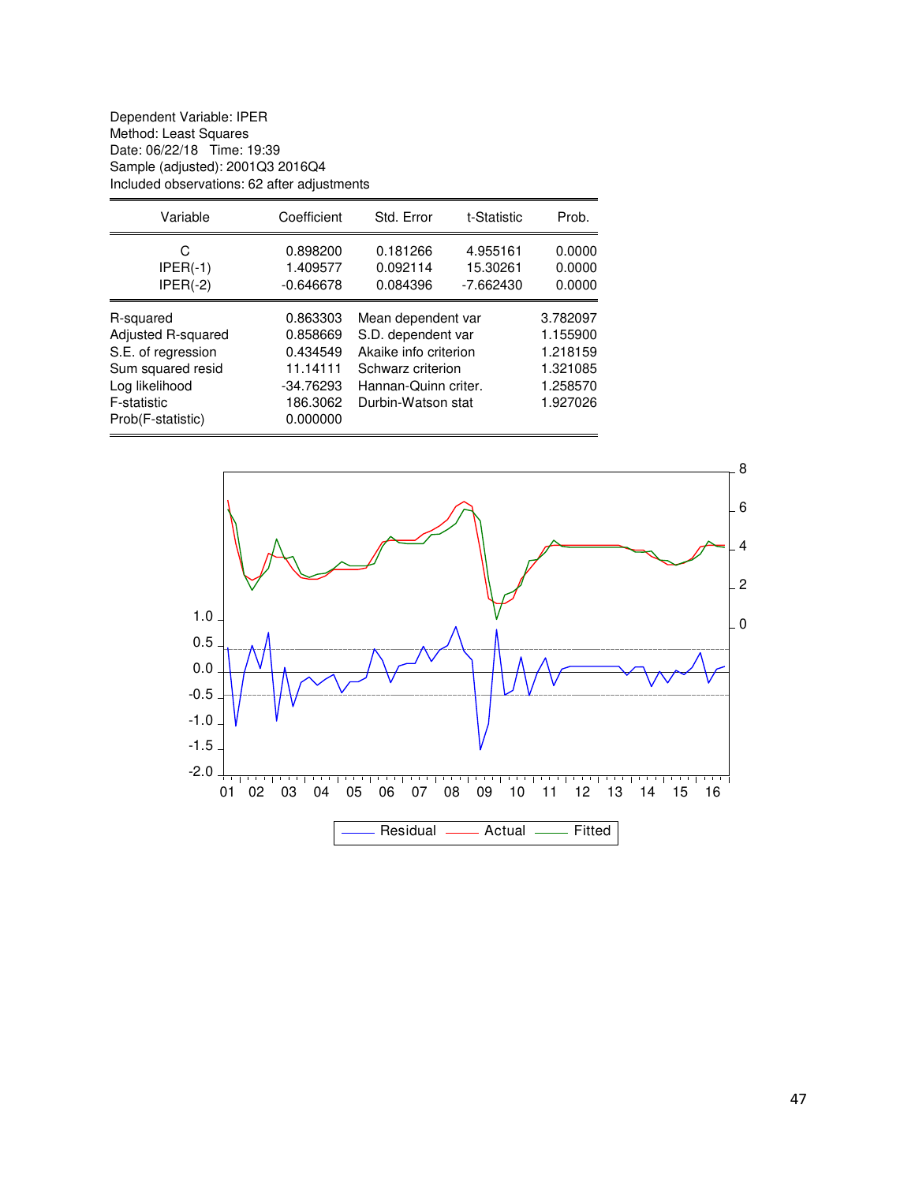Dependent Variable: IPER
Method: Least Squares
Date: 06/22/18 Time: 19:39
Sample (adjusted): 2001Q3 2016Q4
Included observations: 62 after adjustments

| Variable | Coefficient | Std. Error | t-Statistic | Prob. |
|---|---|---|---|---|
| C | 0.898200 | 0.181266 | 4.955161 | 0.0000 |
| IPER(-1) | 1.409577 | 0.092114 | 15.30261 | 0.0000 |
| IPER(-2) | -0.646678 | 0.084396 | -7.662430 | 0.0000 |

| | | | |
|---|---|---|---|
| R-squared | 0.863303 | Mean dependent var | 3.782097 |
| Adjusted R-squared | 0.858669 | S.D. dependent var | 1.155900 |
| S.E. of regression | 0.434549 | Akaike info criterion | 1.218159 |
| Sum squared resid | 11.14111 | Schwarz criterion | 1.321085 |
| Log likelihood | -34.76293 | Hannan-Quinn criter. | 1.258570 |
| F-statistic | 186.3062 | Durbin-Watson stat | 1.927026 |
| Prob(F-statistic) | 0.000000 | | |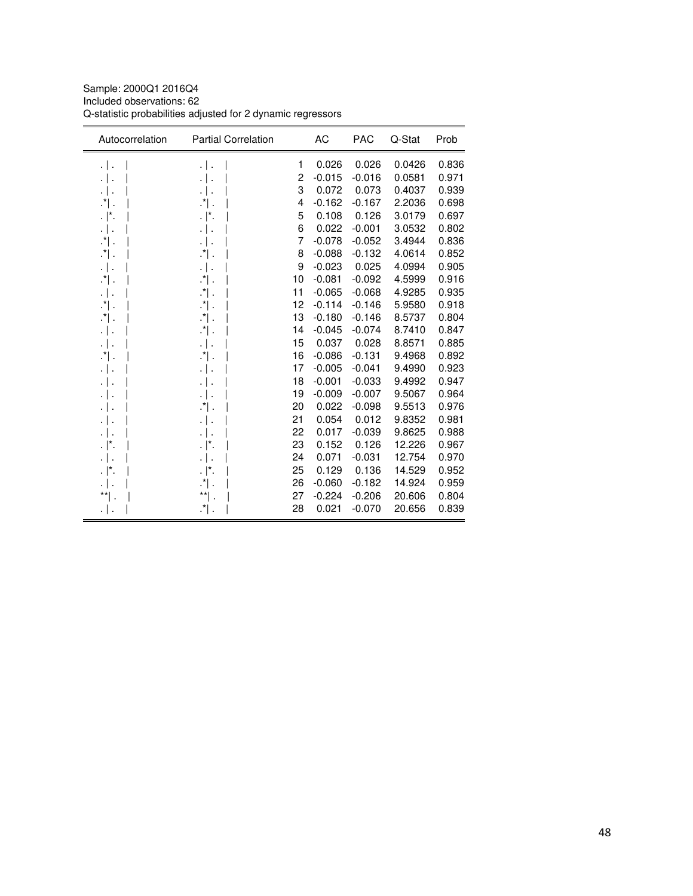Sample: 2000Q1 2016Q4
Included observations: 62
Q-statistic probabilities adjusted for 2 dynamic regressors

| Autocorrelation | Partial Correlation | | AC | PAC | Q-Stat | Prob |
|---|---|---|---|---|---|---|
| . \| . \| | . \| . \| | 1 | 0.026 | 0.026 | 0.0426 | 0.836 |
| . \| . \| | . \| . \| | 2 | -0.015 | -0.016 | 0.0581 | 0.971 |
| . \| . \| | . \| . \| | 3 | 0.072 | 0.073 | 0.4037 | 0.939 |
| .*\| . \| | .*\| . \| | 4 | -0.162 | -0.167 | 2.2036 | 0.698 |
| . \|*. \| | . \|*. \| | 5 | 0.108 | 0.126 | 3.0179 | 0.697 |
| . \| . \| | . \| . \| | 6 | 0.022 | -0.001 | 3.0532 | 0.802 |
| .*\| . \| | . \| . \| | 7 | -0.078 | -0.052 | 3.4944 | 0.836 |
| .*\| . \| | .*\| . \| | 8 | -0.088 | -0.132 | 4.0614 | 0.852 |
| . \| . \| | . \| . \| | 9 | -0.023 | 0.025 | 4.0994 | 0.905 |
| .*\| . \| | .*\| . \| | 10 | -0.081 | -0.092 | 4.5999 | 0.916 |
| . \| . \| | .*\| . \| | 11 | -0.065 | -0.068 | 4.9285 | 0.935 |
| .*\| . \| | .*\| . \| | 12 | -0.114 | -0.146 | 5.9580 | 0.918 |
| .*\| . \| | .*\| . \| | 13 | -0.180 | -0.146 | 8.5737 | 0.804 |
| . \| . \| | .*\| . \| | 14 | -0.045 | -0.074 | 8.7410 | 0.847 |
| . \| . \| | . \| . \| | 15 | 0.037 | 0.028 | 8.8571 | 0.885 |
| .*\| . \| | .*\| . \| | 16 | -0.086 | -0.131 | 9.4968 | 0.892 |
| . \| . \| | . \| . \| | 17 | -0.005 | -0.041 | 9.4990 | 0.923 |
| . \| . \| | . \| . \| | 18 | -0.001 | -0.033 | 9.4992 | 0.947 |
| . \| . \| | . \| . \| | 19 | -0.009 | -0.007 | 9.5067 | 0.964 |
| . \| . \| | .*\| . \| | 20 | 0.022 | -0.098 | 9.5513 | 0.976 |
| . \| . \| | . \| . \| | 21 | 0.054 | 0.012 | 9.8352 | 0.981 |
| . \| . \| | . \| . \| | 22 | 0.017 | -0.039 | 9.8625 | 0.988 |
| . \|*. \| | . \|*. \| | 23 | 0.152 | 0.126 | 12.226 | 0.967 |
| . \| . \| | . \| . \| | 24 | 0.071 | -0.031 | 12.754 | 0.970 |
| . \|*. \| | . \|*. \| | 25 | 0.129 | 0.136 | 14.529 | 0.952 |
| . \| . \| | .*\| . \| | 26 | -0.060 | -0.182 | 14.924 | 0.959 |
| **\| . \| | **\| . \| | 27 | -0.224 | -0.206 | 20.606 | 0.804 |
| . \| . \| | .*\| . \| | 28 | 0.021 | -0.070 | 20.656 | 0.839 |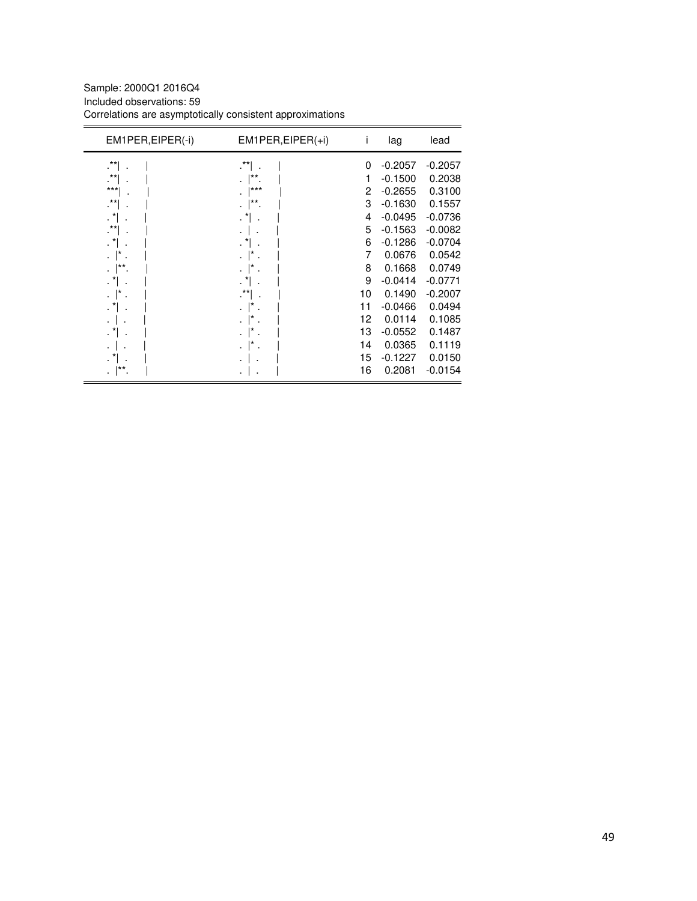Sample: 2000Q1 2016Q4
Included observations: 59
Correlations are asymptotically consistent approximations

| EM1PER,EIPER(-i) | EM1PER,EIPER(+i) | i | lag | lead |
|---|---|---|---|---|
| .**\| . \| | .**\| . \| | 0 | -0.2057 | -0.2057 |
| .**\| . \| | . \|**. \| | 1 | -0.1500 | 0.2038 |
| ***\| . \| | . \|*** \| | 2 | -0.2655 | 0.3100 |
| .**\| . \| | . \|**. \| | 3 | -0.1630 | 0.1557 |
| . *\| . \| | . *\| . \| | 4 | -0.0495 | -0.0736 |
| .**\| . \| | . \| . \| | 5 | -0.1563 | -0.0082 |
| . *\| . \| | . *\| . \| | 6 | -0.1286 | -0.0704 |
| . \|* . \| | . \|* . \| | 7 | 0.0676 | 0.0542 |
| . \|**. \| | . \|* . \| | 8 | 0.1668 | 0.0749 |
| . *\| . \| | . *\| . \| | 9 | -0.0414 | -0.0771 |
| . \|* . \| | .**\| . \| | 10 | 0.1490 | -0.2007 |
| . *\| . \| | . \|* . \| | 11 | -0.0466 | 0.0494 |
| . \| . \| | . \|* . \| | 12 | 0.0114 | 0.1085 |
| . *\| . \| | . \|* . \| | 13 | -0.0552 | 0.1487 |
| . \| . \| | . \|* . \| | 14 | 0.0365 | 0.1119 |
| . *\| . \| | . \| . \| | 15 | -0.1227 | 0.0150 |
| . \|**. \| | . \| . \| | 16 | 0.2081 | -0.0154 |